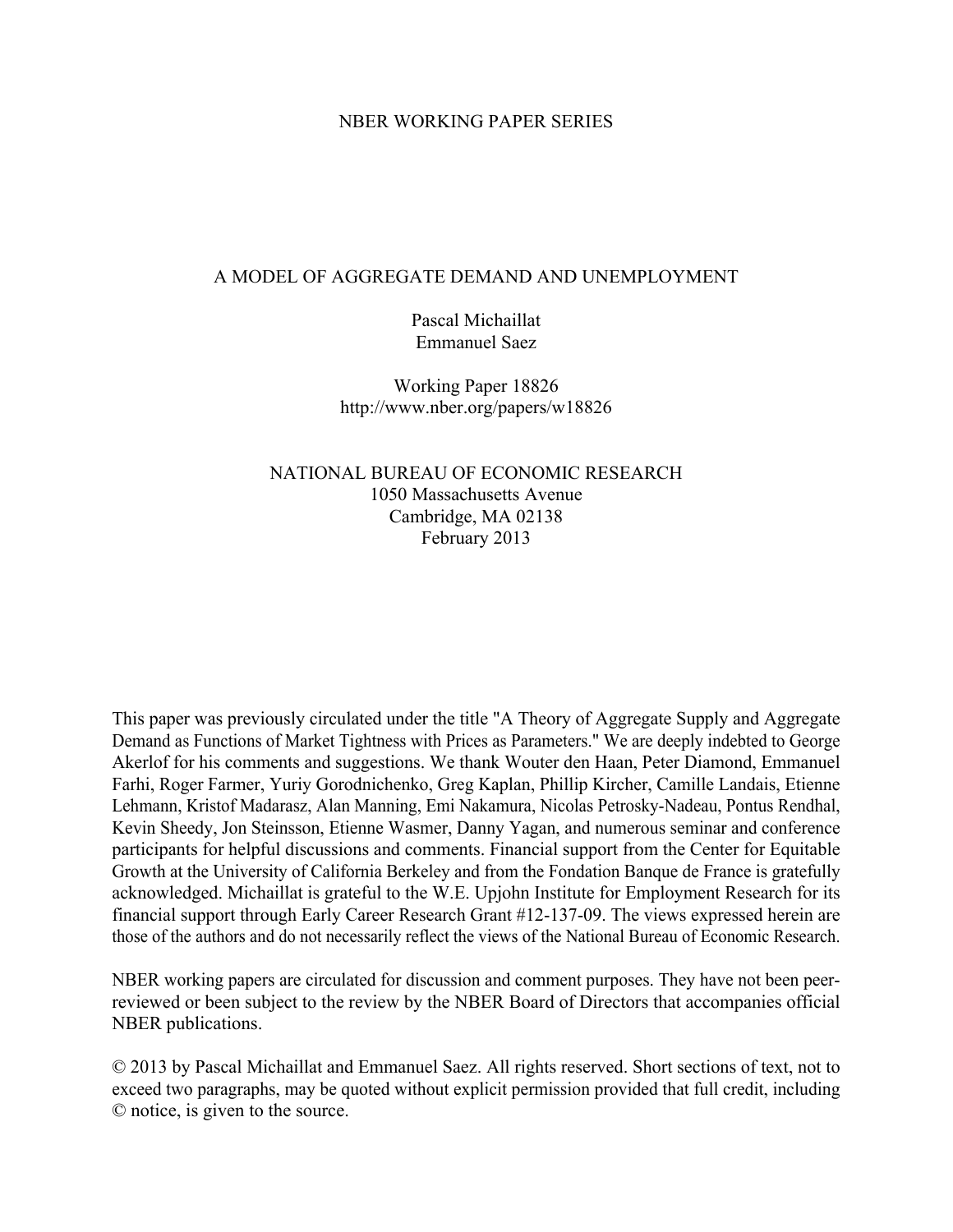NBER WORKING PAPER SERIES

# A MODEL OF AGGREGATE DEMAND AND UNEMPLOYMENT

Pascal Michaillat
Emmanuel Saez

Working Paper 18826
http://www.nber.org/papers/w18826

NATIONAL BUREAU OF ECONOMIC RESEARCH
1050 Massachusetts Avenue
Cambridge, MA 02138
February 2013

This paper was previously circulated under the title "A Theory of Aggregate Supply and Aggregate Demand as Functions of Market Tightness with Prices as Parameters." We are deeply indebted to George Akerlof for his comments and suggestions. We thank Wouter den Haan, Peter Diamond, Emmanuel Farhi, Roger Farmer, Yuriy Gorodnichenko, Greg Kaplan, Phillip Kircher, Camille Landais, Etienne Lehmann, Kristof Madarasz, Alan Manning, Emi Nakamura, Nicolas Petrosky-Nadeau, Pontus Rendhal, Kevin Sheedy, Jon Steinsson, Etienne Wasmer, Danny Yagan, and numerous seminar and conference participants for helpful discussions and comments. Financial support from the Center for Equitable Growth at the University of California Berkeley and from the Fondation Banque de France is gratefully acknowledged. Michaillat is grateful to the W.E. Upjohn Institute for Employment Research for its financial support through Early Career Research Grant #12-137-09. The views expressed herein are those of the authors and do not necessarily reflect the views of the National Bureau of Economic Research.

NBER working papers are circulated for discussion and comment purposes. They have not been peer-reviewed or been subject to the review by the NBER Board of Directors that accompanies official NBER publications.

© 2013 by Pascal Michaillat and Emmanuel Saez. All rights reserved. Short sections of text, not to exceed two paragraphs, may be quoted without explicit permission provided that full credit, including © notice, is given to the source.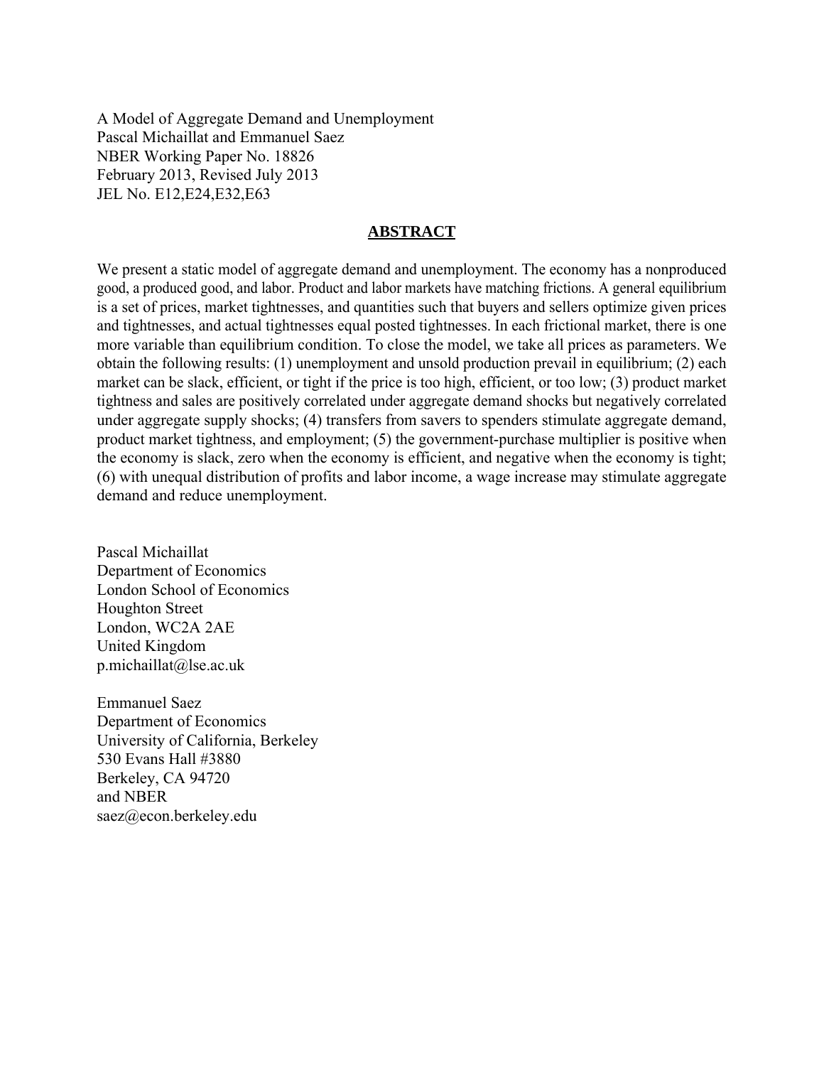A Model of Aggregate Demand and Unemployment
Pascal Michaillat and Emmanuel Saez
NBER Working Paper No. 18826
February 2013, Revised July 2013
JEL No. E12,E24,E32,E63

## ABSTRACT

We present a static model of aggregate demand and unemployment. The economy has a nonproduced good, a produced good, and labor. Product and labor markets have matching frictions. A general equilibrium is a set of prices, market tightnesses, and quantities such that buyers and sellers optimize given prices and tightnesses, and actual tightnesses equal posted tightnesses. In each frictional market, there is one more variable than equilibrium condition. To close the model, we take all prices as parameters. We obtain the following results: (1) unemployment and unsold production prevail in equilibrium; (2) each market can be slack, efficient, or tight if the price is too high, efficient, or too low; (3) product market tightness and sales are positively correlated under aggregate demand shocks but negatively correlated under aggregate supply shocks; (4) transfers from savers to spenders stimulate aggregate demand, product market tightness, and employment; (5) the government-purchase multiplier is positive when the economy is slack, zero when the economy is efficient, and negative when the economy is tight; (6) with unequal distribution of profits and labor income, a wage increase may stimulate aggregate demand and reduce unemployment.

Pascal Michaillat
Department of Economics
London School of Economics
Houghton Street
London, WC2A 2AE
United Kingdom
p.michaillat@lse.ac.uk

Emmanuel Saez
Department of Economics
University of California, Berkeley
530 Evans Hall #3880
Berkeley, CA 94720
and NBER
saez@econ.berkeley.edu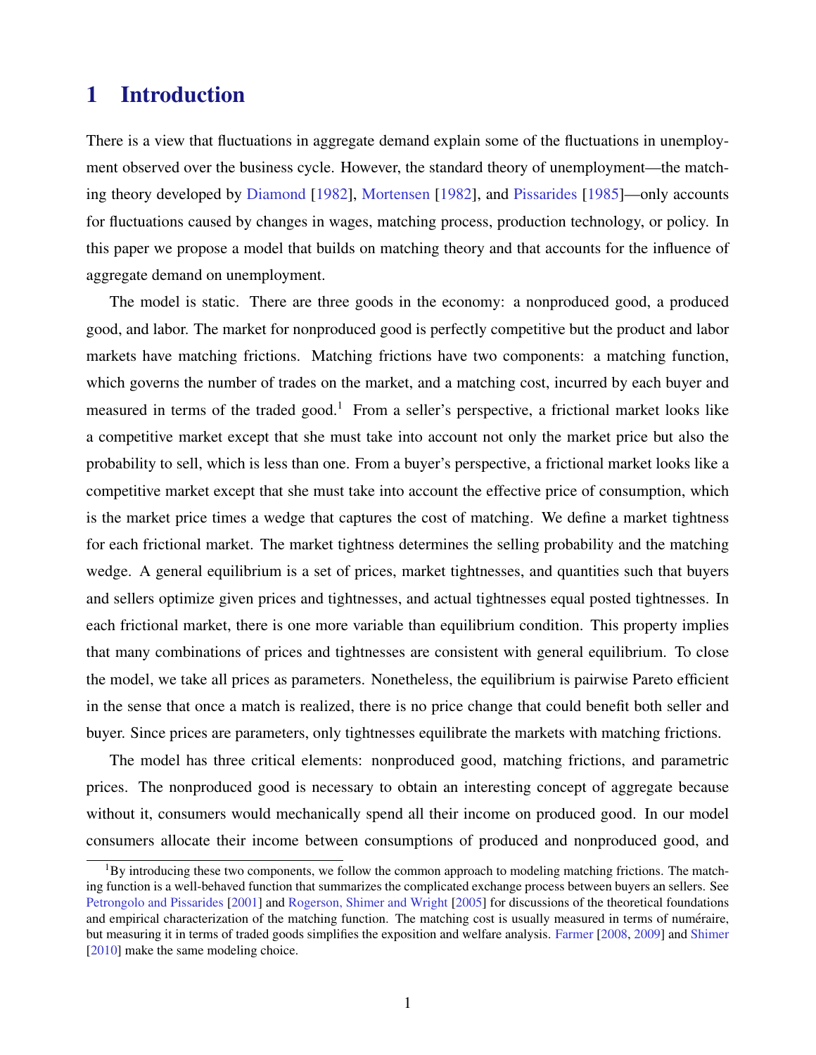# 1 Introduction

There is a view that fluctuations in aggregate demand explain some of the fluctuations in unemployment observed over the business cycle. However, the standard theory of unemployment—the matching theory developed by Diamond [1982], Mortensen [1982], and Pissarides [1985]—only accounts for fluctuations caused by changes in wages, matching process, production technology, or policy. In this paper we propose a model that builds on matching theory and that accounts for the influence of aggregate demand on unemployment.

The model is static. There are three goods in the economy: a nonproduced good, a produced good, and labor. The market for nonproduced good is perfectly competitive but the product and labor markets have matching frictions. Matching frictions have two components: a matching function, which governs the number of trades on the market, and a matching cost, incurred by each buyer and measured in terms of the traded good.[1] From a seller's perspective, a frictional market looks like a competitive market except that she must take into account not only the market price but also the probability to sell, which is less than one. From a buyer's perspective, a frictional market looks like a competitive market except that she must take into account the effective price of consumption, which is the market price times a wedge that captures the cost of matching. We define a market tightness for each frictional market. The market tightness determines the selling probability and the matching wedge. A general equilibrium is a set of prices, market tightnesses, and quantities such that buyers and sellers optimize given prices and tightnesses, and actual tightnesses equal posted tightnesses. In each frictional market, there is one more variable than equilibrium condition. This property implies that many combinations of prices and tightnesses are consistent with general equilibrium. To close the model, we take all prices as parameters. Nonetheless, the equilibrium is pairwise Pareto efficient in the sense that once a match is realized, there is no price change that could benefit both seller and buyer. Since prices are parameters, only tightnesses equilibrate the markets with matching frictions.

The model has three critical elements: nonproduced good, matching frictions, and parametric prices. The nonproduced good is necessary to obtain an interesting concept of aggregate because without it, consumers would mechanically spend all their income on produced good. In our model consumers allocate their income between consumptions of produced and nonproduced good, and

[1] By introducing these two components, we follow the common approach to modeling matching frictions. The matching function is a well-behaved function that summarizes the complicated exchange process between buyers an sellers. See Petrongolo and Pissarides [2001] and Rogerson, Shimer and Wright [2005] for discussions of the theoretical foundations and empirical characterization of the matching function. The matching cost is usually measured in terms of numéraire, but measuring it in terms of traded goods simplifies the exposition and welfare analysis. Farmer [2008, 2009] and Shimer [2010] make the same modeling choice.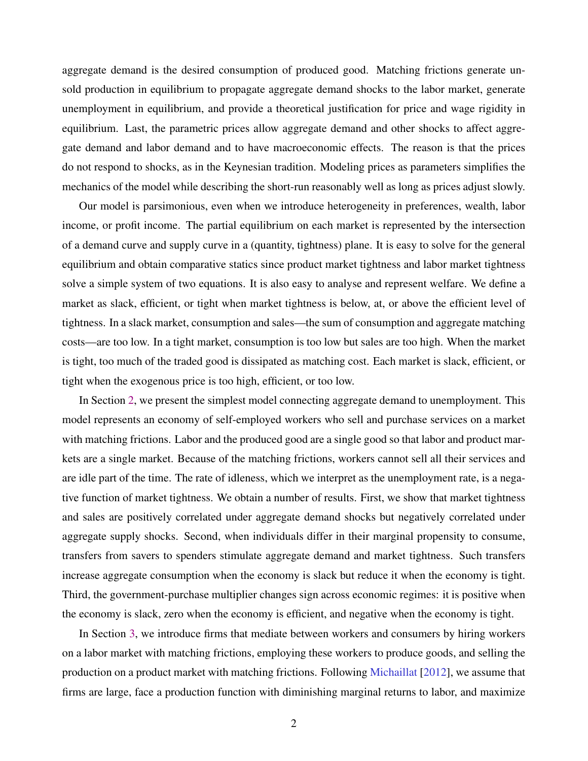aggregate demand is the desired consumption of produced good. Matching frictions generate unsold production in equilibrium to propagate aggregate demand shocks to the labor market, generate unemployment in equilibrium, and provide a theoretical justification for price and wage rigidity in equilibrium. Last, the parametric prices allow aggregate demand and other shocks to affect aggregate demand and labor demand and to have macroeconomic effects. The reason is that the prices do not respond to shocks, as in the Keynesian tradition. Modeling prices as parameters simplifies the mechanics of the model while describing the short-run reasonably well as long as prices adjust slowly.

Our model is parsimonious, even when we introduce heterogeneity in preferences, wealth, labor income, or profit income. The partial equilibrium on each market is represented by the intersection of a demand curve and supply curve in a (quantity, tightness) plane. It is easy to solve for the general equilibrium and obtain comparative statics since product market tightness and labor market tightness solve a simple system of two equations. It is also easy to analyse and represent welfare. We define a market as slack, efficient, or tight when market tightness is below, at, or above the efficient level of tightness. In a slack market, consumption and sales—the sum of consumption and aggregate matching costs—are too low. In a tight market, consumption is too low but sales are too high. When the market is tight, too much of the traded good is dissipated as matching cost. Each market is slack, efficient, or tight when the exogenous price is too high, efficient, or too low.

In Section 2, we present the simplest model connecting aggregate demand to unemployment. This model represents an economy of self-employed workers who sell and purchase services on a market with matching frictions. Labor and the produced good are a single good so that labor and product markets are a single market. Because of the matching frictions, workers cannot sell all their services and are idle part of the time. The rate of idleness, which we interpret as the unemployment rate, is a negative function of market tightness. We obtain a number of results. First, we show that market tightness and sales are positively correlated under aggregate demand shocks but negatively correlated under aggregate supply shocks. Second, when individuals differ in their marginal propensity to consume, transfers from savers to spenders stimulate aggregate demand and market tightness. Such transfers increase aggregate consumption when the economy is slack but reduce it when the economy is tight. Third, the government-purchase multiplier changes sign across economic regimes: it is positive when the economy is slack, zero when the economy is efficient, and negative when the economy is tight.

In Section 3, we introduce firms that mediate between workers and consumers by hiring workers on a labor market with matching frictions, employing these workers to produce goods, and selling the production on a product market with matching frictions. Following Michaillat [2012], we assume that firms are large, face a production function with diminishing marginal returns to labor, and maximize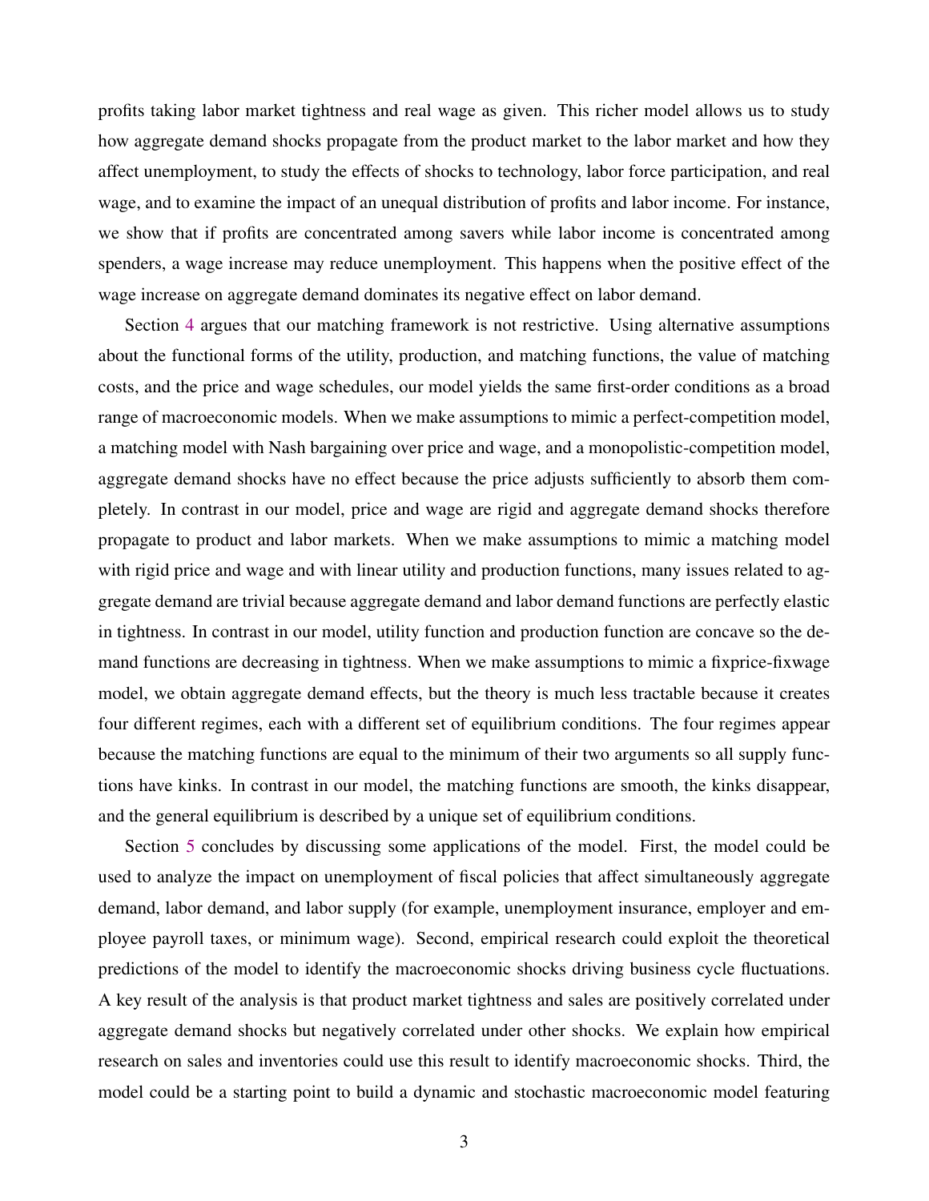profits taking labor market tightness and real wage as given. This richer model allows us to study how aggregate demand shocks propagate from the product market to the labor market and how they affect unemployment, to study the effects of shocks to technology, labor force participation, and real wage, and to examine the impact of an unequal distribution of profits and labor income. For instance, we show that if profits are concentrated among savers while labor income is concentrated among spenders, a wage increase may reduce unemployment. This happens when the positive effect of the wage increase on aggregate demand dominates its negative effect on labor demand.

Section 4 argues that our matching framework is not restrictive. Using alternative assumptions about the functional forms of the utility, production, and matching functions, the value of matching costs, and the price and wage schedules, our model yields the same first-order conditions as a broad range of macroeconomic models. When we make assumptions to mimic a perfect-competition model, a matching model with Nash bargaining over price and wage, and a monopolistic-competition model, aggregate demand shocks have no effect because the price adjusts sufficiently to absorb them completely. In contrast in our model, price and wage are rigid and aggregate demand shocks therefore propagate to product and labor markets. When we make assumptions to mimic a matching model with rigid price and wage and with linear utility and production functions, many issues related to aggregate demand are trivial because aggregate demand and labor demand functions are perfectly elastic in tightness. In contrast in our model, utility function and production function are concave so the demand functions are decreasing in tightness. When we make assumptions to mimic a fixprice-fixwage model, we obtain aggregate demand effects, but the theory is much less tractable because it creates four different regimes, each with a different set of equilibrium conditions. The four regimes appear because the matching functions are equal to the minimum of their two arguments so all supply functions have kinks. In contrast in our model, the matching functions are smooth, the kinks disappear, and the general equilibrium is described by a unique set of equilibrium conditions.

Section 5 concludes by discussing some applications of the model. First, the model could be used to analyze the impact on unemployment of fiscal policies that affect simultaneously aggregate demand, labor demand, and labor supply (for example, unemployment insurance, employer and employee payroll taxes, or minimum wage). Second, empirical research could exploit the theoretical predictions of the model to identify the macroeconomic shocks driving business cycle fluctuations. A key result of the analysis is that product market tightness and sales are positively correlated under aggregate demand shocks but negatively correlated under other shocks. We explain how empirical research on sales and inventories could use this result to identify macroeconomic shocks. Third, the model could be a starting point to build a dynamic and stochastic macroeconomic model featuring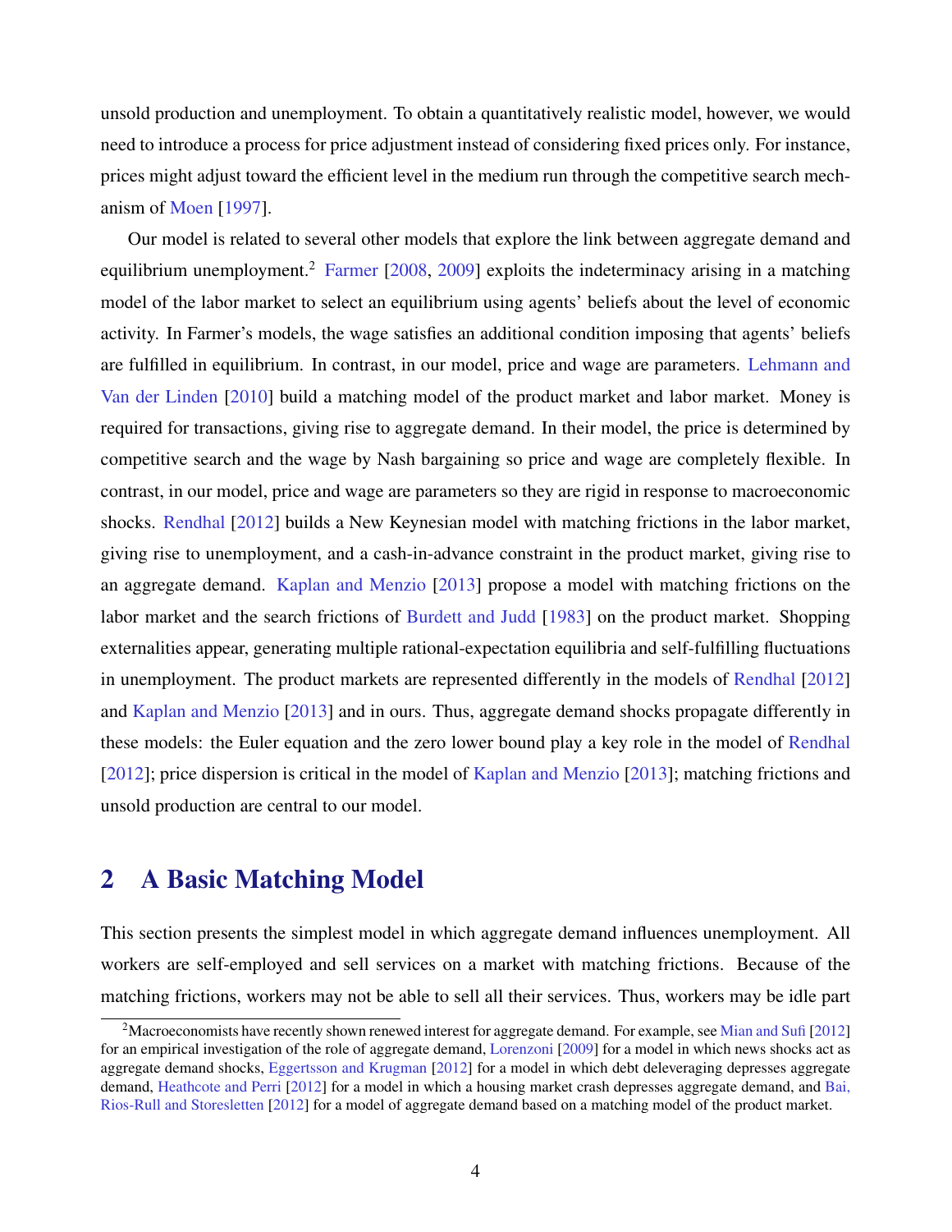unsold production and unemployment. To obtain a quantitatively realistic model, however, we would need to introduce a process for price adjustment instead of considering fixed prices only. For instance, prices might adjust toward the efficient level in the medium run through the competitive search mechanism of Moen [1997].

Our model is related to several other models that explore the link between aggregate demand and equilibrium unemployment.[2] Farmer [2008, 2009] exploits the indeterminacy arising in a matching model of the labor market to select an equilibrium using agents' beliefs about the level of economic activity. In Farmer's models, the wage satisfies an additional condition imposing that agents' beliefs are fulfilled in equilibrium. In contrast, in our model, price and wage are parameters. Lehmann and Van der Linden [2010] build a matching model of the product market and labor market. Money is required for transactions, giving rise to aggregate demand. In their model, the price is determined by competitive search and the wage by Nash bargaining so price and wage are completely flexible. In contrast, in our model, price and wage are parameters so they are rigid in response to macroeconomic shocks. Rendhal [2012] builds a New Keynesian model with matching frictions in the labor market, giving rise to unemployment, and a cash-in-advance constraint in the product market, giving rise to an aggregate demand. Kaplan and Menzio [2013] propose a model with matching frictions on the labor market and the search frictions of Burdett and Judd [1983] on the product market. Shopping externalities appear, generating multiple rational-expectation equilibria and self-fulfilling fluctuations in unemployment. The product markets are represented differently in the models of Rendhal [2012] and Kaplan and Menzio [2013] and in ours. Thus, aggregate demand shocks propagate differently in these models: the Euler equation and the zero lower bound play a key role in the model of Rendhal [2012]; price dispersion is critical in the model of Kaplan and Menzio [2013]; matching frictions and unsold production are central to our model.

## 2 A Basic Matching Model

This section presents the simplest model in which aggregate demand influences unemployment. All workers are self-employed and sell services on a market with matching frictions. Because of the matching frictions, workers may not be able to sell all their services. Thus, workers may be idle part

[2] Macroeconomists have recently shown renewed interest for aggregate demand. For example, see Mian and Sufi [2012] for an empirical investigation of the role of aggregate demand, Lorenzoni [2009] for a model in which news shocks act as aggregate demand shocks, Eggertsson and Krugman [2012] for a model in which debt deleveraging depresses aggregate demand, Heathcote and Perri [2012] for a model in which a housing market crash depresses aggregate demand, and Bai, Rios-Rull and Storesletten [2012] for a model of aggregate demand based on a matching model of the product market.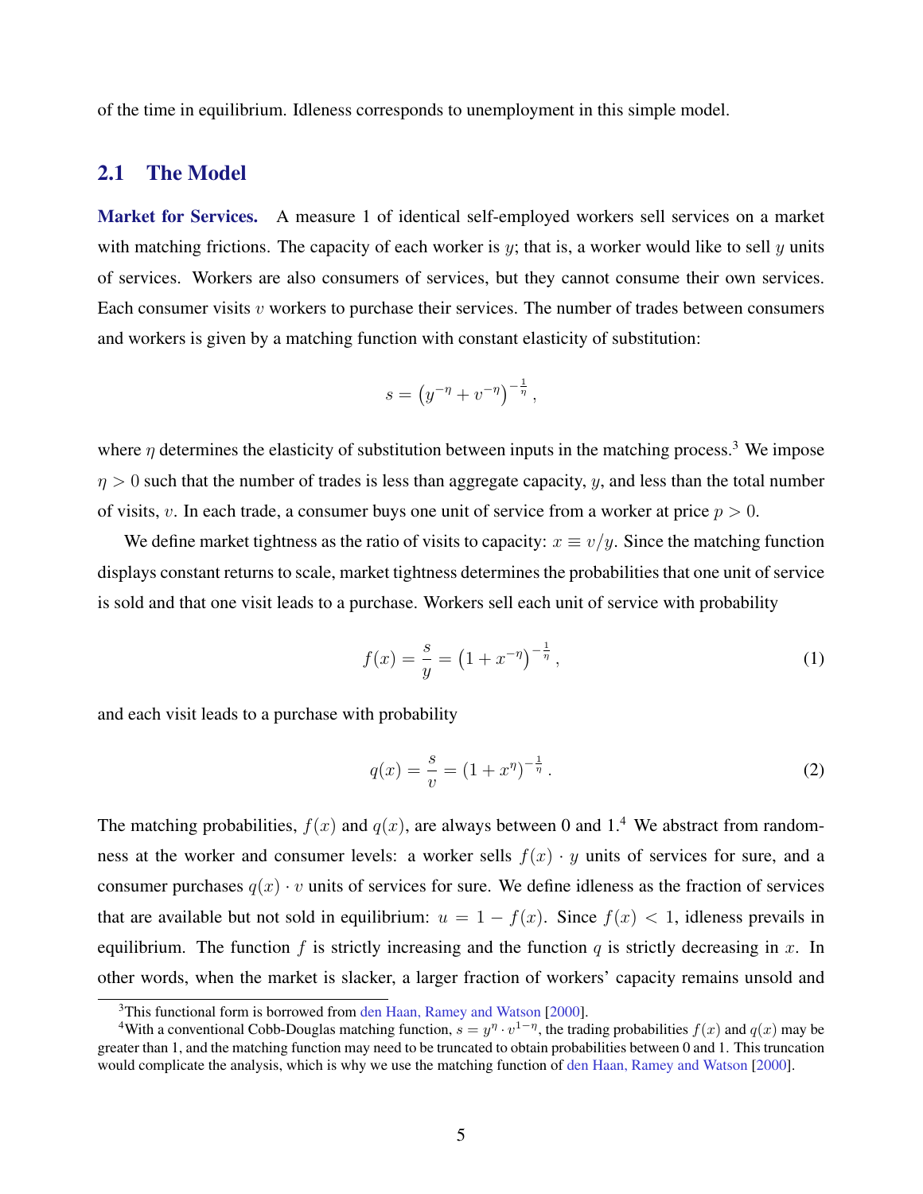of the time in equilibrium. Idleness corresponds to unemployment in this simple model.

## 2.1 The Model

**Market for Services.** A measure 1 of identical self-employed workers sell services on a market with matching frictions. The capacity of each worker is $y$; that is, a worker would like to sell $y$ units of services. Workers are also consumers of services, but they cannot consume their own services. Each consumer visits $v$ workers to purchase their services. The number of trades between consumers and workers is given by a matching function with constant elasticity of substitution:

$$s = \left(y^{-\eta} + v^{-\eta}\right)^{-\frac{1}{\eta}},$$

where $\eta$ determines the elasticity of substitution between inputs in the matching process.[3] We impose $\eta > 0$ such that the number of trades is less than aggregate capacity, $y$, and less than the total number of visits, $v$. In each trade, a consumer buys one unit of service from a worker at price $p > 0$.

We define market tightness as the ratio of visits to capacity: $x \equiv v/y$. Since the matching function displays constant returns to scale, market tightness determines the probabilities that one unit of service is sold and that one visit leads to a purchase. Workers sell each unit of service with probability

$$f(x) = \frac{s}{y} = \left(1 + x^{-\eta}\right)^{-\frac{1}{\eta}}, \tag{1}$$

and each visit leads to a purchase with probability

$$q(x) = \frac{s}{v} = \left(1 + x^{\eta}\right)^{-\frac{1}{\eta}}. \tag{2}$$

The matching probabilities, $f(x)$ and $q(x)$, are always between 0 and 1.[4] We abstract from randomness at the worker and consumer levels: a worker sells $f(x) \cdot y$ units of services for sure, and a consumer purchases $q(x) \cdot v$ units of services for sure. We define idleness as the fraction of services that are available but not sold in equilibrium: $u = 1 - f(x)$. Since $f(x) < 1$, idleness prevails in equilibrium. The function $f$ is strictly increasing and the function $q$ is strictly decreasing in $x$. In other words, when the market is slacker, a larger fraction of workers' capacity remains unsold and

[3] This functional form is borrowed from den Haan, Ramey and Watson [2000].

[4] With a conventional Cobb-Douglas matching function, $s = y^{\eta} \cdot v^{1-\eta}$, the trading probabilities $f(x)$ and $q(x)$ may be greater than 1, and the matching function may need to be truncated to obtain probabilities between 0 and 1. This truncation would complicate the analysis, which is why we use the matching function of den Haan, Ramey and Watson [2000].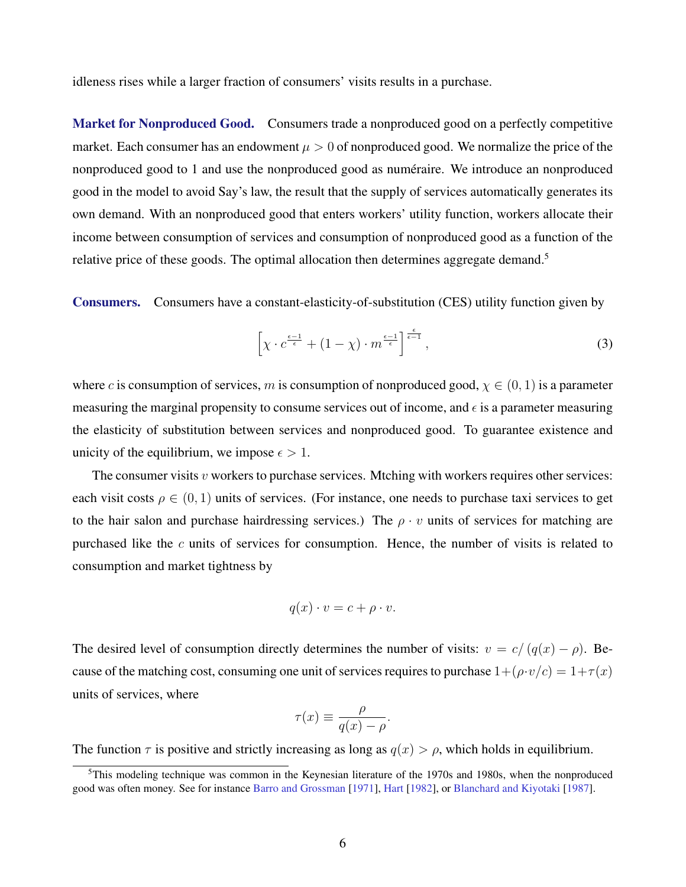idleness rises while a larger fraction of consumers' visits results in a purchase.

**Market for Nonproduced Good.** Consumers trade a nonproduced good on a perfectly competitive market. Each consumer has an endowment $\mu > 0$ of nonproduced good. We normalize the price of the nonproduced good to 1 and use the nonproduced good as numéraire. We introduce an nonproduced good in the model to avoid Say's law, the result that the supply of services automatically generates its own demand. With an nonproduced good that enters workers' utility function, workers allocate their income between consumption of services and consumption of nonproduced good as a function of the relative price of these goods. The optimal allocation then determines aggregate demand.[5]

**Consumers.** Consumers have a constant-elasticity-of-substitution (CES) utility function given by

$$\left[\chi \cdot c^{\frac{\epsilon-1}{\epsilon}} + (1-\chi) \cdot m^{\frac{\epsilon-1}{\epsilon}}\right]^{\frac{\epsilon}{\epsilon-1}}, \tag{3}$$

where $c$ is consumption of services, $m$ is consumption of nonproduced good, $\chi \in (0,1)$ is a parameter measuring the marginal propensity to consume services out of income, and $\epsilon$ is a parameter measuring the elasticity of substitution between services and nonproduced good. To guarantee existence and unicity of the equilibrium, we impose $\epsilon > 1$.

The consumer visits $v$ workers to purchase services. Mtching with workers requires other services: each visit costs $\rho \in (0,1)$ units of services. (For instance, one needs to purchase taxi services to get to the hair salon and purchase hairdressing services.) The $\rho \cdot v$ units of services for matching are purchased like the $c$ units of services for consumption. Hence, the number of visits is related to consumption and market tightness by

$$q(x) \cdot v = c + \rho \cdot v.$$

The desired level of consumption directly determines the number of visits: $v = c/(q(x) - \rho)$. Because of the matching cost, consuming one unit of services requires to purchase $1 + (\rho \cdot v/c) = 1 + \tau(x)$ units of services, where

$$\tau(x) \equiv \frac{\rho}{q(x) - \rho}.$$

The function $\tau$ is positive and strictly increasing as long as $q(x) > \rho$, which holds in equilibrium.

[5] This modeling technique was common in the Keynesian literature of the 1970s and 1980s, when the nonproduced good was often money. See for instance Barro and Grossman [1971], Hart [1982], or Blanchard and Kiyotaki [1987].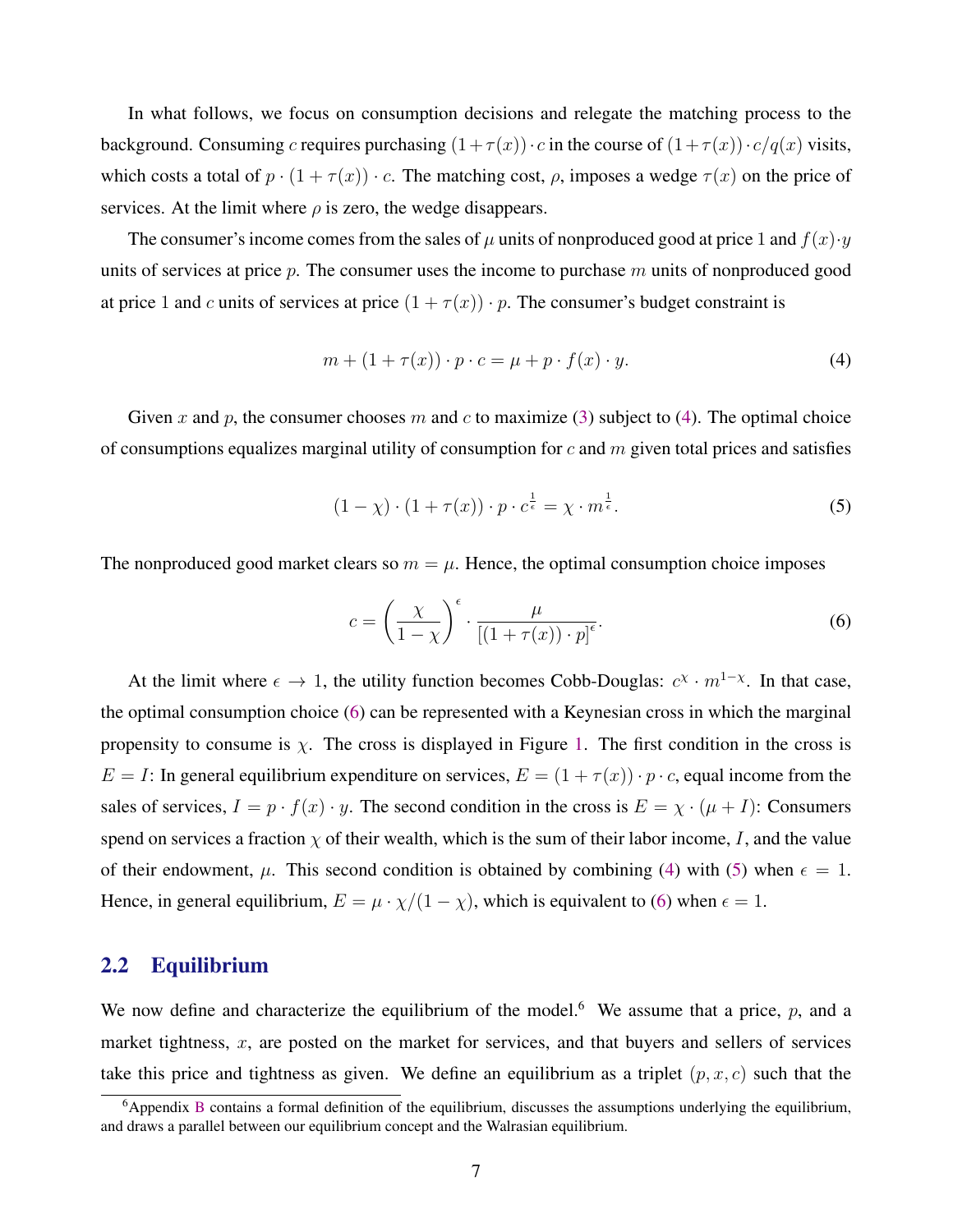In what follows, we focus on consumption decisions and relegate the matching process to the background. Consuming $c$ requires purchasing $(1+\tau(x))\cdot c$ in the course of $(1+\tau(x))\cdot c/q(x)$ visits, which costs a total of $p\cdot(1+\tau(x))\cdot c$. The matching cost, $\rho$, imposes a wedge $\tau(x)$ on the price of services. At the limit where $\rho$ is zero, the wedge disappears.

The consumer's income comes from the sales of $\mu$ units of nonproduced good at price 1 and $f(x)\cdot y$ units of services at price $p$. The consumer uses the income to purchase $m$ units of nonproduced good at price 1 and $c$ units of services at price $(1+\tau(x))\cdot p$. The consumer's budget constraint is

$$m+(1+\tau(x))\cdot p\cdot c=\mu+p\cdot f(x)\cdot y. \tag{4}$$

Given $x$ and $p$, the consumer chooses $m$ and $c$ to maximize (3) subject to (4). The optimal choice of consumptions equalizes marginal utility of consumption for $c$ and $m$ given total prices and satisfies

$$(1-\chi)\cdot(1+\tau(x))\cdot p\cdot c^{\frac{1}{\epsilon}}=\chi\cdot m^{\frac{1}{\epsilon}}. \tag{5}$$

The nonproduced good market clears so $m=\mu$. Hence, the optimal consumption choice imposes

$$c=\left(\frac{\chi}{1-\chi}\right)^{\epsilon}\cdot\frac{\mu}{[(1+\tau(x))\cdot p]^{\epsilon}}. \tag{6}$$

At the limit where $\epsilon\to 1$, the utility function becomes Cobb-Douglas: $c^{\chi}\cdot m^{1-\chi}$. In that case, the optimal consumption choice (6) can be represented with a Keynesian cross in which the marginal propensity to consume is $\chi$. The cross is displayed in Figure 1. The first condition in the cross is $E=I$: In general equilibrium expenditure on services, $E=(1+\tau(x))\cdot p\cdot c$, equal income from the sales of services, $I=p\cdot f(x)\cdot y$. The second condition in the cross is $E=\chi\cdot(\mu+I)$: Consumers spend on services a fraction $\chi$ of their wealth, which is the sum of their labor income, $I$, and the value of their endowment, $\mu$. This second condition is obtained by combining (4) with (5) when $\epsilon=1$. Hence, in general equilibrium, $E=\mu\cdot\chi/(1-\chi)$, which is equivalent to (6) when $\epsilon=1$.

## 2.2 Equilibrium

We now define and characterize the equilibrium of the model.[6] We assume that a price, $p$, and a market tightness, $x$, are posted on the market for services, and that buyers and sellers of services take this price and tightness as given. We define an equilibrium as a triplet $(p,x,c)$ such that the

[6] Appendix B contains a formal definition of the equilibrium, discusses the assumptions underlying the equilibrium, and draws a parallel between our equilibrium concept and the Walrasian equilibrium.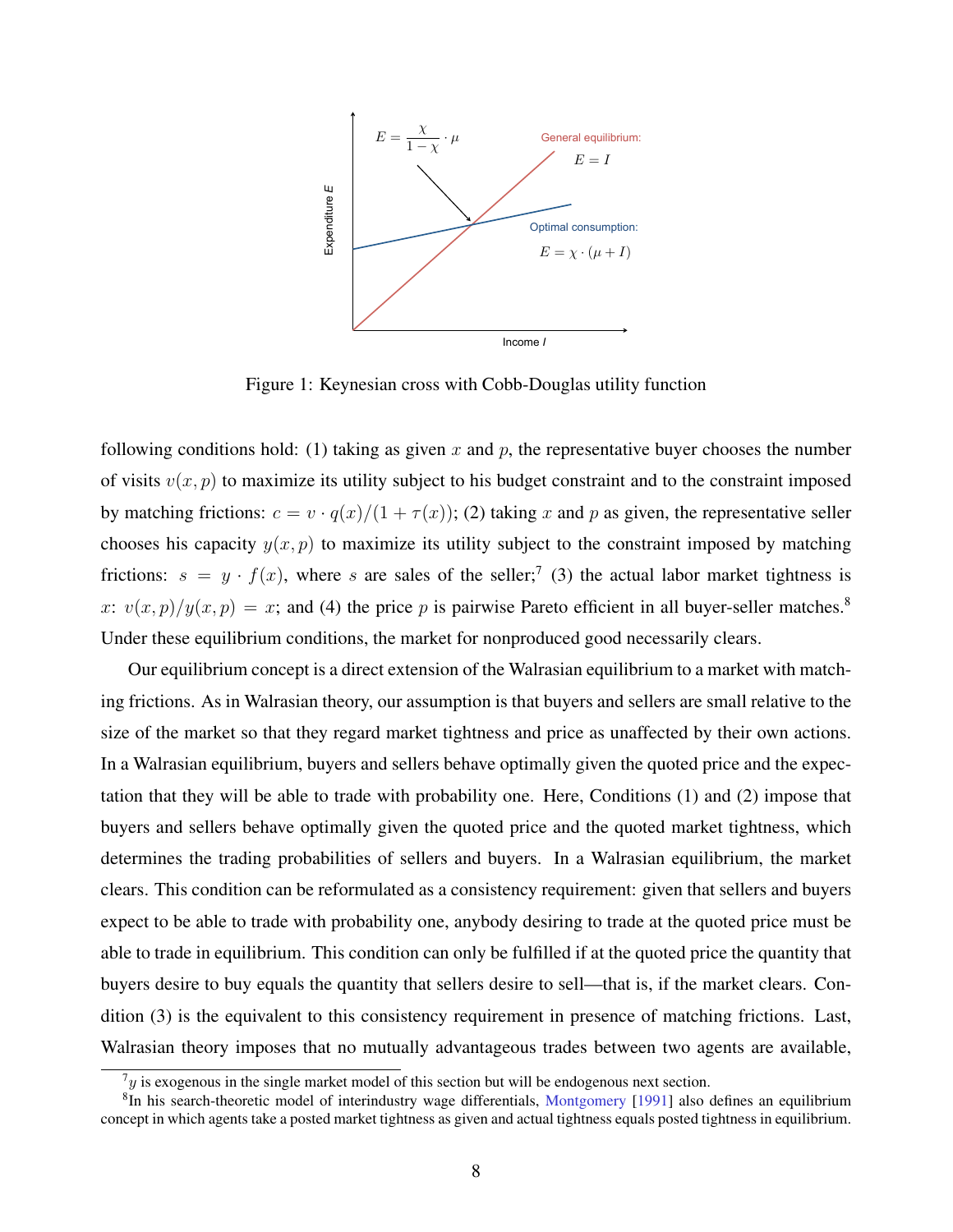Figure 1: Keynesian cross with Cobb-Douglas utility function

following conditions hold: (1) taking as given $x$ and $p$, the representative buyer chooses the number of visits $v(x,p)$ to maximize its utility subject to his budget constraint and to the constraint imposed by matching frictions: $c = v \cdot q(x)/(1+\tau(x))$; (2) taking $x$ and $p$ as given, the representative seller chooses his capacity $y(x,p)$ to maximize its utility subject to the constraint imposed by matching frictions: $s = y \cdot f(x)$, where $s$ are sales of the seller;[7] (3) the actual labor market tightness is $x$: $v(x,p)/y(x,p) = x$; and (4) the price $p$ is pairwise Pareto efficient in all buyer-seller matches.[8] Under these equilibrium conditions, the market for nonproduced good necessarily clears.

Our equilibrium concept is a direct extension of the Walrasian equilibrium to a market with matching frictions. As in Walrasian theory, our assumption is that buyers and sellers are small relative to the size of the market so that they regard market tightness and price as unaffected by their own actions. In a Walrasian equilibrium, buyers and sellers behave optimally given the quoted price and the expectation that they will be able to trade with probability one. Here, Conditions (1) and (2) impose that buyers and sellers behave optimally given the quoted price and the quoted market tightness, which determines the trading probabilities of sellers and buyers. In a Walrasian equilibrium, the market clears. This condition can be reformulated as a consistency requirement: given that sellers and buyers expect to be able to trade with probability one, anybody desiring to trade at the quoted price must be able to trade in equilibrium. This condition can only be fulfilled if at the quoted price the quantity that buyers desire to buy equals the quantity that sellers desire to sell—that is, if the market clears. Condition (3) is the equivalent to this consistency requirement in presence of matching frictions. Last, Walrasian theory imposes that no mutually advantageous trades between two agents are available,

[7] $y$ is exogenous in the single market model of this section but will be endogenous next section.

[8] In his search-theoretic model of interindustry wage differentials, Montgomery [1991] also defines an equilibrium concept in which agents take a posted market tightness as given and actual tightness equals posted tightness in equilibrium.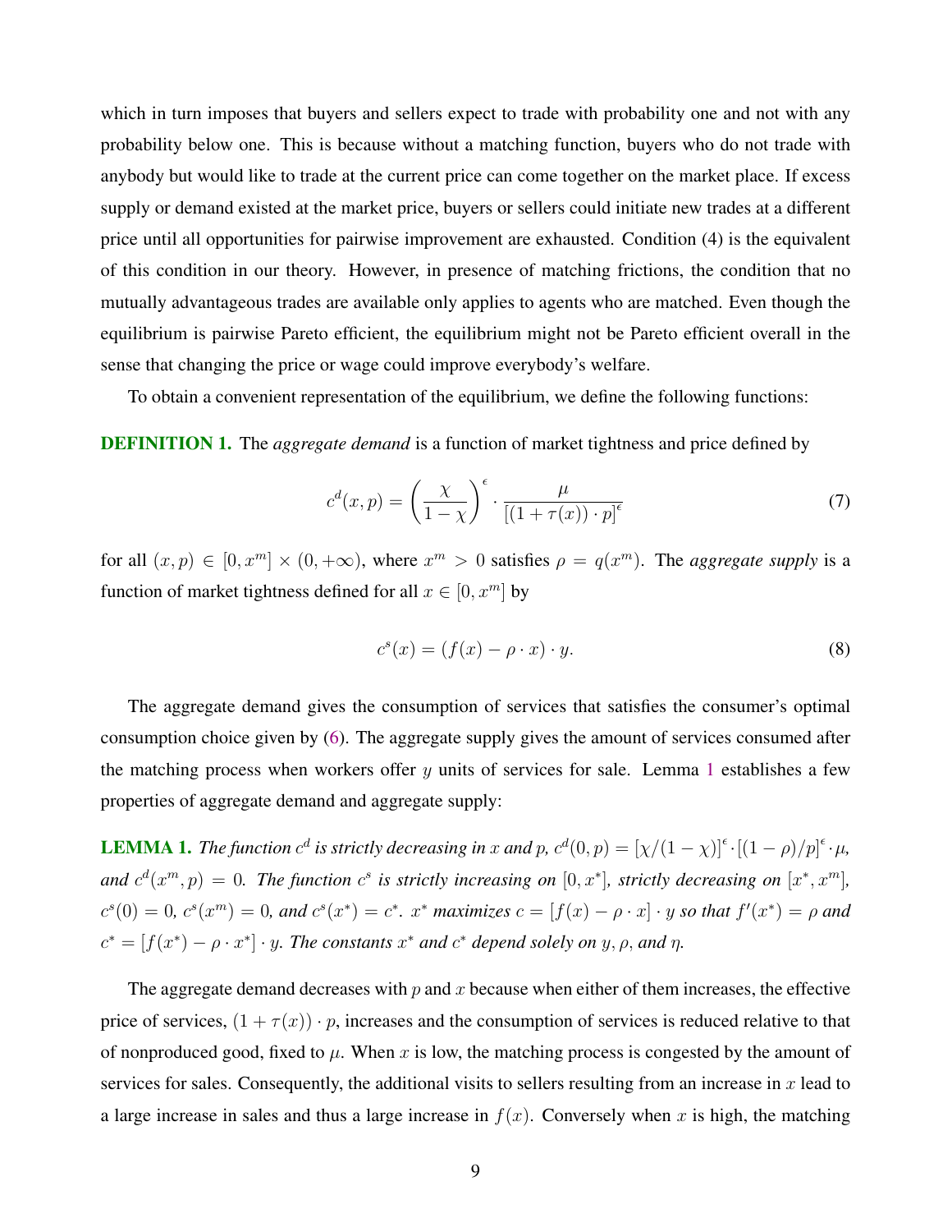which in turn imposes that buyers and sellers expect to trade with probability one and not with any probability below one. This is because without a matching function, buyers who do not trade with anybody but would like to trade at the current price can come together on the market place. If excess supply or demand existed at the market price, buyers or sellers could initiate new trades at a different price until all opportunities for pairwise improvement are exhausted. Condition (4) is the equivalent of this condition in our theory. However, in presence of matching frictions, the condition that no mutually advantageous trades are available only applies to agents who are matched. Even though the equilibrium is pairwise Pareto efficient, the equilibrium might not be Pareto efficient overall in the sense that changing the price or wage could improve everybody's welfare.

To obtain a convenient representation of the equilibrium, we define the following functions:

**DEFINITION 1.** The *aggregate demand* is a function of market tightness and price defined by

$$c^d(x, p) = \left(\frac{\chi}{1-\chi}\right)^{\epsilon} \cdot \frac{\mu}{[(1+\tau(x)) \cdot p]^{\epsilon}} \tag{7}$$

for all $(x, p) \in [0, x^m] \times (0, +\infty)$, where $x^m > 0$ satisfies $\rho = q(x^m)$. The *aggregate supply* is a function of market tightness defined for all $x \in [0, x^m]$ by

$$c^s(x) = (f(x) - \rho \cdot x) \cdot y. \tag{8}$$

The aggregate demand gives the consumption of services that satisfies the consumer's optimal consumption choice given by (6). The aggregate supply gives the amount of services consumed after the matching process when workers offer $y$ units of services for sale. Lemma 1 establishes a few properties of aggregate demand and aggregate supply:

**LEMMA 1.** *The function $c^d$ is strictly decreasing in $x$ and $p$, $c^d(0, p) = [\chi/(1-\chi)]^{\epsilon} \cdot [(1-\rho)/p]^{\epsilon} \cdot \mu$, and $c^d(x^m, p) = 0$. The function $c^s$ is strictly increasing on $[0, x^*]$, strictly decreasing on $[x^*, x^m]$, $c^s(0) = 0$, $c^s(x^m) = 0$, and $c^s(x^*) = c^*$. $x^*$ maximizes $c = [f(x) - \rho \cdot x] \cdot y$ so that $f'(x^*) = \rho$ and $c^* = [f(x^*) - \rho \cdot x^*] \cdot y$. The constants $x^*$ and $c^*$ depend solely on $y$, $\rho$, and $\eta$.*

The aggregate demand decreases with $p$ and $x$ because when either of them increases, the effective price of services, $(1 + \tau(x)) \cdot p$, increases and the consumption of services is reduced relative to that of nonproduced good, fixed to $\mu$. When $x$ is low, the matching process is congested by the amount of services for sales. Consequently, the additional visits to sellers resulting from an increase in $x$ lead to a large increase in sales and thus a large increase in $f(x)$. Conversely when $x$ is high, the matching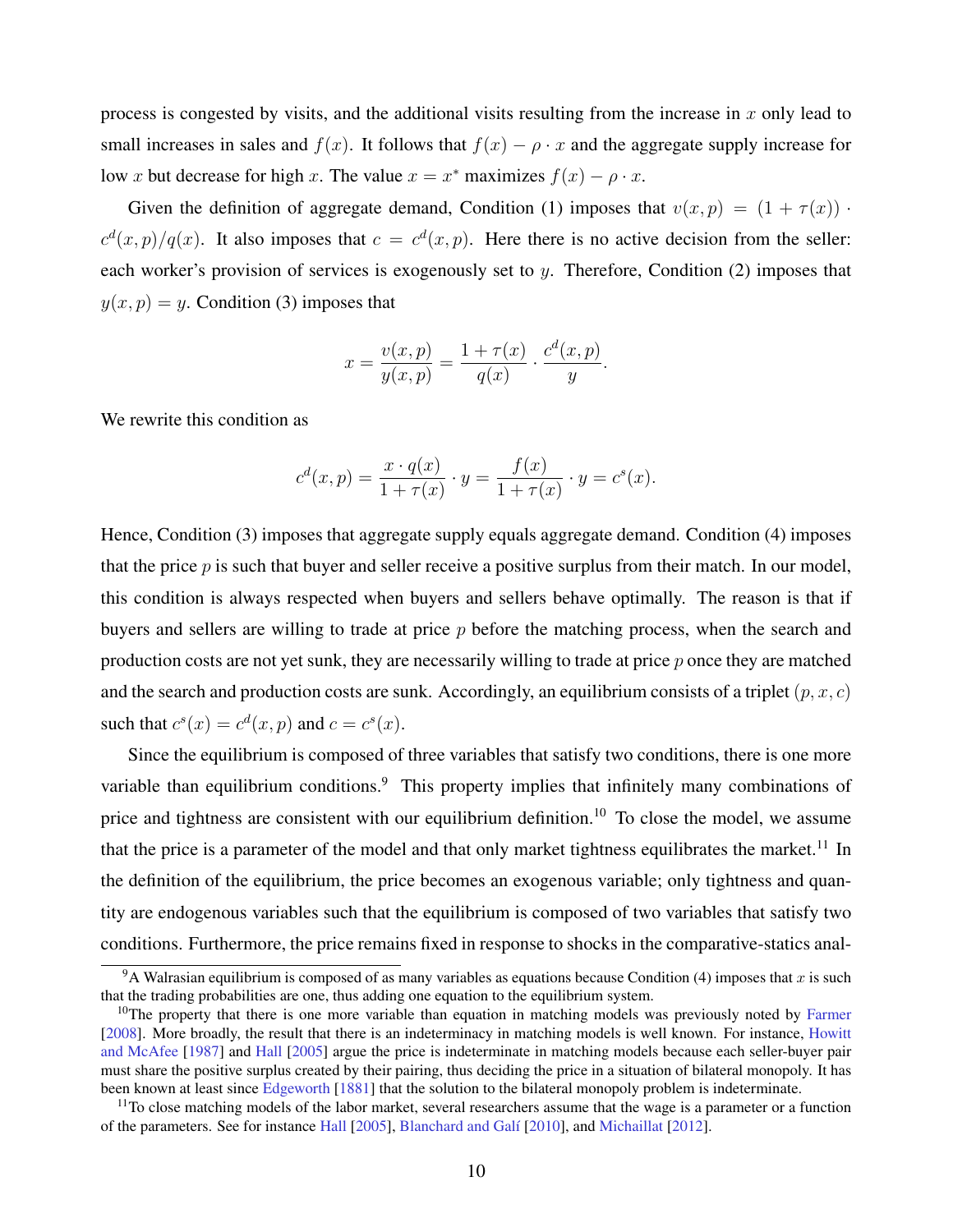process is congested by visits, and the additional visits resulting from the increase in $x$ only lead to small increases in sales and $f(x)$. It follows that $f(x) - \rho \cdot x$ and the aggregate supply increase for low $x$ but decrease for high $x$. The value $x = x^*$ maximizes $f(x) - \rho \cdot x$.

Given the definition of aggregate demand, Condition (1) imposes that $v(x,p) = (1 + \tau(x)) \cdot c^d(x,p)/q(x)$. It also imposes that $c = c^d(x,p)$. Here there is no active decision from the seller: each worker's provision of services is exogenously set to $y$. Therefore, Condition (2) imposes that $y(x,p) = y$. Condition (3) imposes that

$$x = \frac{v(x,p)}{y(x,p)} = \frac{1 + \tau(x)}{q(x)} \cdot \frac{c^d(x,p)}{y}.$$

We rewrite this condition as

$$c^d(x,p) = \frac{x \cdot q(x)}{1 + \tau(x)} \cdot y = \frac{f(x)}{1 + \tau(x)} \cdot y = c^s(x).$$

Hence, Condition (3) imposes that aggregate supply equals aggregate demand. Condition (4) imposes that the price $p$ is such that buyer and seller receive a positive surplus from their match. In our model, this condition is always respected when buyers and sellers behave optimally. The reason is that if buyers and sellers are willing to trade at price $p$ before the matching process, when the search and production costs are not yet sunk, they are necessarily willing to trade at price $p$ once they are matched and the search and production costs are sunk. Accordingly, an equilibrium consists of a triplet $(p, x, c)$ such that $c^s(x) = c^d(x,p)$ and $c = c^s(x)$.

Since the equilibrium is composed of three variables that satisfy two conditions, there is one more variable than equilibrium conditions.[9] This property implies that infinitely many combinations of price and tightness are consistent with our equilibrium definition.[10] To close the model, we assume that the price is a parameter of the model and that only market tightness equilibrates the market.[11] In the definition of the equilibrium, the price becomes an exogenous variable; only tightness and quantity are endogenous variables such that the equilibrium is composed of two variables that satisfy two conditions. Furthermore, the price remains fixed in response to shocks in the comparative-statics anal-

[9] A Walrasian equilibrium is composed of as many variables as equations because Condition (4) imposes that $x$ is such that the trading probabilities are one, thus adding one equation to the equilibrium system.

[10] The property that there is one more variable than equation in matching models was previously noted by Farmer [2008]. More broadly, the result that there is an indeterminacy in matching models is well known. For instance, Howitt and McAfee [1987] and Hall [2005] argue the price is indeterminate in matching models because each seller-buyer pair must share the positive surplus created by their pairing, thus deciding the price in a situation of bilateral monopoly. It has been known at least since Edgeworth [1881] that the solution to the bilateral monopoly problem is indeterminate.

[11] To close matching models of the labor market, several researchers assume that the wage is a parameter or a function of the parameters. See for instance Hall [2005], Blanchard and Galí [2010], and Michaillat [2012].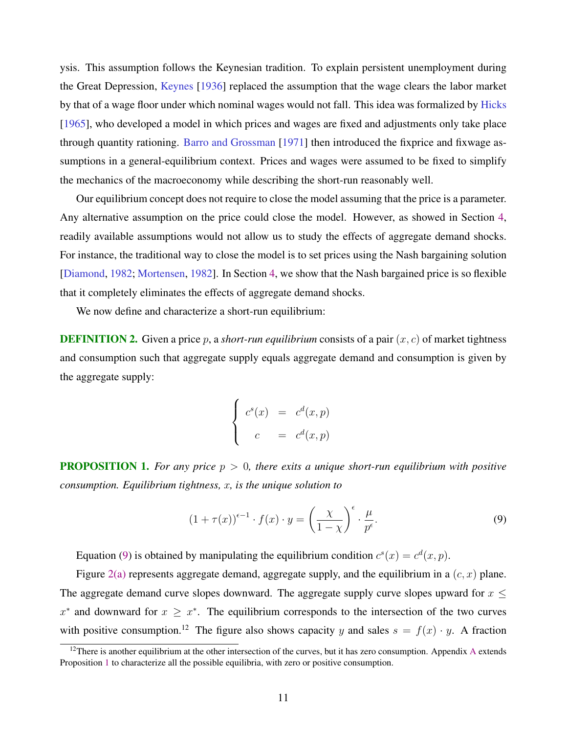ysis. This assumption follows the Keynesian tradition. To explain persistent unemployment during the Great Depression, Keynes [1936] replaced the assumption that the wage clears the labor market by that of a wage floor under which nominal wages would not fall. This idea was formalized by Hicks [1965], who developed a model in which prices and wages are fixed and adjustments only take place through quantity rationing. Barro and Grossman [1971] then introduced the fixprice and fixwage assumptions in a general-equilibrium context. Prices and wages were assumed to be fixed to simplify the mechanics of the macroeconomy while describing the short-run reasonably well.

Our equilibrium concept does not require to close the model assuming that the price is a parameter. Any alternative assumption on the price could close the model. However, as showed in Section 4, readily available assumptions would not allow us to study the effects of aggregate demand shocks. For instance, the traditional way to close the model is to set prices using the Nash bargaining solution [Diamond, 1982; Mortensen, 1982]. In Section 4, we show that the Nash bargained price is so flexible that it completely eliminates the effects of aggregate demand shocks.

We now define and characterize a short-run equilibrium:

**DEFINITION 2.** Given a price $p$, a *short-run equilibrium* consists of a pair $(x, c)$ of market tightness and consumption such that aggregate supply equals aggregate demand and consumption is given by the aggregate supply:

$$\begin{cases} c^s(x) & = & c^d(x, p) \\ c & = & c^d(x, p) \end{cases}$$

**PROPOSITION 1.** *For any price $p > 0$, there exits a unique short-run equilibrium with positive consumption. Equilibrium tightness, $x$, is the unique solution to*

$$(1 + \tau(x))^{\epsilon - 1} \cdot f(x) \cdot y = \left(\frac{\chi}{1 - \chi}\right)^{\epsilon} \cdot \frac{\mu}{p^{\epsilon}}. \tag{9}$$

Equation (9) is obtained by manipulating the equilibrium condition $c^s(x) = c^d(x, p)$.

Figure 2(a) represents aggregate demand, aggregate supply, and the equilibrium in a $(c, x)$ plane. The aggregate demand curve slopes downward. The aggregate supply curve slopes upward for $x \leq x^*$ and downward for $x \geq x^*$. The equilibrium corresponds to the intersection of the two curves with positive consumption.[12] The figure also shows capacity $y$ and sales $s = f(x) \cdot y$. A fraction

[12] There is another equilibrium at the other intersection of the curves, but it has zero consumption. Appendix A extends Proposition 1 to characterize all the possible equilibria, with zero or positive consumption.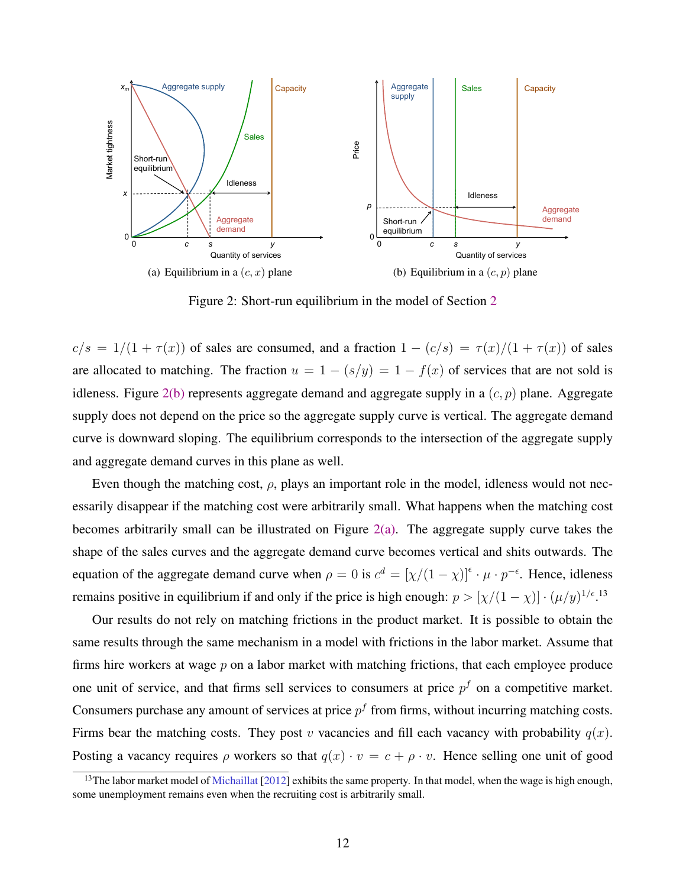(a) Equilibrium in a $(c, x)$ plane

(b) Equilibrium in a $(c, p)$ plane

Figure 2: Short-run equilibrium in the model of Section 2

$c/s = 1/(1+\tau(x))$ of sales are consumed, and a fraction $1-(c/s) = \tau(x)/(1+\tau(x))$ of sales are allocated to matching. The fraction $u = 1-(s/y) = 1-f(x)$ of services that are not sold is idleness. Figure 2(b) represents aggregate demand and aggregate supply in a $(c, p)$ plane. Aggregate supply does not depend on the price so the aggregate supply curve is vertical. The aggregate demand curve is downward sloping. The equilibrium corresponds to the intersection of the aggregate supply and aggregate demand curves in this plane as well.

Even though the matching cost, $\rho$, plays an important role in the model, idleness would not necessarily disappear if the matching cost were arbitrarily small. What happens when the matching cost becomes arbitrarily small can be illustrated on Figure 2(a). The aggregate supply curve takes the shape of the sales curves and the aggregate demand curve becomes vertical and shits outwards. The equation of the aggregate demand curve when $\rho = 0$ is $c^d = [\chi/(1-\chi)]^{\epsilon} \cdot \mu \cdot p^{-\epsilon}$. Hence, idleness remains positive in equilibrium if and only if the price is high enough: $p > [\chi/(1-\chi)] \cdot (\mu/y)^{1/\epsilon}$.[13]

Our results do not rely on matching frictions in the product market. It is possible to obtain the same results through the same mechanism in a model with frictions in the labor market. Assume that firms hire workers at wage $p$ on a labor market with matching frictions, that each employee produce one unit of service, and that firms sell services to consumers at price $p^f$ on a competitive market. Consumers purchase any amount of services at price $p^f$ from firms, without incurring matching costs. Firms bear the matching costs. They post $v$ vacancies and fill each vacancy with probability $q(x)$. Posting a vacancy requires $\rho$ workers so that $q(x) \cdot v = c + \rho \cdot v$. Hence selling one unit of good

[13] The labor market model of Michaillat [2012] exhibits the same property. In that model, when the wage is high enough, some unemployment remains even when the recruiting cost is arbitrarily small.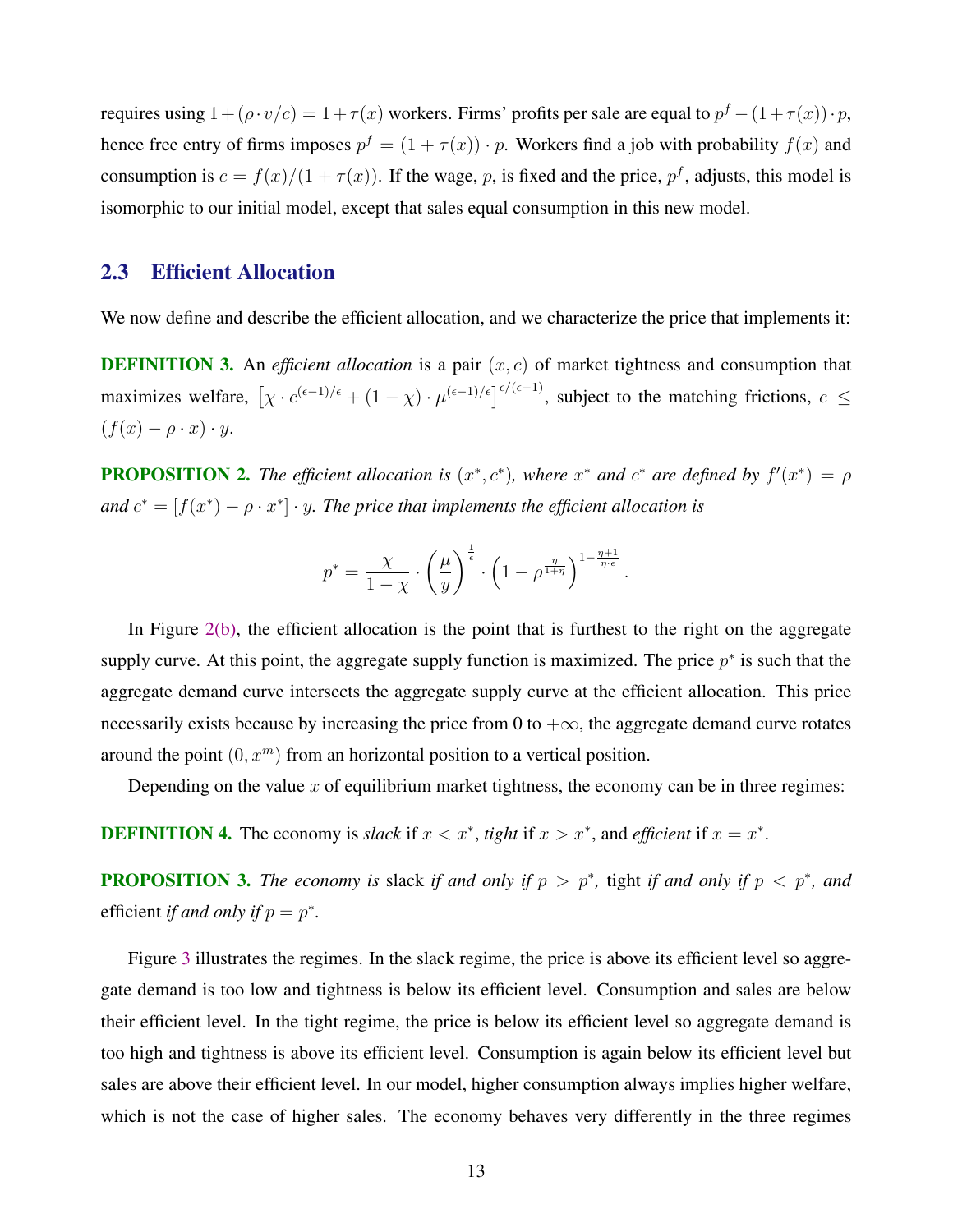requires using $1 + (\rho \cdot v/c) = 1 + \tau(x)$ workers. Firms' profits per sale are equal to $p^f - (1 + \tau(x)) \cdot p$, hence free entry of firms imposes $p^f = (1 + \tau(x)) \cdot p$. Workers find a job with probability $f(x)$ and consumption is $c = f(x)/(1 + \tau(x))$. If the wage, $p$, is fixed and the price, $p^f$, adjusts, this model is isomorphic to our initial model, except that sales equal consumption in this new model.

## 2.3 Efficient Allocation

We now define and describe the efficient allocation, and we characterize the price that implements it:

**DEFINITION 3.** An *efficient allocation* is a pair $(x, c)$ of market tightness and consumption that maximizes welfare, $\left[\chi \cdot c^{(\epsilon-1)/\epsilon} + (1-\chi) \cdot \mu^{(\epsilon-1)/\epsilon}\right]^{\epsilon/(\epsilon-1)}$, subject to the matching frictions, $c \leq (f(x) - \rho \cdot x) \cdot y$.

**PROPOSITION 2.** *The efficient allocation is $(x^*, c^*)$, where $x^*$ and $c^*$ are defined by $f'(x^*) = \rho$ and $c^* = [f(x^*) - \rho \cdot x^*] \cdot y$. The price that implements the efficient allocation is*

$$p^* = \frac{\chi}{1-\chi} \cdot \left(\frac{\mu}{y}\right)^{\frac{1}{\epsilon}} \cdot \left(1 - \rho^{\frac{\eta}{1+\eta}}\right)^{1 - \frac{\eta+1}{\eta \cdot \epsilon}}.$$

In Figure 2(b), the efficient allocation is the point that is furthest to the right on the aggregate supply curve. At this point, the aggregate supply function is maximized. The price $p^*$ is such that the aggregate demand curve intersects the aggregate supply curve at the efficient allocation. This price necessarily exists because by increasing the price from 0 to $+\infty$, the aggregate demand curve rotates around the point $(0, x^m)$ from an horizontal position to a vertical position.

Depending on the value $x$ of equilibrium market tightness, the economy can be in three regimes:

**DEFINITION 4.** The economy is *slack* if $x < x^*$, *tight* if $x > x^*$, and *efficient* if $x = x^*$.

**PROPOSITION 3.** *The economy is* slack *if and only if $p > p^*$,* tight *if and only if $p < p^*$, and* efficient *if and only if $p = p^*$.*

Figure 3 illustrates the regimes. In the slack regime, the price is above its efficient level so aggregate demand is too low and tightness is below its efficient level. Consumption and sales are below their efficient level. In the tight regime, the price is below its efficient level so aggregate demand is too high and tightness is above its efficient level. Consumption is again below its efficient level but sales are above their efficient level. In our model, higher consumption always implies higher welfare, which is not the case of higher sales. The economy behaves very differently in the three regimes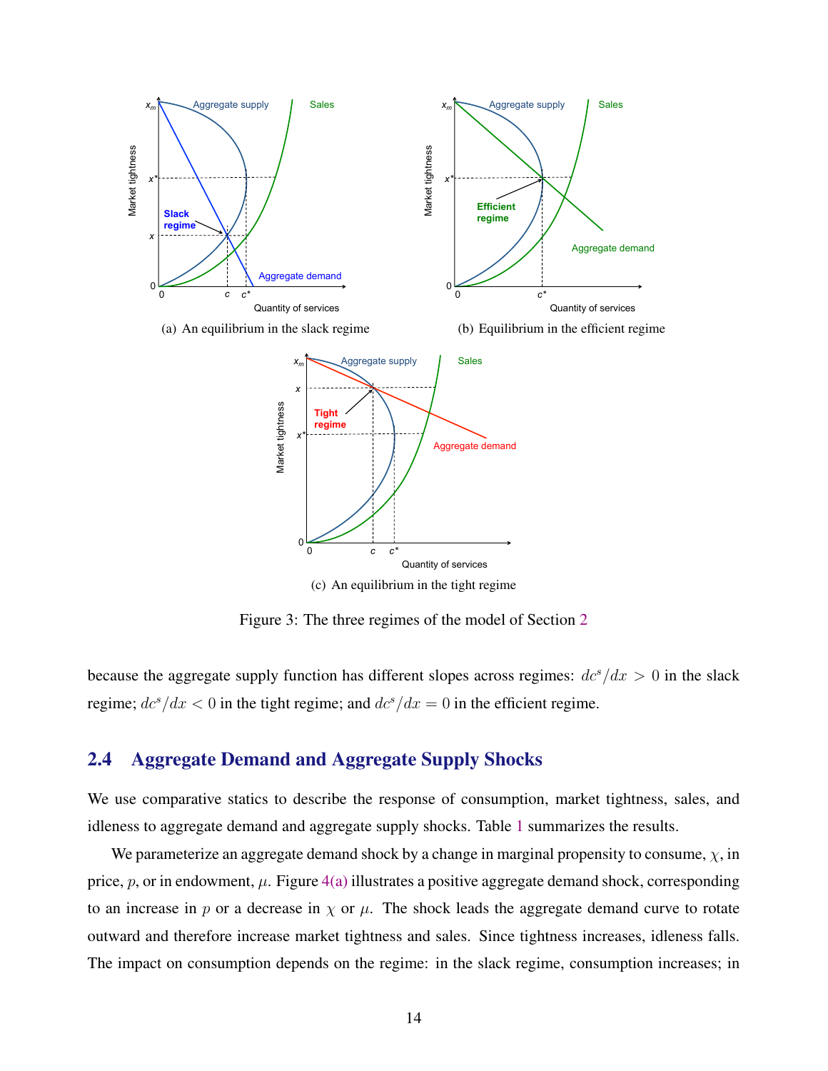(a) An equilibrium in the slack regime

(b) Equilibrium in the efficient regime

(c) An equilibrium in the tight regime

Figure 3: The three regimes of the model of Section 2

because the aggregate supply function has different slopes across regimes: $dc^s/dx > 0$ in the slack regime; $dc^s/dx < 0$ in the tight regime; and $dc^s/dx = 0$ in the efficient regime.

## 2.4 Aggregate Demand and Aggregate Supply Shocks

We use comparative statics to describe the response of consumption, market tightness, sales, and idleness to aggregate demand and aggregate supply shocks. Table 1 summarizes the results.

We parameterize an aggregate demand shock by a change in marginal propensity to consume, $\chi$, in price, $p$, or in endowment, $\mu$. Figure 4(a) illustrates a positive aggregate demand shock, corresponding to an increase in $p$ or a decrease in $\chi$ or $\mu$. The shock leads the aggregate demand curve to rotate outward and therefore increase market tightness and sales. Since tightness increases, idleness falls. The impact on consumption depends on the regime: in the slack regime, consumption increases; in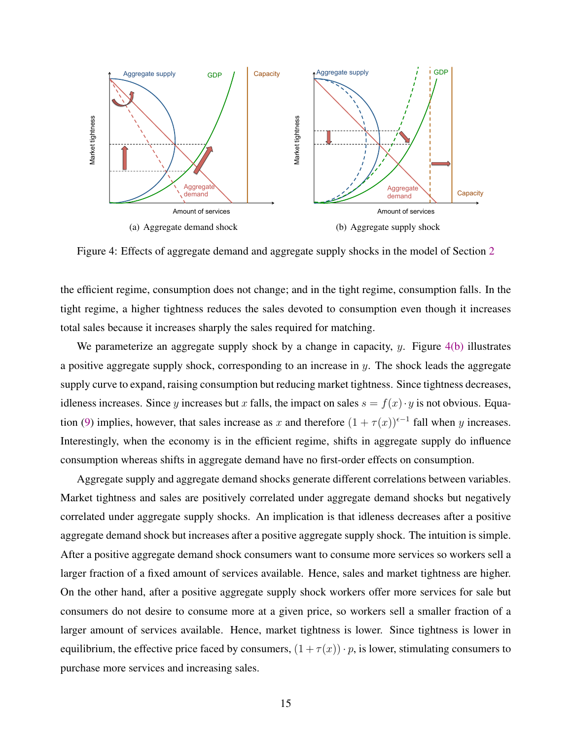(a) Aggregate demand shock

(b) Aggregate supply shock

Figure 4: Effects of aggregate demand and aggregate supply shocks in the model of Section 2

the efficient regime, consumption does not change; and in the tight regime, consumption falls. In the tight regime, a higher tightness reduces the sales devoted to consumption even though it increases total sales because it increases sharply the sales required for matching.

We parameterize an aggregate supply shock by a change in capacity, $y$. Figure 4(b) illustrates a positive aggregate supply shock, corresponding to an increase in $y$. The shock leads the aggregate supply curve to expand, raising consumption but reducing market tightness. Since tightness decreases, idleness increases. Since $y$ increases but $x$ falls, the impact on sales $s = f(x) \cdot y$ is not obvious. Equation (9) implies, however, that sales increase as $x$ and therefore $(1+\tau(x))^{\epsilon-1}$ fall when $y$ increases. Interestingly, when the economy is in the efficient regime, shifts in aggregate supply do influence consumption whereas shifts in aggregate demand have no first-order effects on consumption.

Aggregate supply and aggregate demand shocks generate different correlations between variables. Market tightness and sales are positively correlated under aggregate demand shocks but negatively correlated under aggregate supply shocks. An implication is that idleness decreases after a positive aggregate demand shock but increases after a positive aggregate supply shock. The intuition is simple. After a positive aggregate demand shock consumers want to consume more services so workers sell a larger fraction of a fixed amount of services available. Hence, sales and market tightness are higher. On the other hand, after a positive aggregate supply shock workers offer more services for sale but consumers do not desire to consume more at a given price, so workers sell a smaller fraction of a larger amount of services available. Hence, market tightness is lower. Since tightness is lower in equilibrium, the effective price faced by consumers, $(1+\tau(x)) \cdot p$, is lower, stimulating consumers to purchase more services and increasing sales.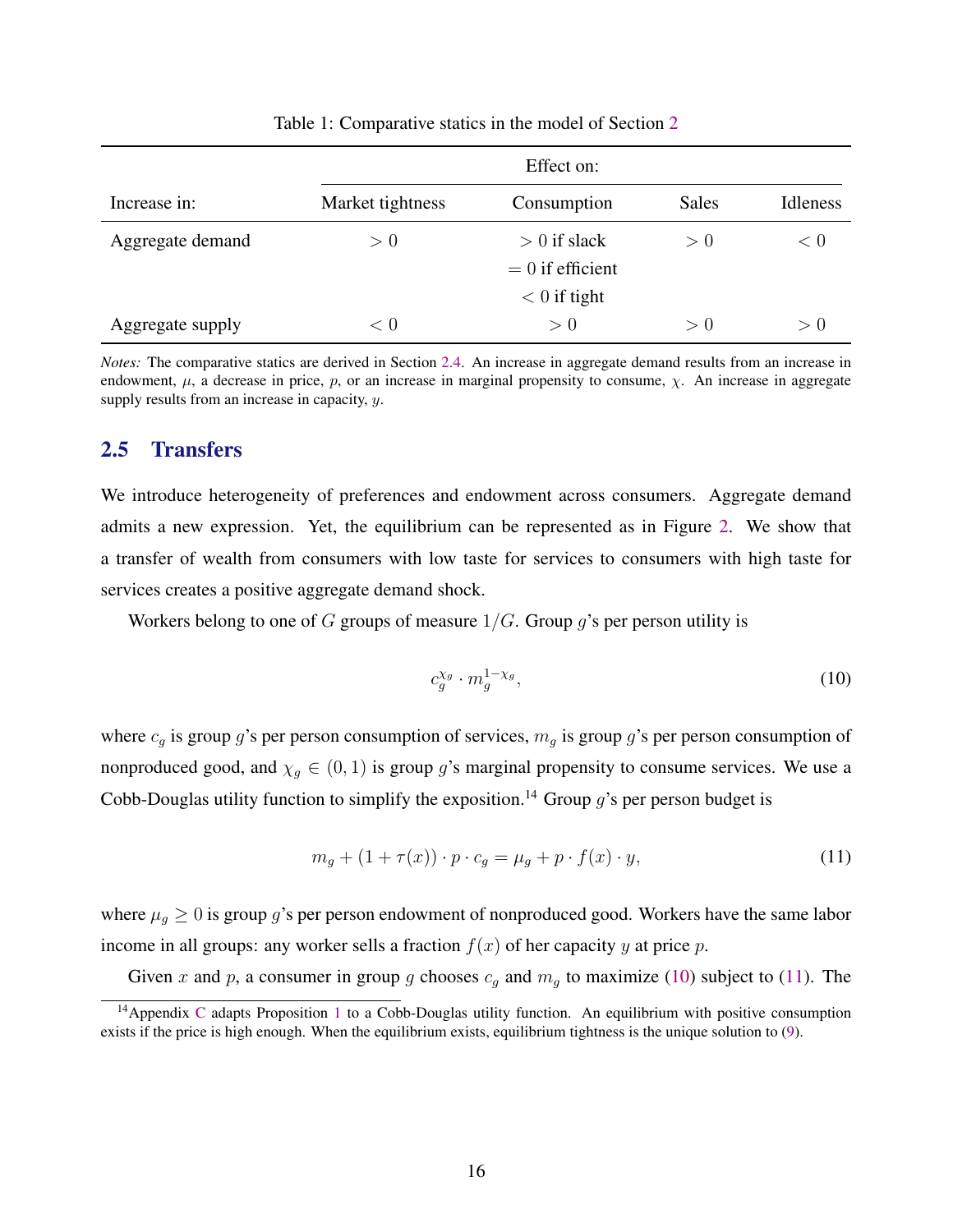Table 1: Comparative statics in the model of Section 2

| | Effect on: | | | |
|---|---|---|---|---|
| Increase in: | Market tightness | Consumption | Sales | Idleness |
| Aggregate demand | $> 0$ | $> 0$ if slack<br>$= 0$ if efficient<br>$< 0$ if tight | $> 0$ | $< 0$ |
| Aggregate supply | $< 0$ | $> 0$ | $> 0$ | $> 0$ |

*Notes:* The comparative statics are derived in Section 2.4. An increase in aggregate demand results from an increase in endowment, $\mu$, a decrease in price, $p$, or an increase in marginal propensity to consume, $\chi$. An increase in aggregate supply results from an increase in capacity, $y$.

## 2.5 Transfers

We introduce heterogeneity of preferences and endowment across consumers. Aggregate demand admits a new expression. Yet, the equilibrium can be represented as in Figure 2. We show that a transfer of wealth from consumers with low taste for services to consumers with high taste for services creates a positive aggregate demand shock.

Workers belong to one of $G$ groups of measure $1/G$. Group $g$'s per person utility is

$$c_g^{\chi_g} \cdot m_g^{1-\chi_g}, \tag{10}$$

where $c_g$ is group $g$'s per person consumption of services, $m_g$ is group $g$'s per person consumption of nonproduced good, and $\chi_g \in (0, 1)$ is group $g$'s marginal propensity to consume services. We use a Cobb-Douglas utility function to simplify the exposition.[14] Group $g$'s per person budget is

$$m_g + (1 + \tau(x)) \cdot p \cdot c_g = \mu_g + p \cdot f(x) \cdot y, \tag{11}$$

where $\mu_g \geq 0$ is group $g$'s per person endowment of nonproduced good. Workers have the same labor income in all groups: any worker sells a fraction $f(x)$ of her capacity $y$ at price $p$.

Given $x$ and $p$, a consumer in group $g$ chooses $c_g$ and $m_g$ to maximize (10) subject to (11). The

[14] Appendix C adapts Proposition 1 to a Cobb-Douglas utility function. An equilibrium with positive consumption exists if the price is high enough. When the equilibrium exists, equilibrium tightness is the unique solution to (9).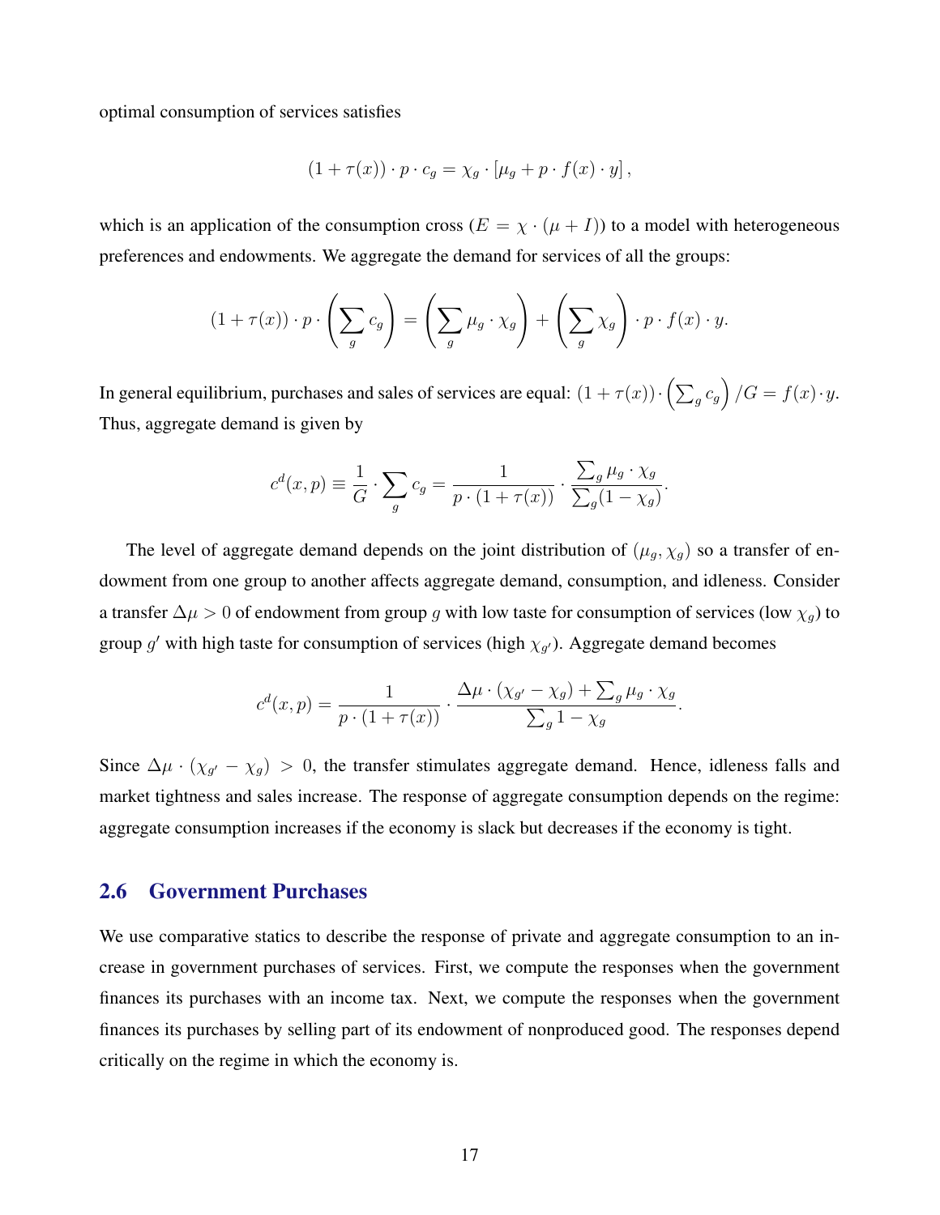optimal consumption of services satisfies

$$(1 + \tau(x)) \cdot p \cdot c_g = \chi_g \cdot [\mu_g + p \cdot f(x) \cdot y],$$

which is an application of the consumption cross ($E = \chi \cdot (\mu + I)$) to a model with heterogeneous preferences and endowments. We aggregate the demand for services of all the groups:

$$(1 + \tau(x)) \cdot p \cdot \left(\sum_g c_g\right) = \left(\sum_g \mu_g \cdot \chi_g\right) + \left(\sum_g \chi_g\right) \cdot p \cdot f(x) \cdot y.$$

In general equilibrium, purchases and sales of services are equal: $(1 + \tau(x)) \cdot \left(\sum_g c_g\right)/G = f(x) \cdot y$. Thus, aggregate demand is given by

$$c^d(x, p) \equiv \frac{1}{G} \cdot \sum_g c_g = \frac{1}{p \cdot (1 + \tau(x))} \cdot \frac{\sum_g \mu_g \cdot \chi_g}{\sum_g (1 - \chi_g)}.$$

The level of aggregate demand depends on the joint distribution of $(\mu_g, \chi_g)$ so a transfer of endowment from one group to another affects aggregate demand, consumption, and idleness. Consider a transfer $\Delta\mu > 0$ of endowment from group $g$ with low taste for consumption of services (low $\chi_g$) to group $g'$ with high taste for consumption of services (high $\chi_{g'}$). Aggregate demand becomes

$$c^d(x, p) = \frac{1}{p \cdot (1 + \tau(x))} \cdot \frac{\Delta\mu \cdot (\chi_{g'} - \chi_g) + \sum_g \mu_g \cdot \chi_g}{\sum_g 1 - \chi_g}.$$

Since $\Delta\mu \cdot (\chi_{g'} - \chi_g) > 0$, the transfer stimulates aggregate demand. Hence, idleness falls and market tightness and sales increase. The response of aggregate consumption depends on the regime: aggregate consumption increases if the economy is slack but decreases if the economy is tight.

## 2.6 Government Purchases

We use comparative statics to describe the response of private and aggregate consumption to an increase in government purchases of services. First, we compute the responses when the government finances its purchases with an income tax. Next, we compute the responses when the government finances its purchases by selling part of its endowment of nonproduced good. The responses depend critically on the regime in which the economy is.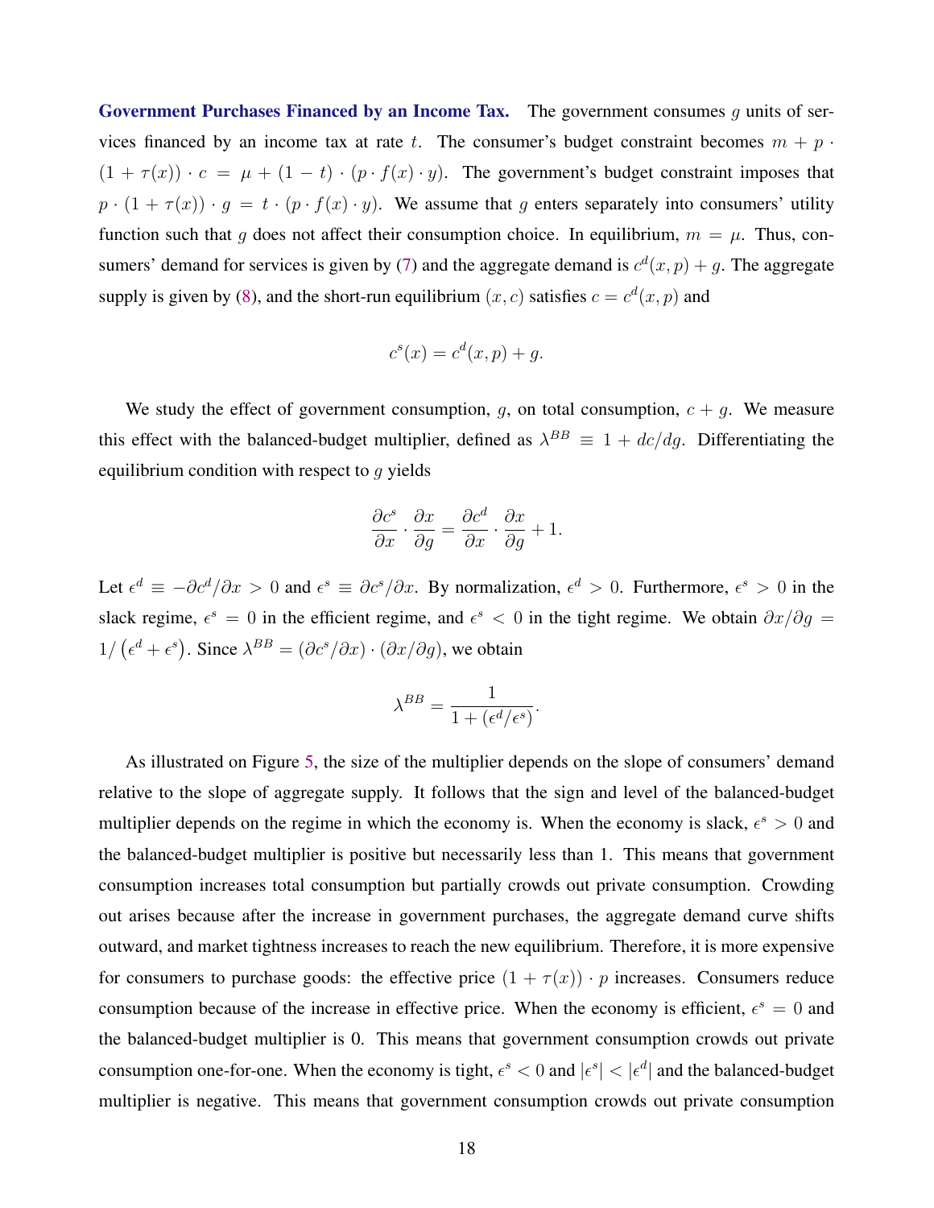**Government Purchases Financed by an Income Tax.** The government consumes $g$ units of services financed by an income tax at rate $t$. The consumer's budget constraint becomes $m + p \cdot (1 + \tau(x)) \cdot c = \mu + (1 - t) \cdot (p \cdot f(x) \cdot y)$. The government's budget constraint imposes that $p \cdot (1 + \tau(x)) \cdot g = t \cdot (p \cdot f(x) \cdot y)$. We assume that $g$ enters separately into consumers' utility function such that $g$ does not affect their consumption choice. In equilibrium, $m = \mu$. Thus, consumers' demand for services is given by (7) and the aggregate demand is $c^d(x, p) + g$. The aggregate supply is given by (8), and the short-run equilibrium $(x, c)$ satisfies $c = c^d(x, p)$ and

$$c^s(x) = c^d(x, p) + g.$$

We study the effect of government consumption, $g$, on total consumption, $c + g$. We measure this effect with the balanced-budget multiplier, defined as $\lambda^{BB} \equiv 1 + dc/dg$. Differentiating the equilibrium condition with respect to $g$ yields

$$\frac{\partial c^s}{\partial x} \cdot \frac{\partial x}{\partial g} = \frac{\partial c^d}{\partial x} \cdot \frac{\partial x}{\partial g} + 1.$$

Let $\epsilon^d \equiv -\partial c^d / \partial x > 0$ and $\epsilon^s \equiv \partial c^s / \partial x$. By normalization, $\epsilon^d > 0$. Furthermore, $\epsilon^s > 0$ in the slack regime, $\epsilon^s = 0$ in the efficient regime, and $\epsilon^s < 0$ in the tight regime. We obtain $\partial x / \partial g = 1 / \left(\epsilon^d + \epsilon^s\right)$. Since $\lambda^{BB} = (\partial c^s / \partial x) \cdot (\partial x / \partial g)$, we obtain

$$\lambda^{BB} = \frac{1}{1 + (\epsilon^d / \epsilon^s)}.$$

As illustrated on Figure 5, the size of the multiplier depends on the slope of consumers' demand relative to the slope of aggregate supply. It follows that the sign and level of the balanced-budget multiplier depends on the regime in which the economy is. When the economy is slack, $\epsilon^s > 0$ and the balanced-budget multiplier is positive but necessarily less than 1. This means that government consumption increases total consumption but partially crowds out private consumption. Crowding out arises because after the increase in government purchases, the aggregate demand curve shifts outward, and market tightness increases to reach the new equilibrium. Therefore, it is more expensive for consumers to purchase goods: the effective price $(1 + \tau(x)) \cdot p$ increases. Consumers reduce consumption because of the increase in effective price. When the economy is efficient, $\epsilon^s = 0$ and the balanced-budget multiplier is 0. This means that government consumption crowds out private consumption one-for-one. When the economy is tight, $\epsilon^s < 0$ and $|\epsilon^s| < |\epsilon^d|$ and the balanced-budget multiplier is negative. This means that government consumption crowds out private consumption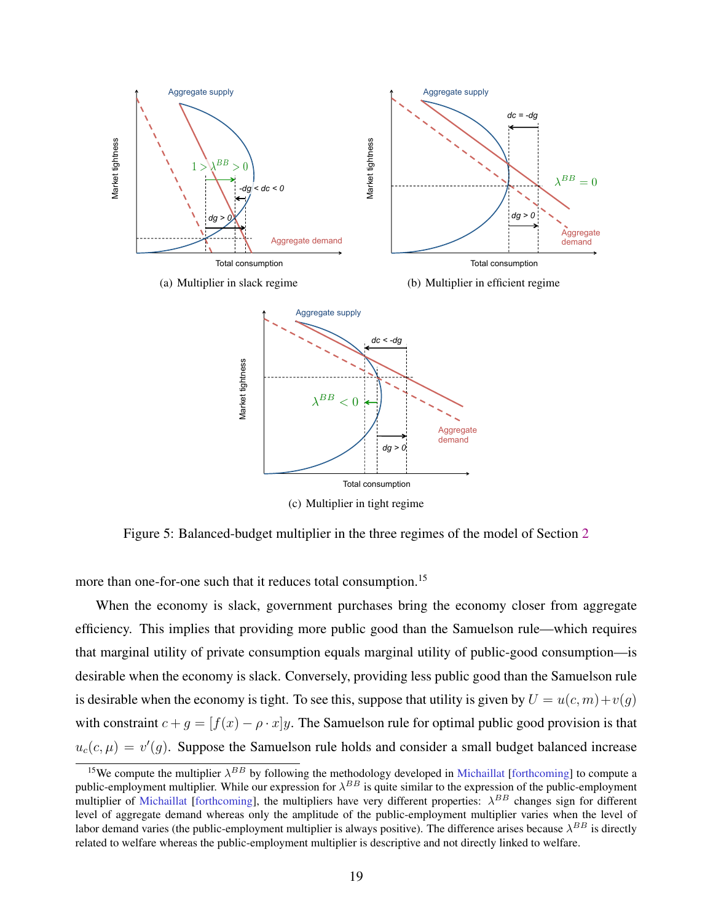(a) Multiplier in slack regime

(b) Multiplier in efficient regime

(c) Multiplier in tight regime

Figure 5: Balanced-budget multiplier in the three regimes of the model of Section 2

more than one-for-one such that it reduces total consumption.[15]

When the economy is slack, government purchases bring the economy closer from aggregate efficiency. This implies that providing more public good than the Samuelson rule—which requires that marginal utility of private consumption equals marginal utility of public-good consumption—is desirable when the economy is slack. Conversely, providing less public good than the Samuelson rule is desirable when the economy is tight. To see this, suppose that utility is given by $U = u(c, m) + v(g)$ with constraint $c + g = [f(x) - \rho \cdot x]y$. The Samuelson rule for optimal public good provision is that $u_c(c, \mu) = v'(g)$. Suppose the Samuelson rule holds and consider a small budget balanced increase

[15] We compute the multiplier $\lambda^{BB}$ by following the methodology developed in Michaillat [forthcoming] to compute a public-employment multiplier. While our expression for $\lambda^{BB}$ is quite similar to the expression of the public-employment multiplier of Michaillat [forthcoming], the multipliers have very different properties: $\lambda^{BB}$ changes sign for different level of aggregate demand whereas only the amplitude of the public-employment multiplier varies when the level of labor demand varies (the public-employment multiplier is always positive). The difference arises because $\lambda^{BB}$ is directly related to welfare whereas the public-employment multiplier is descriptive and not directly linked to welfare.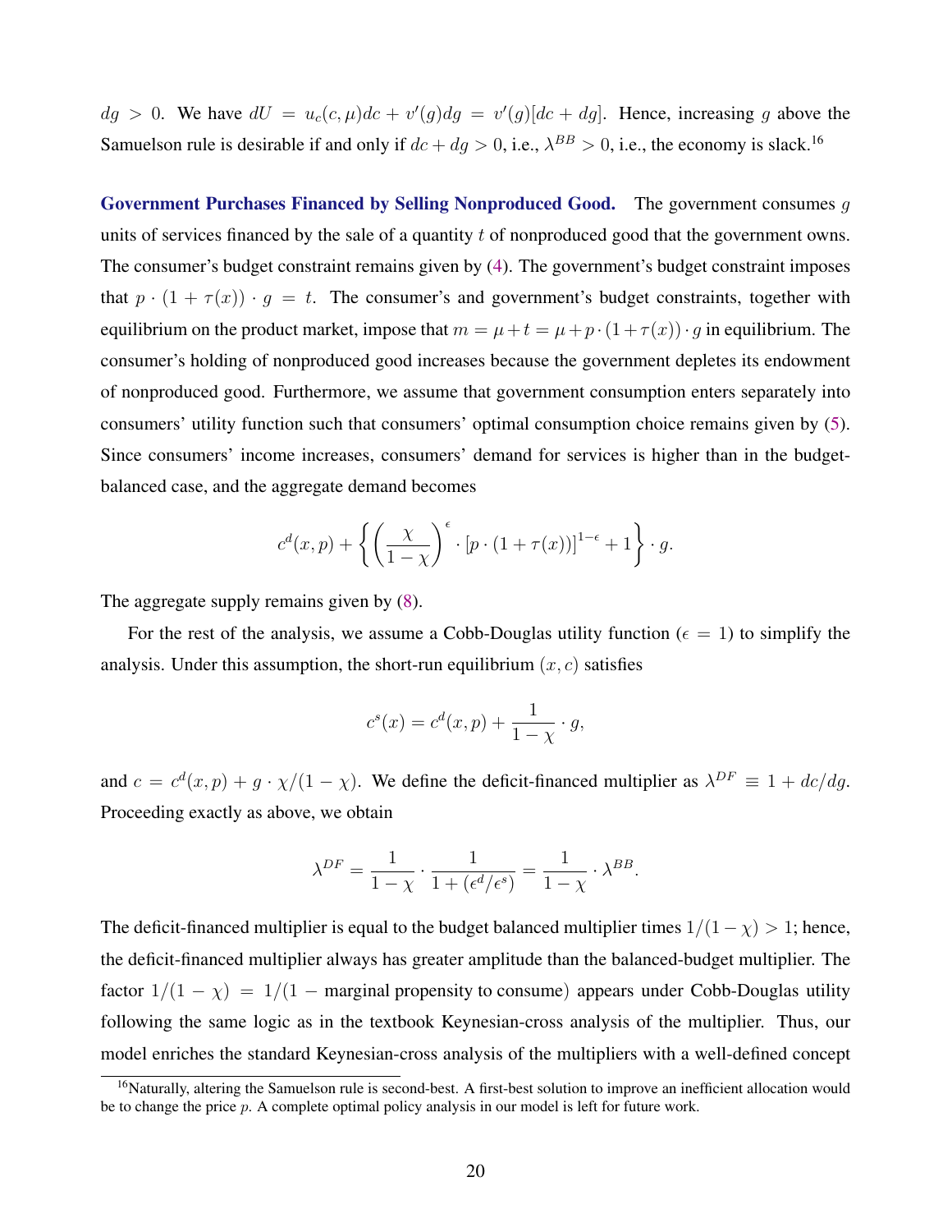$dg > 0$. We have $dU = u_c(c, \mu)dc + v'(g)dg = v'(g)[dc + dg]$. Hence, increasing $g$ above the Samuelson rule is desirable if and only if $dc + dg > 0$, i.e., $\lambda^{BB} > 0$, i.e., the economy is slack.[16]

**Government Purchases Financed by Selling Nonproduced Good.** The government consumes $g$ units of services financed by the sale of a quantity $t$ of nonproduced good that the government owns. The consumer's budget constraint remains given by (4). The government's budget constraint imposes that $p \cdot (1 + \tau(x)) \cdot g = t$. The consumer's and government's budget constraints, together with equilibrium on the product market, impose that $m = \mu + t = \mu + p \cdot (1 + \tau(x)) \cdot g$ in equilibrium. The consumer's holding of nonproduced good increases because the government depletes its endowment of nonproduced good. Furthermore, we assume that government consumption enters separately into consumers' utility function such that consumers' optimal consumption choice remains given by (5). Since consumers' income increases, consumers' demand for services is higher than in the budget-balanced case, and the aggregate demand becomes

$$c^d(x,p) + \left\{ \left( \frac{\chi}{1-\chi} \right)^{\epsilon} \cdot [p \cdot (1 + \tau(x))]^{1-\epsilon} + 1 \right\} \cdot g.$$

The aggregate supply remains given by (8).

For the rest of the analysis, we assume a Cobb-Douglas utility function ($\epsilon = 1$) to simplify the analysis. Under this assumption, the short-run equilibrium $(x, c)$ satisfies

$$c^s(x) = c^d(x,p) + \frac{1}{1-\chi} \cdot g,$$

and $c = c^d(x,p) + g \cdot \chi/(1-\chi)$. We define the deficit-financed multiplier as $\lambda^{DF} \equiv 1 + dc/dg$. Proceeding exactly as above, we obtain

$$\lambda^{DF} = \frac{1}{1-\chi} \cdot \frac{1}{1 + (\epsilon^d/\epsilon^s)} = \frac{1}{1-\chi} \cdot \lambda^{BB}.$$

The deficit-financed multiplier is equal to the budget balanced multiplier times $1/(1-\chi) > 1$; hence, the deficit-financed multiplier always has greater amplitude than the balanced-budget multiplier. The factor $1/(1-\chi) = 1/(1 - \text{marginal propensity to consume})$ appears under Cobb-Douglas utility following the same logic as in the textbook Keynesian-cross analysis of the multiplier. Thus, our model enriches the standard Keynesian-cross analysis of the multipliers with a well-defined concept

[16]Naturally, altering the Samuelson rule is second-best. A first-best solution to improve an inefficient allocation would be to change the price $p$. A complete optimal policy analysis in our model is left for future work.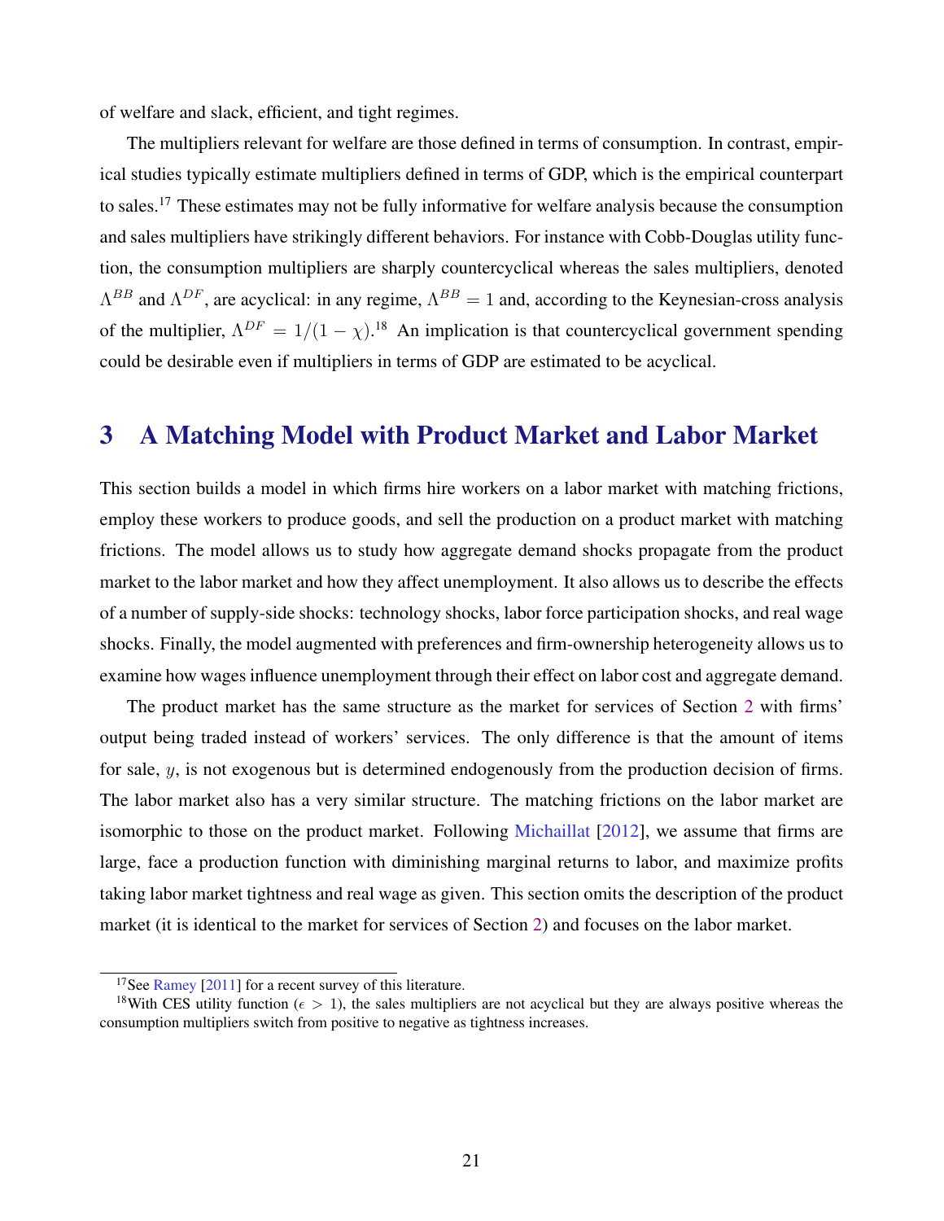of welfare and slack, efficient, and tight regimes.

The multipliers relevant for welfare are those defined in terms of consumption. In contrast, empirical studies typically estimate multipliers defined in terms of GDP, which is the empirical counterpart to sales.[17] These estimates may not be fully informative for welfare analysis because the consumption and sales multipliers have strikingly different behaviors. For instance with Cobb-Douglas utility function, the consumption multipliers are sharply countercyclical whereas the sales multipliers, denoted $\Lambda^{BB}$ and $\Lambda^{DF}$, are acyclical: in any regime, $\Lambda^{BB} = 1$ and, according to the Keynesian-cross analysis of the multiplier, $\Lambda^{DF} = 1/(1-\chi)$.[18] An implication is that countercyclical government spending could be desirable even if multipliers in terms of GDP are estimated to be acyclical.

# 3 A Matching Model with Product Market and Labor Market

This section builds a model in which firms hire workers on a labor market with matching frictions, employ these workers to produce goods, and sell the production on a product market with matching frictions. The model allows us to study how aggregate demand shocks propagate from the product market to the labor market and how they affect unemployment. It also allows us to describe the effects of a number of supply-side shocks: technology shocks, labor force participation shocks, and real wage shocks. Finally, the model augmented with preferences and firm-ownership heterogeneity allows us to examine how wages influence unemployment through their effect on labor cost and aggregate demand.

The product market has the same structure as the market for services of Section 2 with firms' output being traded instead of workers' services. The only difference is that the amount of items for sale, $y$, is not exogenous but is determined endogenously from the production decision of firms. The labor market also has a very similar structure. The matching frictions on the labor market are isomorphic to those on the product market. Following Michaillat [2012], we assume that firms are large, face a production function with diminishing marginal returns to labor, and maximize profits taking labor market tightness and real wage as given. This section omits the description of the product market (it is identical to the market for services of Section 2) and focuses on the labor market.

[17] See Ramey [2011] for a recent survey of this literature.

[18] With CES utility function ($\epsilon > 1$), the sales multipliers are not acyclical but they are always positive whereas the consumption multipliers switch from positive to negative as tightness increases.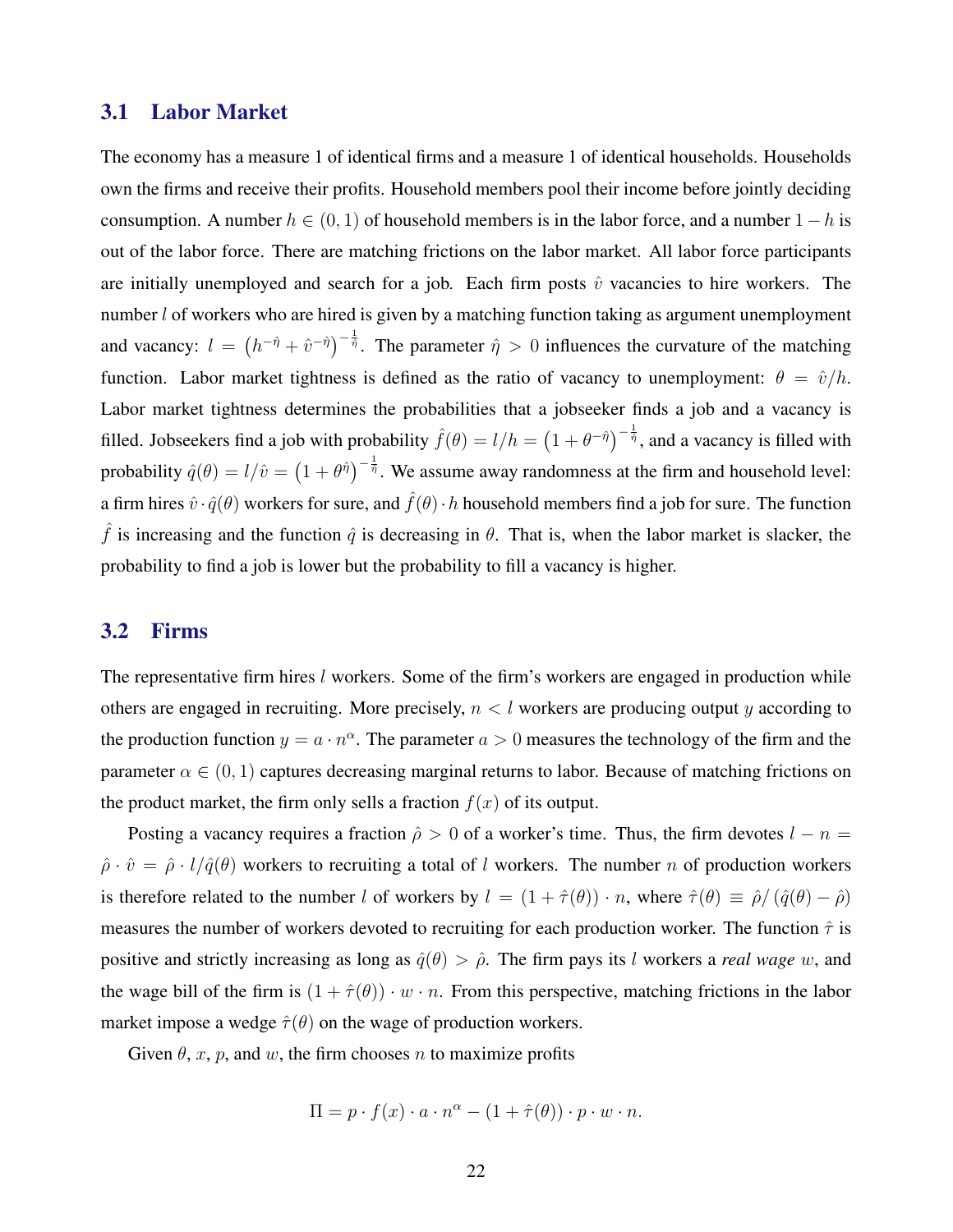## 3.1 Labor Market

The economy has a measure 1 of identical firms and a measure 1 of identical households. Households own the firms and receive their profits. Household members pool their income before jointly deciding consumption. A number $h \in (0,1)$ of household members is in the labor force, and a number $1-h$ is out of the labor force. There are matching frictions on the labor market. All labor force participants are initially unemployed and search for a job. Each firm posts $\hat{v}$ vacancies to hire workers. The number $l$ of workers who are hired is given by a matching function taking as argument unemployment and vacancy: $l = \left(h^{-\hat{\eta}} + \hat{v}^{-\hat{\eta}}\right)^{-\frac{1}{\hat{\eta}}}$. The parameter $\hat{\eta} > 0$ influences the curvature of the matching function. Labor market tightness is defined as the ratio of vacancy to unemployment: $\theta = \hat{v}/h$. Labor market tightness determines the probabilities that a jobseeker finds a job and a vacancy is filled. Jobseekers find a job with probability $\hat{f}(\theta) = l/h = \left(1 + \theta^{-\hat{\eta}}\right)^{-\frac{1}{\hat{\eta}}}$, and a vacancy is filled with probability $\hat{q}(\theta) = l/\hat{v} = \left(1 + \theta^{\hat{\eta}}\right)^{-\frac{1}{\hat{\eta}}}$. We assume away randomness at the firm and household level: a firm hires $\hat{v} \cdot \hat{q}(\theta)$ workers for sure, and $\hat{f}(\theta) \cdot h$ household members find a job for sure. The function $\hat{f}$ is increasing and the function $\hat{q}$ is decreasing in $\theta$. That is, when the labor market is slacker, the probability to find a job is lower but the probability to fill a vacancy is higher.

## 3.2 Firms

The representative firm hires $l$ workers. Some of the firm's workers are engaged in production while others are engaged in recruiting. More precisely, $n < l$ workers are producing output $y$ according to the production function $y = a \cdot n^{\alpha}$. The parameter $a > 0$ measures the technology of the firm and the parameter $\alpha \in (0,1)$ captures decreasing marginal returns to labor. Because of matching frictions on the product market, the firm only sells a fraction $f(x)$ of its output.

Posting a vacancy requires a fraction $\hat{\rho} > 0$ of a worker's time. Thus, the firm devotes $l - n = \hat{\rho} \cdot \hat{v} = \hat{\rho} \cdot l/\hat{q}(\theta)$ workers to recruiting a total of $l$ workers. The number $n$ of production workers is therefore related to the number $l$ of workers by $l = (1 + \hat{\tau}(\theta)) \cdot n$, where $\hat{\tau}(\theta) \equiv \hat{\rho}/\left(\hat{q}(\theta) - \hat{\rho}\right)$ measures the number of workers devoted to recruiting for each production worker. The function $\hat{\tau}$ is positive and strictly increasing as long as $\hat{q}(\theta) > \hat{\rho}$. The firm pays its $l$ workers a *real wage* $w$, and the wage bill of the firm is $(1 + \hat{\tau}(\theta)) \cdot w \cdot n$. From this perspective, matching frictions in the labor market impose a wedge $\hat{\tau}(\theta)$ on the wage of production workers.

Given $\theta$, $x$, $p$, and $w$, the firm chooses $n$ to maximize profits

$$\Pi = p \cdot f(x) \cdot a \cdot n^{\alpha} - (1 + \hat{\tau}(\theta)) \cdot p \cdot w \cdot n.$$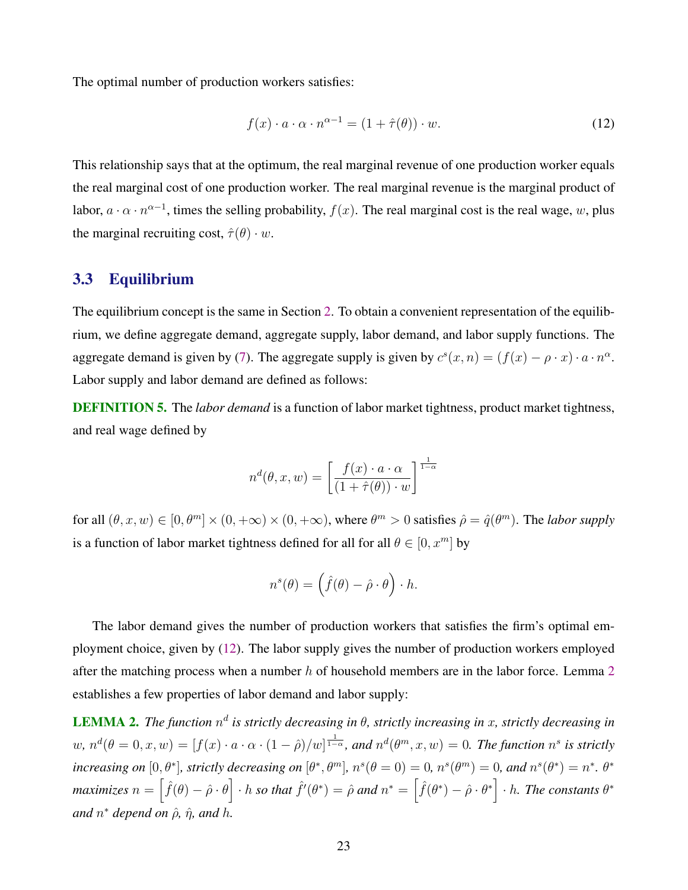The optimal number of production workers satisfies:

$$f(x) \cdot a \cdot \alpha \cdot n^{\alpha-1} = (1 + \hat{\tau}(\theta)) \cdot w. \tag{12}$$

This relationship says that at the optimum, the real marginal revenue of one production worker equals the real marginal cost of one production worker. The real marginal revenue is the marginal product of labor, $a \cdot \alpha \cdot n^{\alpha-1}$, times the selling probability, $f(x)$. The real marginal cost is the real wage, $w$, plus the marginal recruiting cost, $\hat{\tau}(\theta) \cdot w$.

## 3.3 Equilibrium

The equilibrium concept is the same in Section 2. To obtain a convenient representation of the equilibrium, we define aggregate demand, aggregate supply, labor demand, and labor supply functions. The aggregate demand is given by (7). The aggregate supply is given by $c^s(x, n) = (f(x) - \rho \cdot x) \cdot a \cdot n^\alpha$. Labor supply and labor demand are defined as follows:

**DEFINITION 5.** The *labor demand* is a function of labor market tightness, product market tightness, and real wage defined by

$$n^d(\theta, x, w) = \left[\frac{f(x) \cdot a \cdot \alpha}{(1 + \hat{\tau}(\theta)) \cdot w}\right]^{\frac{1}{1-\alpha}}$$

for all $(\theta, x, w) \in [0, \theta^m] \times (0, +\infty) \times (0, +\infty)$, where $\theta^m > 0$ satisfies $\hat{\rho} = \hat{q}(\theta^m)$. The *labor supply* is a function of labor market tightness defined for all for all $\theta \in [0, x^m]$ by

$$n^s(\theta) = \left(\hat{f}(\theta) - \hat{\rho} \cdot \theta\right) \cdot h.$$

The labor demand gives the number of production workers that satisfies the firm's optimal employment choice, given by (12). The labor supply gives the number of production workers employed after the matching process when a number $h$ of household members are in the labor force. Lemma 2 establishes a few properties of labor demand and labor supply:

**LEMMA 2.** *The function $n^d$ is strictly decreasing in $\theta$, strictly increasing in $x$, strictly decreasing in $w$, $n^d(\theta = 0, x, w) = [f(x) \cdot a \cdot \alpha \cdot (1 - \hat{\rho})/w]^{\frac{1}{1-\alpha}}$, and $n^d(\theta^m, x, w) = 0$. The function $n^s$ is strictly increasing on $[0, \theta^*]$, strictly decreasing on $[\theta^*, \theta^m]$, $n^s(\theta = 0) = 0$, $n^s(\theta^m) = 0$, and $n^s(\theta^*) = n^*$. $\theta^*$ maximizes $n = \left[\hat{f}(\theta) - \hat{\rho} \cdot \theta\right] \cdot h$ so that $\hat{f}'(\theta^*) = \hat{\rho}$ and $n^* = \left[\hat{f}(\theta^*) - \hat{\rho} \cdot \theta^*\right] \cdot h$. The constants $\theta^*$ and $n^*$ depend on $\hat{\rho}$, $\hat{\eta}$, and $h$.*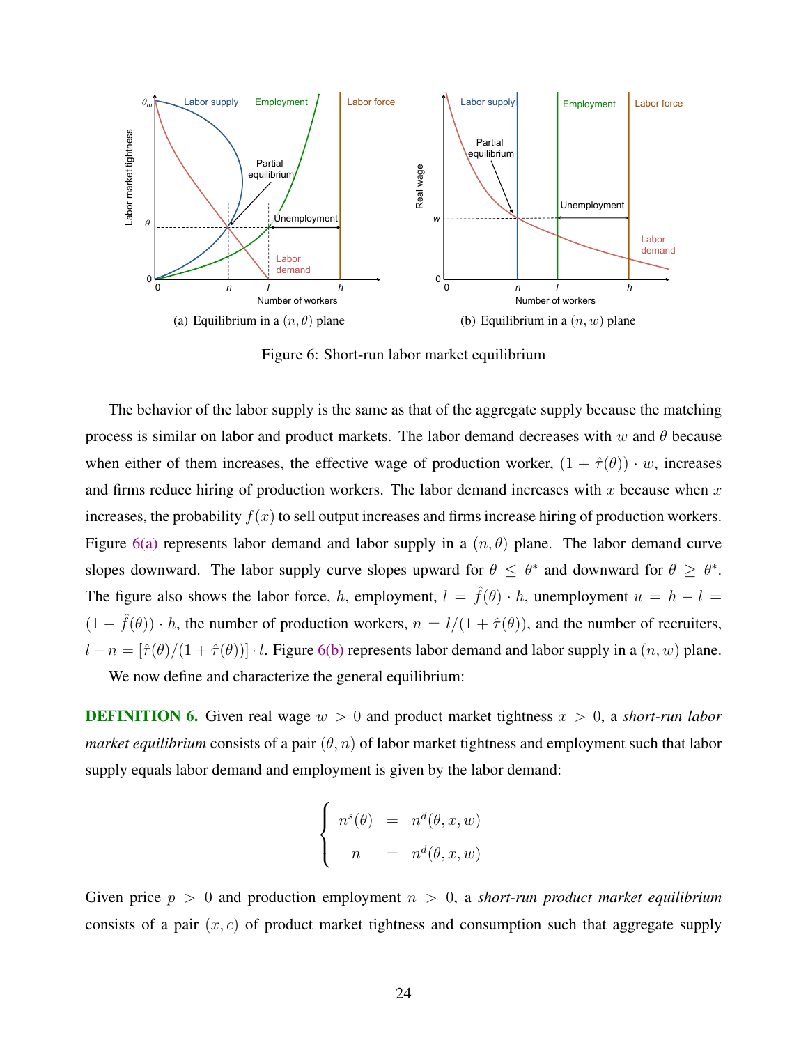(a) Equilibrium in a $(n, \theta)$ plane

(b) Equilibrium in a $(n, w)$ plane

Figure 6: Short-run labor market equilibrium

The behavior of the labor supply is the same as that of the aggregate supply because the matching process is similar on labor and product markets. The labor demand decreases with $w$ and $\theta$ because when either of them increases, the effective wage of production worker, $(1 + \hat{\tau}(\theta)) \cdot w$, increases and firms reduce hiring of production workers. The labor demand increases with $x$ because when $x$ increases, the probability $f(x)$ to sell output increases and firms increase hiring of production workers. Figure 6(a) represents labor demand and labor supply in a $(n, \theta)$ plane. The labor demand curve slopes downward. The labor supply curve slopes upward for $\theta \leq \theta^*$ and downward for $\theta \geq \theta^*$. The figure also shows the labor force, $h$, employment, $l = \hat{f}(\theta) \cdot h$, unemployment $u = h - l = (1 - \hat{f}(\theta)) \cdot h$, the number of production workers, $n = l/(1 + \hat{\tau}(\theta))$, and the number of recruiters, $l - n = [\hat{\tau}(\theta)/(1 + \hat{\tau}(\theta))] \cdot l$. Figure 6(b) represents labor demand and labor supply in a $(n, w)$ plane.

We now define and characterize the general equilibrium:

**DEFINITION 6.** Given real wage $w > 0$ and product market tightness $x > 0$, a *short-run labor market equilibrium* consists of a pair $(\theta, n)$ of labor market tightness and employment such that labor supply equals labor demand and employment is given by the labor demand:

$$
\begin{cases}
n^s(\theta) = n^d(\theta, x, w) \\
n = n^d(\theta, x, w)
\end{cases}
$$

Given price $p > 0$ and production employment $n > 0$, a *short-run product market equilibrium* consists of a pair $(x, c)$ of product market tightness and consumption such that aggregate supply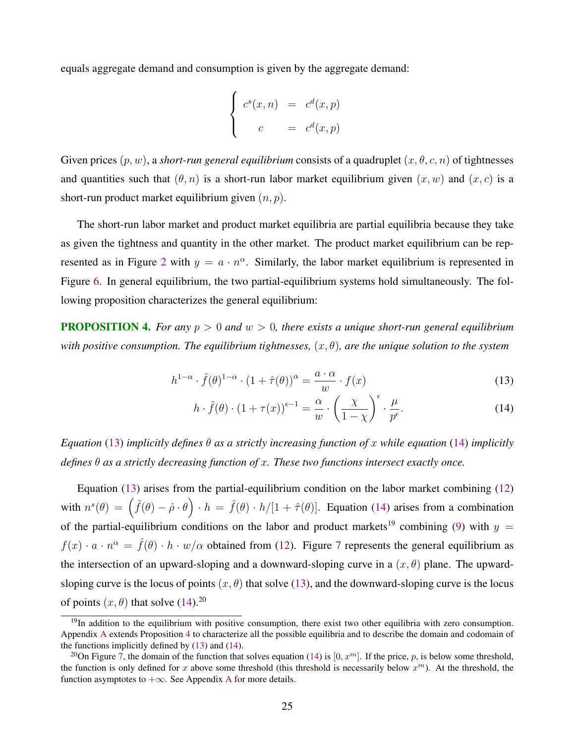equals aggregate demand and consumption is given by the aggregate demand:

$$\begin{cases} c^s(x,n) &= c^d(x,p) \\ c &= c^d(x,p) \end{cases}$$

Given prices $(p, w)$, a *short-run general equilibrium* consists of a quadruplet $(x, \theta, c, n)$ of tightnesses and quantities such that $(\theta, n)$ is a short-run labor market equilibrium given $(x, w)$ and $(x, c)$ is a short-run product market equilibrium given $(n, p)$.

The short-run labor market and product market equilibria are partial equilibria because they take as given the tightness and quantity in the other market. The product market equilibrium can be represented as in Figure 2 with $y = a \cdot n^{\alpha}$. Similarly, the labor market equilibrium is represented in Figure 6. In general equilibrium, the two partial-equilibrium systems hold simultaneously. The following proposition characterizes the general equilibrium:

**PROPOSITION 4.** *For any $p > 0$ and $w > 0$, there exists a unique short-run general equilibrium with positive consumption. The equilibrium tightnesses, $(x, \theta)$, are the unique solution to the system*

$$h^{1-\alpha} \cdot \hat{f}(\theta)^{1-\alpha} \cdot (1 + \hat{\tau}(\theta))^{\alpha} = \frac{a \cdot \alpha}{w} \cdot f(x) \tag{13}$$

$$h \cdot \hat{f}(\theta) \cdot (1 + \tau(x))^{\epsilon - 1} = \frac{\alpha}{w} \cdot \left(\frac{\chi}{1-\chi}\right)^{\epsilon} \cdot \frac{\mu}{p^{\epsilon}}. \tag{14}$$

*Equation (13) implicitly defines $\theta$ as a strictly increasing function of $x$ while equation (14) implicitly defines $\theta$ as a strictly decreasing function of $x$. These two functions intersect exactly once.*

Equation (13) arises from the partial-equilibrium condition on the labor market combining (12) with $n^s(\theta) = \left(\hat{f}(\theta) - \hat{\rho} \cdot \theta\right) \cdot h = \hat{f}(\theta) \cdot h/[1 + \hat{\tau}(\theta)]$. Equation (14) arises from a combination of the partial-equilibrium conditions on the labor and product markets[19] combining (9) with $y = f(x) \cdot a \cdot n^{\alpha} = \hat{f}(\theta) \cdot h \cdot w/\alpha$ obtained from (12). Figure 7 represents the general equilibrium as the intersection of an upward-sloping and a downward-sloping curve in a $(x, \theta)$ plane. The upward-sloping curve is the locus of points $(x, \theta)$ that solve (13), and the downward-sloping curve is the locus of points $(x, \theta)$ that solve (14).[20]

[19] In addition to the equilibrium with positive consumption, there exist two other equilibria with zero consumption. Appendix A extends Proposition 4 to characterize all the possible equilibria and to describe the domain and codomain of the functions implicitly defined by (13) and (14).

[20] On Figure 7, the domain of the function that solves equation (14) is $[0, x^m]$. If the price, $p$, is below some threshold, the function is only defined for $x$ above some threshold (this threshold is necessarily below $x^m$). At the threshold, the function asymptotes to $+\infty$. See Appendix A for more details.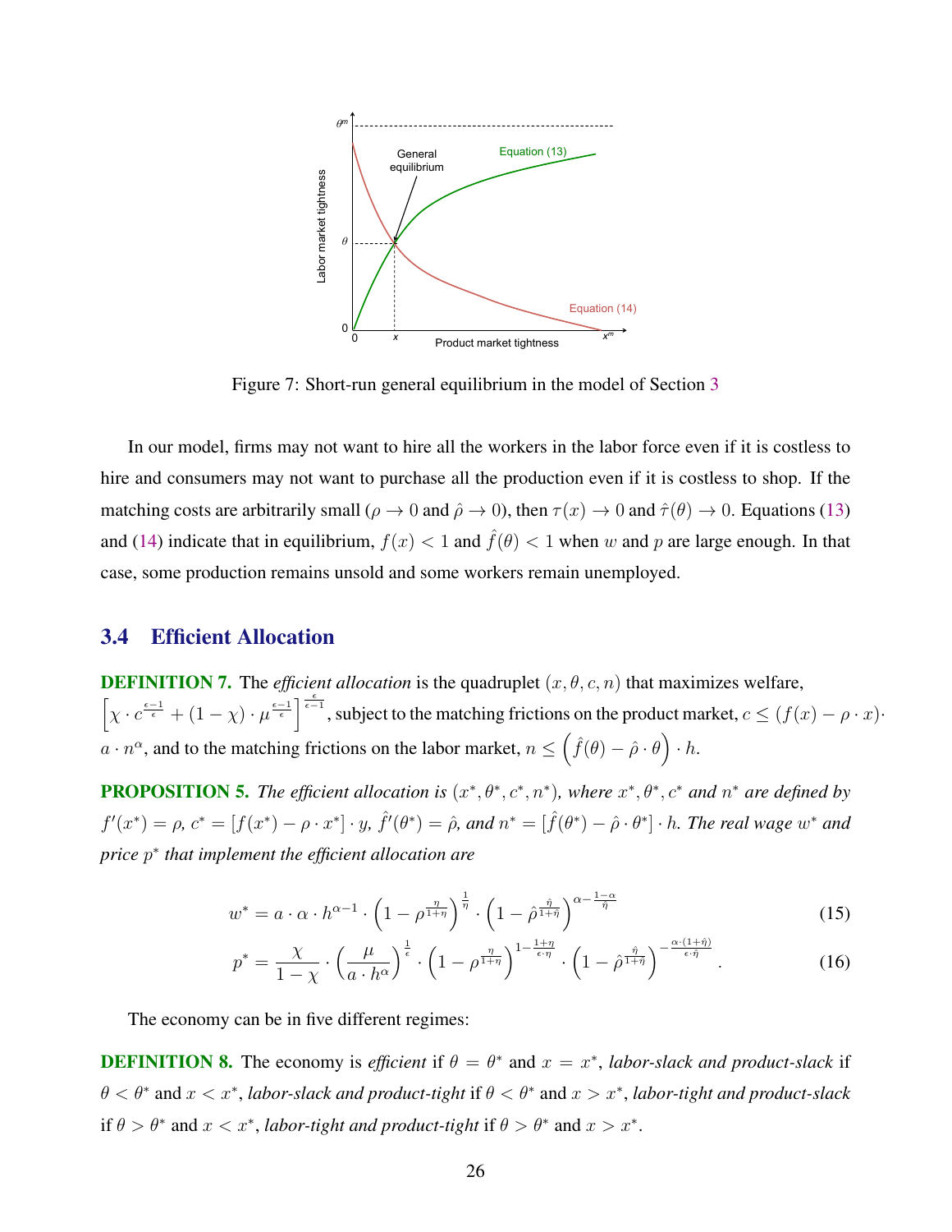Figure 7: Short-run general equilibrium in the model of Section 3

In our model, firms may not want to hire all the workers in the labor force even if it is costless to hire and consumers may not want to purchase all the production even if it is costless to shop. If the matching costs are arbitrarily small ($\rho \to 0$ and $\hat{\rho} \to 0$), then $\tau(x) \to 0$ and $\hat{\tau}(\theta) \to 0$. Equations (13) and (14) indicate that in equilibrium, $f(x) < 1$ and $\hat{f}(\theta) < 1$ when $w$ and $p$ are large enough. In that case, some production remains unsold and some workers remain unemployed.

## 3.4 Efficient Allocation

**DEFINITION 7.** The *efficient allocation* is the quadruplet $(x, \theta, c, n)$ that maximizes welfare, $\left[\chi \cdot c^{\frac{\epsilon-1}{\epsilon}} + (1-\chi) \cdot \mu^{\frac{\epsilon-1}{\epsilon}}\right]^{\frac{\epsilon}{\epsilon-1}}$, subject to the matching frictions on the product market, $c \leq (f(x) - \rho \cdot x) \cdot a \cdot n^{\alpha}$, and to the matching frictions on the labor market, $n \leq \left(\hat{f}(\theta) - \hat{\rho} \cdot \theta\right) \cdot h$.

**PROPOSITION 5.** *The efficient allocation is $(x^*, \theta^*, c^*, n^*)$, where $x^*, \theta^*, c^*$ and $n^*$ are defined by $f'(x^*) = \rho$, $c^* = [f(x^*) - \rho \cdot x^*] \cdot y$, $\hat{f}'(\theta^*) = \hat{\rho}$, and $n^* = [\hat{f}(\theta^*) - \hat{\rho} \cdot \theta^*] \cdot h$. The real wage $w^*$ and price $p^*$ that implement the efficient allocation are*

$$w^* = a \cdot \alpha \cdot h^{\alpha-1} \cdot \left(1 - \rho^{\frac{\eta}{1+\eta}}\right)^{\frac{1}{\eta}} \cdot \left(1 - \hat{\rho}^{\frac{\hat{\eta}}{1+\hat{\eta}}}\right)^{\alpha - \frac{1-\alpha}{\hat{\eta}}} \tag{15}$$

$$p^* = \frac{\chi}{1-\chi} \cdot \left(\frac{\mu}{a \cdot h^{\alpha}}\right)^{\frac{1}{\epsilon}} \cdot \left(1 - \rho^{\frac{\eta}{1+\eta}}\right)^{1 - \frac{1+\eta}{\epsilon \cdot \eta}} \cdot \left(1 - \hat{\rho}^{\frac{\hat{\eta}}{1+\hat{\eta}}}\right)^{-\frac{\alpha \cdot (1+\hat{\eta})}{\epsilon \cdot \hat{\eta}}}. \tag{16}$$

The economy can be in five different regimes:

**DEFINITION 8.** The economy is *efficient* if $\theta = \theta^*$ and $x = x^*$, *labor-slack and product-slack* if $\theta < \theta^*$ and $x < x^*$, *labor-slack and product-tight* if $\theta < \theta^*$ and $x > x^*$, *labor-tight and product-slack* if $\theta > \theta^*$ and $x < x^*$, *labor-tight and product-tight* if $\theta > \theta^*$ and $x > x^*$.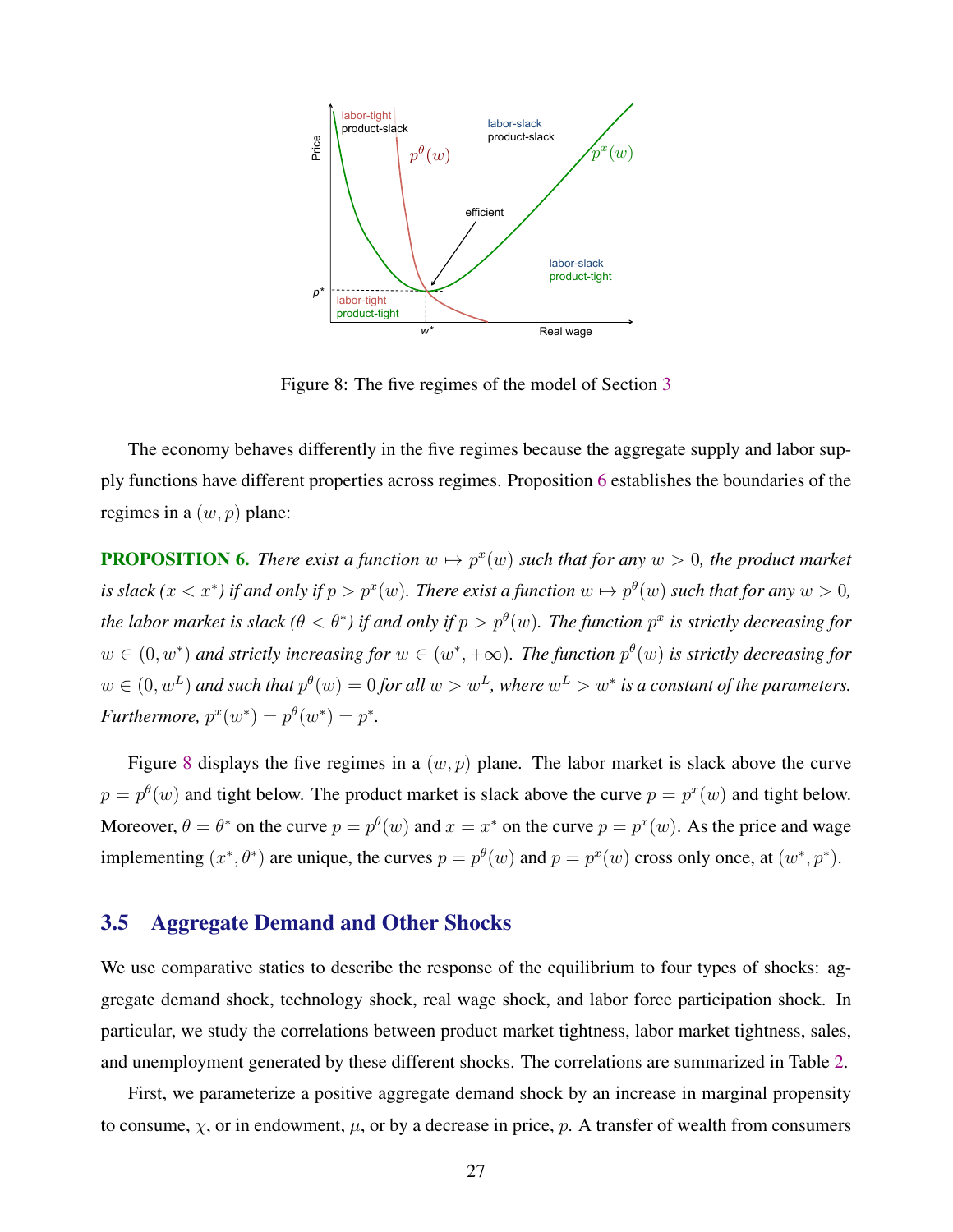Figure 8: The five regimes of the model of Section 3

The economy behaves differently in the five regimes because the aggregate supply and labor supply functions have different properties across regimes. Proposition 6 establishes the boundaries of the regimes in a $(w, p)$ plane:

**PROPOSITION 6.** *There exist a function $w \mapsto p^x(w)$ such that for any $w > 0$, the product market is slack ($x < x^*$) if and only if $p > p^x(w)$. There exist a function $w \mapsto p^\theta(w)$ such that for any $w > 0$, the labor market is slack ($\theta < \theta^*$) if and only if $p > p^\theta(w)$. The function $p^x$ is strictly decreasing for $w \in (0, w^*)$ and strictly increasing for $w \in (w^*, +\infty)$. The function $p^\theta(w)$ is strictly decreasing for $w \in (0, w^L)$ and such that $p^\theta(w) = 0$ for all $w > w^L$, where $w^L > w^*$ is a constant of the parameters. Furthermore, $p^x(w^*) = p^\theta(w^*) = p^*$.*

Figure 8 displays the five regimes in a $(w, p)$ plane. The labor market is slack above the curve $p = p^\theta(w)$ and tight below. The product market is slack above the curve $p = p^x(w)$ and tight below. Moreover, $\theta = \theta^*$ on the curve $p = p^\theta(w)$ and $x = x^*$ on the curve $p = p^x(w)$. As the price and wage implementing $(x^*, \theta^*)$ are unique, the curves $p = p^\theta(w)$ and $p = p^x(w)$ cross only once, at $(w^*, p^*)$.

## 3.5 Aggregate Demand and Other Shocks

We use comparative statics to describe the response of the equilibrium to four types of shocks: aggregate demand shock, technology shock, real wage shock, and labor force participation shock. In particular, we study the correlations between product market tightness, labor market tightness, sales, and unemployment generated by these different shocks. The correlations are summarized in Table 2.

First, we parameterize a positive aggregate demand shock by an increase in marginal propensity to consume, $\chi$, or in endowment, $\mu$, or by a decrease in price, $p$. A transfer of wealth from consumers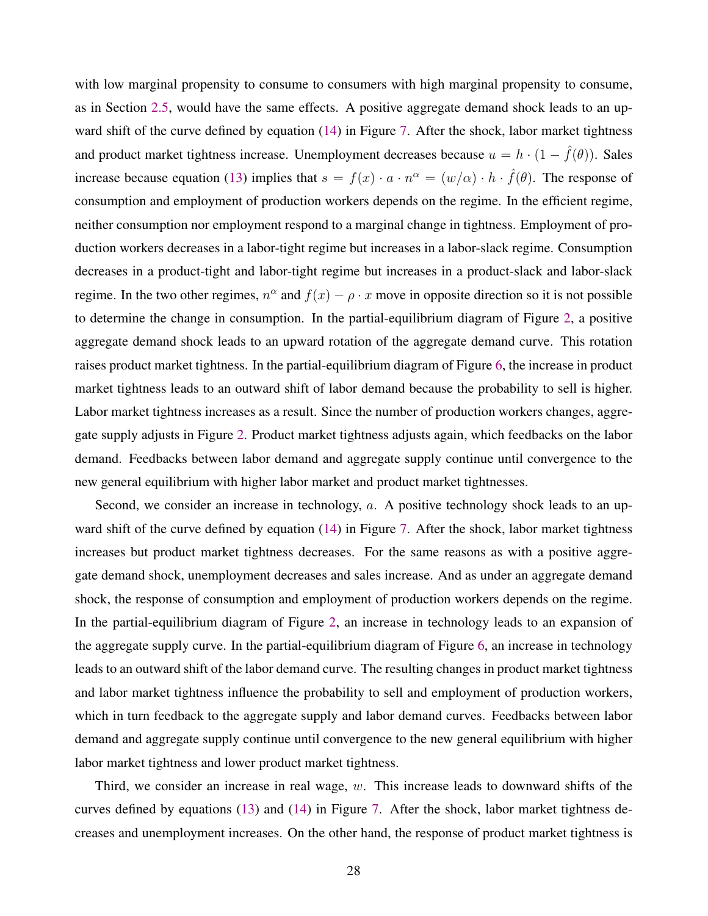with low marginal propensity to consume to consumers with high marginal propensity to consume, as in Section 2.5, would have the same effects. A positive aggregate demand shock leads to an upward shift of the curve defined by equation (14) in Figure 7. After the shock, labor market tightness and product market tightness increase. Unemployment decreases because $u = h \cdot (1 - \hat{f}(\theta))$. Sales increase because equation (13) implies that $s = f(x) \cdot a \cdot n^{\alpha} = (w/\alpha) \cdot h \cdot \hat{f}(\theta)$. The response of consumption and employment of production workers depends on the regime. In the efficient regime, neither consumption nor employment respond to a marginal change in tightness. Employment of production workers decreases in a labor-tight regime but increases in a labor-slack regime. Consumption decreases in a product-tight and labor-tight regime but increases in a product-slack and labor-slack regime. In the two other regimes, $n^{\alpha}$ and $f(x) - \rho \cdot x$ move in opposite direction so it is not possible to determine the change in consumption. In the partial-equilibrium diagram of Figure 2, a positive aggregate demand shock leads to an upward rotation of the aggregate demand curve. This rotation raises product market tightness. In the partial-equilibrium diagram of Figure 6, the increase in product market tightness leads to an outward shift of labor demand because the probability to sell is higher. Labor market tightness increases as a result. Since the number of production workers changes, aggregate supply adjusts in Figure 2. Product market tightness adjusts again, which feedbacks on the labor demand. Feedbacks between labor demand and aggregate supply continue until convergence to the new general equilibrium with higher labor market and product market tightnesses.

Second, we consider an increase in technology, $a$. A positive technology shock leads to an upward shift of the curve defined by equation (14) in Figure 7. After the shock, labor market tightness increases but product market tightness decreases. For the same reasons as with a positive aggregate demand shock, unemployment decreases and sales increase. And as under an aggregate demand shock, the response of consumption and employment of production workers depends on the regime. In the partial-equilibrium diagram of Figure 2, an increase in technology leads to an expansion of the aggregate supply curve. In the partial-equilibrium diagram of Figure 6, an increase in technology leads to an outward shift of the labor demand curve. The resulting changes in product market tightness and labor market tightness influence the probability to sell and employment of production workers, which in turn feedback to the aggregate supply and labor demand curves. Feedbacks between labor demand and aggregate supply continue until convergence to the new general equilibrium with higher labor market tightness and lower product market tightness.

Third, we consider an increase in real wage, $w$. This increase leads to downward shifts of the curves defined by equations (13) and (14) in Figure 7. After the shock, labor market tightness decreases and unemployment increases. On the other hand, the response of product market tightness is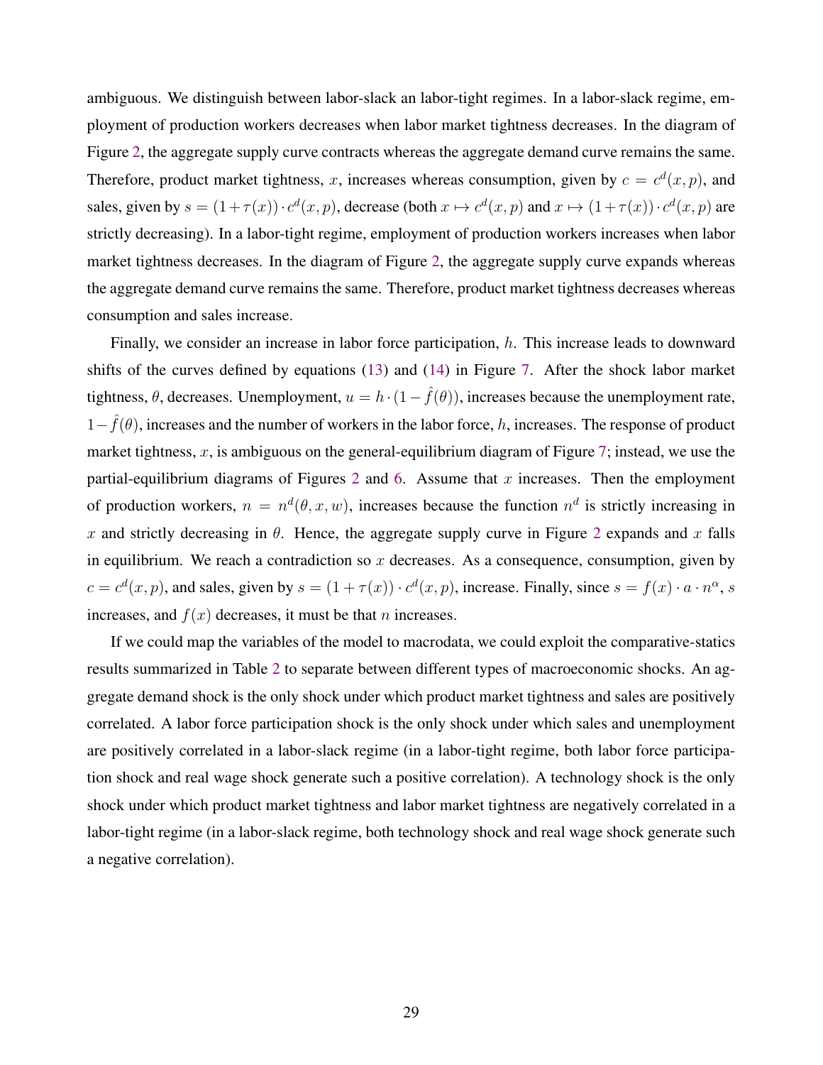ambiguous. We distinguish between labor-slack an labor-tight regimes. In a labor-slack regime, employment of production workers decreases when labor market tightness decreases. In the diagram of Figure 2, the aggregate supply curve contracts whereas the aggregate demand curve remains the same. Therefore, product market tightness, $x$, increases whereas consumption, given by $c = c^d(x, p)$, and sales, given by $s = (1 + \tau(x)) \cdot c^d(x, p)$, decrease (both $x \mapsto c^d(x, p)$ and $x \mapsto (1 + \tau(x)) \cdot c^d(x, p)$ are strictly decreasing). In a labor-tight regime, employment of production workers increases when labor market tightness decreases. In the diagram of Figure 2, the aggregate supply curve expands whereas the aggregate demand curve remains the same. Therefore, product market tightness decreases whereas consumption and sales increase.

Finally, we consider an increase in labor force participation, $h$. This increase leads to downward shifts of the curves defined by equations (13) and (14) in Figure 7. After the shock labor market tightness, $\theta$, decreases. Unemployment, $u = h \cdot (1 - \hat{f}(\theta))$, increases because the unemployment rate, $1 - \hat{f}(\theta)$, increases and the number of workers in the labor force, $h$, increases. The response of product market tightness, $x$, is ambiguous on the general-equilibrium diagram of Figure 7; instead, we use the partial-equilibrium diagrams of Figures 2 and 6. Assume that $x$ increases. Then the employment of production workers, $n = n^d(\theta, x, w)$, increases because the function $n^d$ is strictly increasing in $x$ and strictly decreasing in $\theta$. Hence, the aggregate supply curve in Figure 2 expands and $x$ falls in equilibrium. We reach a contradiction so $x$ decreases. As a consequence, consumption, given by $c = c^d(x, p)$, and sales, given by $s = (1 + \tau(x)) \cdot c^d(x, p)$, increase. Finally, since $s = f(x) \cdot a \cdot n^{\alpha}$, $s$ increases, and $f(x)$ decreases, it must be that $n$ increases.

If we could map the variables of the model to macrodata, we could exploit the comparative-statics results summarized in Table 2 to separate between different types of macroeconomic shocks. An aggregate demand shock is the only shock under which product market tightness and sales are positively correlated. A labor force participation shock is the only shock under which sales and unemployment are positively correlated in a labor-slack regime (in a labor-tight regime, both labor force participation shock and real wage shock generate such a positive correlation). A technology shock is the only shock under which product market tightness and labor market tightness are negatively correlated in a labor-tight regime (in a labor-slack regime, both technology shock and real wage shock generate such a negative correlation).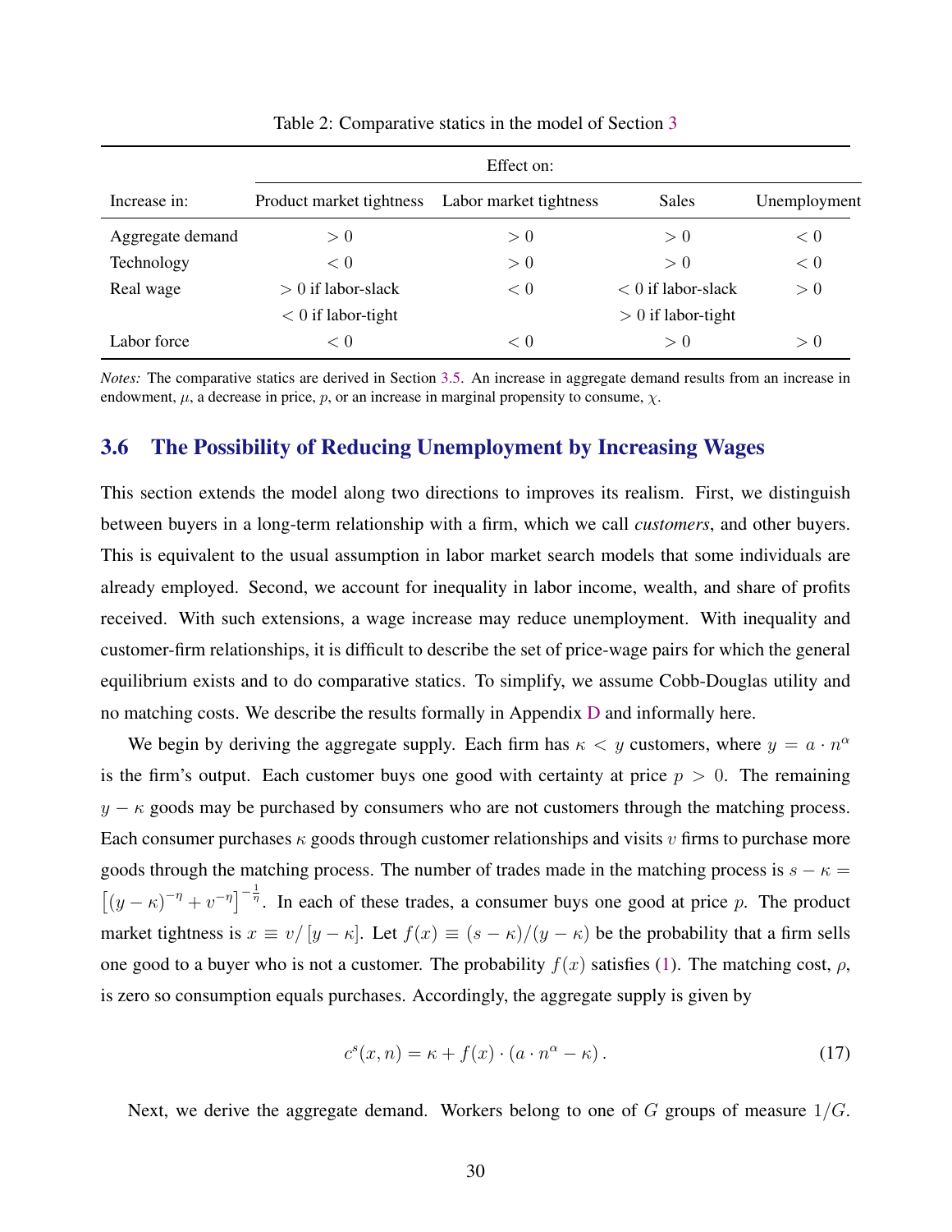Table 2: Comparative statics in the model of Section 3

| Increase in: | Effect on: Product market tightness | Labor market tightness | Sales | Unemployment |
|---|---|---|---|---|
| Aggregate demand | $>0$ | $>0$ | $>0$ | $<0$ |
| Technology | $<0$ | $>0$ | $>0$ | $<0$ |
| Real wage | $>0$ if labor-slack | $<0$ | $<0$ if labor-slack | $>0$ |
| | $<0$ if labor-tight | | $>0$ if labor-tight | |
| Labor force | $<0$ | $<0$ | $>0$ | $>0$ |

*Notes:* The comparative statics are derived in Section 3.5. An increase in aggregate demand results from an increase in endowment, $\mu$, a decrease in price, $p$, or an increase in marginal propensity to consume, $\chi$.

## 3.6 The Possibility of Reducing Unemployment by Increasing Wages

This section extends the model along two directions to improves its realism. First, we distinguish between buyers in a long-term relationship with a firm, which we call *customers*, and other buyers. This is equivalent to the usual assumption in labor market search models that some individuals are already employed. Second, we account for inequality in labor income, wealth, and share of profits received. With such extensions, a wage increase may reduce unemployment. With inequality and customer-firm relationships, it is difficult to describe the set of price-wage pairs for which the general equilibrium exists and to do comparative statics. To simplify, we assume Cobb-Douglas utility and no matching costs. We describe the results formally in Appendix D and informally here.

We begin by deriving the aggregate supply. Each firm has $\kappa < y$ customers, where $y = a \cdot n^{\alpha}$ is the firm's output. Each customer buys one good with certainty at price $p > 0$. The remaining $y - \kappa$ goods may be purchased by consumers who are not customers through the matching process. Each consumer purchases $\kappa$ goods through customer relationships and visits $v$ firms to purchase more goods through the matching process. The number of trades made in the matching process is $s - \kappa = \left[(y-\kappa)^{-\eta} + v^{-\eta}\right]^{-\frac{1}{\eta}}$. In each of these trades, a consumer buys one good at price $p$. The product market tightness is $x \equiv v/[y-\kappa]$. Let $f(x) \equiv (s-\kappa)/(y-\kappa)$ be the probability that a firm sells one good to a buyer who is not a customer. The probability $f(x)$ satisfies (1). The matching cost, $\rho$, is zero so consumption equals purchases. Accordingly, the aggregate supply is given by

$$c^s(x, n) = \kappa + f(x) \cdot (a \cdot n^{\alpha} - \kappa). \tag{17}$$

Next, we derive the aggregate demand. Workers belong to one of $G$ groups of measure $1/G$.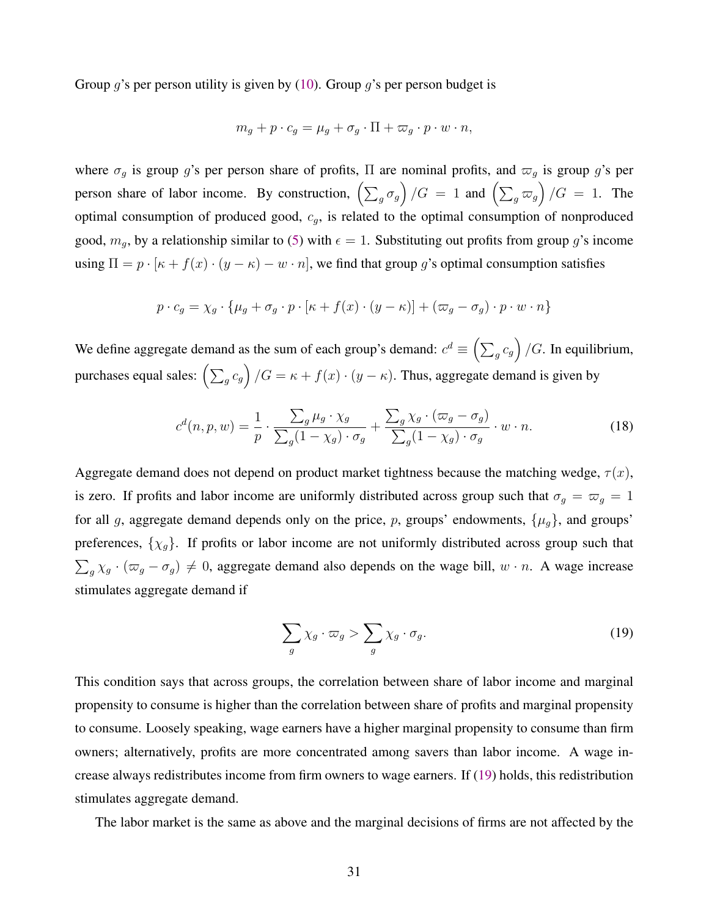Group $g$'s per person utility is given by (10). Group $g$'s per person budget is

$$m_g + p \cdot c_g = \mu_g + \sigma_g \cdot \Pi + \varpi_g \cdot p \cdot w \cdot n,$$

where $\sigma_g$ is group $g$'s per person share of profits, $\Pi$ are nominal profits, and $\varpi_g$ is group $g$'s per person share of labor income. By construction, $\left(\sum_g \sigma_g\right)/G = 1$ and $\left(\sum_g \varpi_g\right)/G = 1$. The optimal consumption of produced good, $c_g$, is related to the optimal consumption of nonproduced good, $m_g$, by a relationship similar to (5) with $\epsilon = 1$. Substituting out profits from group $g$'s income using $\Pi = p \cdot [\kappa + f(x) \cdot (y - \kappa) - w \cdot n]$, we find that group $g$'s optimal consumption satisfies

$$p \cdot c_g = \chi_g \cdot \{\mu_g + \sigma_g \cdot p \cdot [\kappa + f(x) \cdot (y - \kappa)] + (\varpi_g - \sigma_g) \cdot p \cdot w \cdot n\}$$

We define aggregate demand as the sum of each group's demand: $c^d \equiv \left(\sum_g c_g\right)/G$. In equilibrium, purchases equal sales: $\left(\sum_g c_g\right)/G = \kappa + f(x) \cdot (y - \kappa)$. Thus, aggregate demand is given by

$$c^d(n, p, w) = \frac{1}{p} \cdot \frac{\sum_g \mu_g \cdot \chi_g}{\sum_g (1 - \chi_g) \cdot \sigma_g} + \frac{\sum_g \chi_g \cdot (\varpi_g - \sigma_g)}{\sum_g (1 - \chi_g) \cdot \sigma_g} \cdot w \cdot n. \tag{18}$$

Aggregate demand does not depend on product market tightness because the matching wedge, $\tau(x)$, is zero. If profits and labor income are uniformly distributed across group such that $\sigma_g = \varpi_g = 1$ for all $g$, aggregate demand depends only on the price, $p$, groups' endowments, $\{\mu_g\}$, and groups' preferences, $\{\chi_g\}$. If profits or labor income are not uniformly distributed across group such that $\sum_g \chi_g \cdot (\varpi_g - \sigma_g) \neq 0$, aggregate demand also depends on the wage bill, $w \cdot n$. A wage increase stimulates aggregate demand if

$$\sum_g \chi_g \cdot \varpi_g > \sum_g \chi_g \cdot \sigma_g. \tag{19}$$

This condition says that across groups, the correlation between share of labor income and marginal propensity to consume is higher than the correlation between share of profits and marginal propensity to consume. Loosely speaking, wage earners have a higher marginal propensity to consume than firm owners; alternatively, profits are more concentrated among savers than labor income. A wage increase always redistributes income from firm owners to wage earners. If (19) holds, this redistribution stimulates aggregate demand.

The labor market is the same as above and the marginal decisions of firms are not affected by the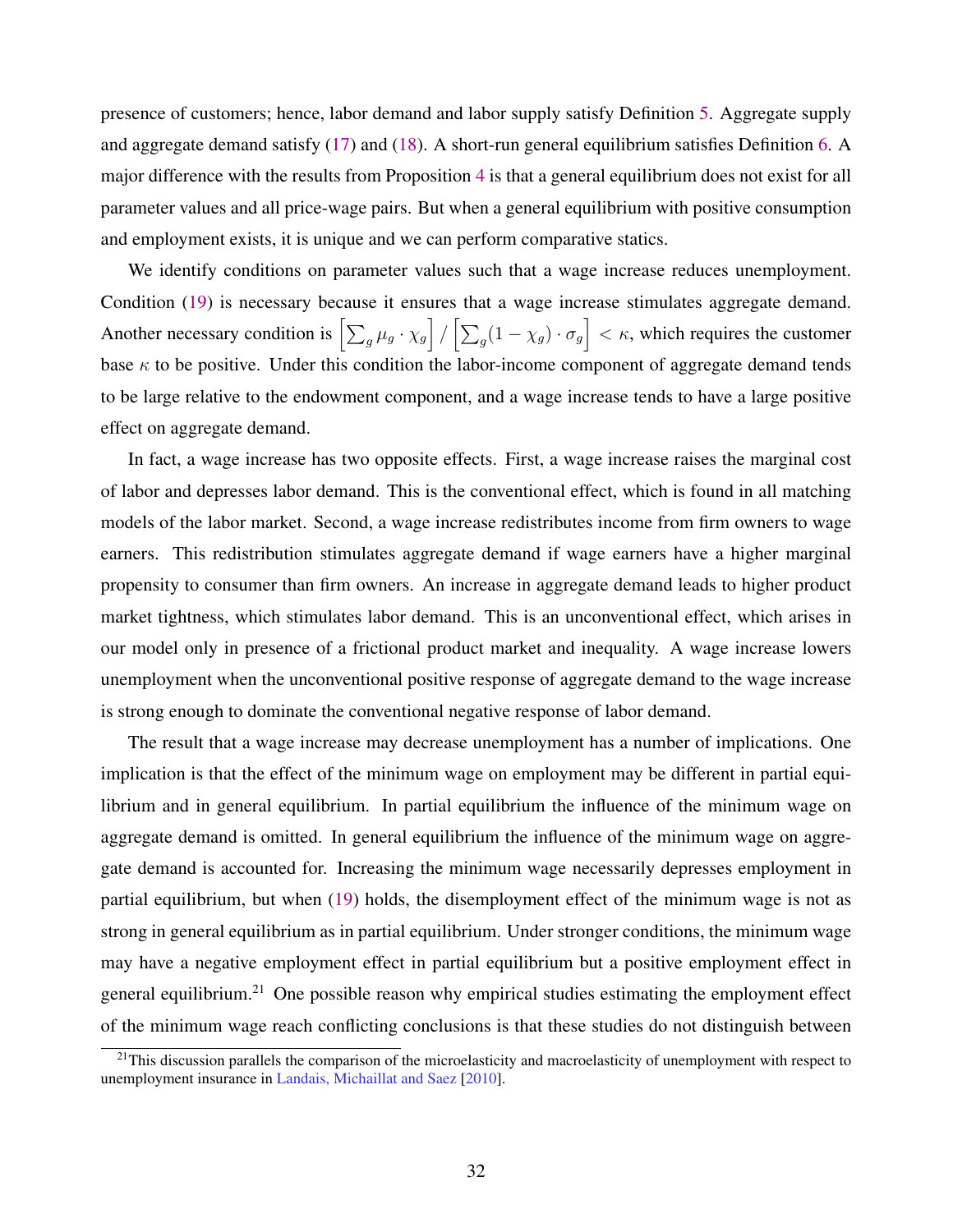presence of customers; hence, labor demand and labor supply satisfy Definition 5. Aggregate supply and aggregate demand satisfy (17) and (18). A short-run general equilibrium satisfies Definition 6. A major difference with the results from Proposition 4 is that a general equilibrium does not exist for all parameter values and all price-wage pairs. But when a general equilibrium with positive consumption and employment exists, it is unique and we can perform comparative statics.

We identify conditions on parameter values such that a wage increase reduces unemployment. Condition (19) is necessary because it ensures that a wage increase stimulates aggregate demand. Another necessary condition is $\left[\sum_g \mu_g \cdot \chi_g\right] / \left[\sum_g (1-\chi_g) \cdot \sigma_g\right] < \kappa$, which requires the customer base $\kappa$ to be positive. Under this condition the labor-income component of aggregate demand tends to be large relative to the endowment component, and a wage increase tends to have a large positive effect on aggregate demand.

In fact, a wage increase has two opposite effects. First, a wage increase raises the marginal cost of labor and depresses labor demand. This is the conventional effect, which is found in all matching models of the labor market. Second, a wage increase redistributes income from firm owners to wage earners. This redistribution stimulates aggregate demand if wage earners have a higher marginal propensity to consumer than firm owners. An increase in aggregate demand leads to higher product market tightness, which stimulates labor demand. This is an unconventional effect, which arises in our model only in presence of a frictional product market and inequality. A wage increase lowers unemployment when the unconventional positive response of aggregate demand to the wage increase is strong enough to dominate the conventional negative response of labor demand.

The result that a wage increase may decrease unemployment has a number of implications. One implication is that the effect of the minimum wage on employment may be different in partial equilibrium and in general equilibrium. In partial equilibrium the influence of the minimum wage on aggregate demand is omitted. In general equilibrium the influence of the minimum wage on aggregate demand is accounted for. Increasing the minimum wage necessarily depresses employment in partial equilibrium, but when (19) holds, the disemployment effect of the minimum wage is not as strong in general equilibrium as in partial equilibrium. Under stronger conditions, the minimum wage may have a negative employment effect in partial equilibrium but a positive employment effect in general equilibrium.[21] One possible reason why empirical studies estimating the employment effect of the minimum wage reach conflicting conclusions is that these studies do not distinguish between

[21]This discussion parallels the comparison of the microelasticity and macroelasticity of unemployment with respect to unemployment insurance in Landais, Michaillat and Saez [2010].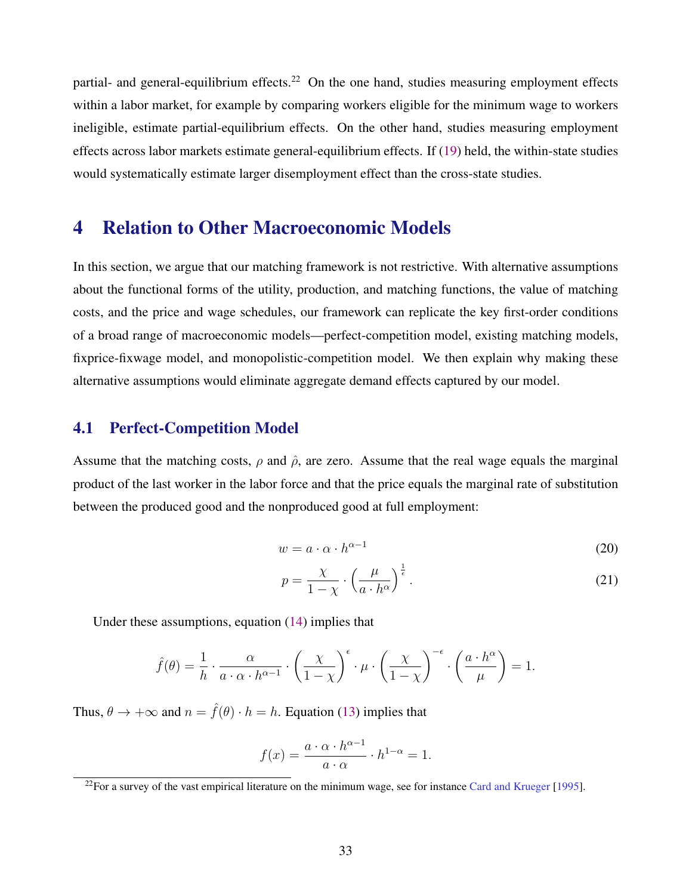partial- and general-equilibrium effects.[22] On the one hand, studies measuring employment effects within a labor market, for example by comparing workers eligible for the minimum wage to workers ineligible, estimate partial-equilibrium effects. On the other hand, studies measuring employment effects across labor markets estimate general-equilibrium effects. If (19) held, the within-state studies would systematically estimate larger disemployment effect than the cross-state studies.

# 4 Relation to Other Macroeconomic Models

In this section, we argue that our matching framework is not restrictive. With alternative assumptions about the functional forms of the utility, production, and matching functions, the value of matching costs, and the price and wage schedules, our framework can replicate the key first-order conditions of a broad range of macroeconomic models—perfect-competition model, existing matching models, fixprice-fixwage model, and monopolistic-competition model. We then explain why making these alternative assumptions would eliminate aggregate demand effects captured by our model.

## 4.1 Perfect-Competition Model

Assume that the matching costs, $\rho$ and $\hat{\rho}$, are zero. Assume that the real wage equals the marginal product of the last worker in the labor force and that the price equals the marginal rate of substitution between the produced good and the nonproduced good at full employment:

$$w = a \cdot \alpha \cdot h^{\alpha-1} \tag{20}$$

$$p = \frac{\chi}{1-\chi} \cdot \left(\frac{\mu}{a \cdot h^{\alpha}}\right)^{\frac{1}{\epsilon}}. \tag{21}$$

Under these assumptions, equation (14) implies that

$$\hat{f}(\theta) = \frac{1}{h} \cdot \frac{\alpha}{a \cdot \alpha \cdot h^{\alpha-1}} \cdot \left(\frac{\chi}{1-\chi}\right)^{\epsilon} \cdot \mu \cdot \left(\frac{\chi}{1-\chi}\right)^{-\epsilon} \cdot \left(\frac{a \cdot h^{\alpha}}{\mu}\right) = 1.$$

Thus, $\theta \to +\infty$ and $n = \hat{f}(\theta) \cdot h = h$. Equation (13) implies that

$$f(x) = \frac{a \cdot \alpha \cdot h^{\alpha-1}}{a \cdot \alpha} \cdot h^{1-\alpha} = 1.$$

[22] For a survey of the vast empirical literature on the minimum wage, see for instance Card and Krueger [1995].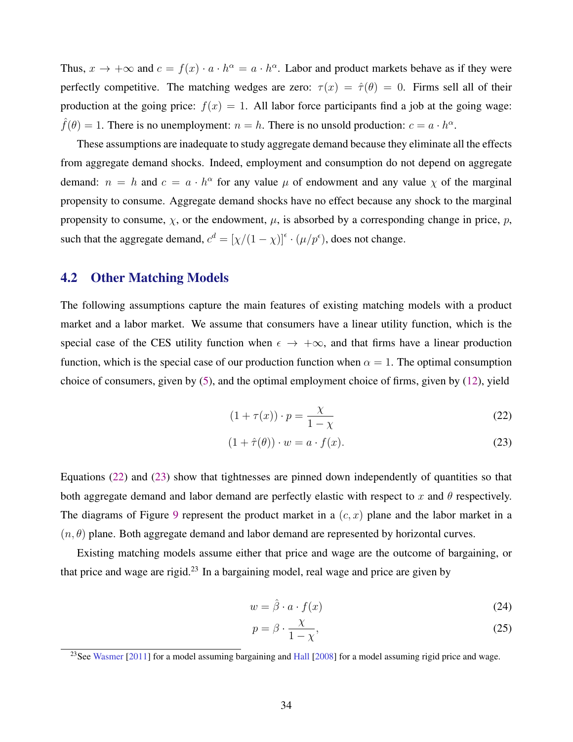Thus, $x \to +\infty$ and $c = f(x) \cdot a \cdot h^{\alpha} = a \cdot h^{\alpha}$. Labor and product markets behave as if they were perfectly competitive. The matching wedges are zero: $\tau(x) = \hat{\tau}(\theta) = 0$. Firms sell all of their production at the going price: $f(x) = 1$. All labor force participants find a job at the going wage: $\hat{f}(\theta) = 1$. There is no unemployment: $n = h$. There is no unsold production: $c = a \cdot h^{\alpha}$.

These assumptions are inadequate to study aggregate demand because they eliminate all the effects from aggregate demand shocks. Indeed, employment and consumption do not depend on aggregate demand: $n = h$ and $c = a \cdot h^{\alpha}$ for any value $\mu$ of endowment and any value $\chi$ of the marginal propensity to consume. Aggregate demand shocks have no effect because any shock to the marginal propensity to consume, $\chi$, or the endowment, $\mu$, is absorbed by a corresponding change in price, $p$, such that the aggregate demand, $c^d = [\chi/(1-\chi)]^{\epsilon} \cdot (\mu/p^{\epsilon})$, does not change.

## 4.2 Other Matching Models

The following assumptions capture the main features of existing matching models with a product market and a labor market. We assume that consumers have a linear utility function, which is the special case of the CES utility function when $\epsilon \to +\infty$, and that firms have a linear production function, which is the special case of our production function when $\alpha = 1$. The optimal consumption choice of consumers, given by (5), and the optimal employment choice of firms, given by (12), yield

$$(1 + \tau(x)) \cdot p = \frac{\chi}{1-\chi} \tag{22}$$

$$(1 + \hat{\tau}(\theta)) \cdot w = a \cdot f(x). \tag{23}$$

Equations (22) and (23) show that tightnesses are pinned down independently of quantities so that both aggregate demand and labor demand are perfectly elastic with respect to $x$ and $\theta$ respectively. The diagrams of Figure 9 represent the product market in a $(c, x)$ plane and the labor market in a $(n, \theta)$ plane. Both aggregate demand and labor demand are represented by horizontal curves.

Existing matching models assume either that price and wage are the outcome of bargaining, or that price and wage are rigid.[23] In a bargaining model, real wage and price are given by

$$w = \hat{\beta} \cdot a \cdot f(x) \tag{24}$$

$$p = \beta \cdot \frac{\chi}{1-\chi}, \tag{25}$$

[23] See Wasmer [2011] for a model assuming bargaining and Hall [2008] for a model assuming rigid price and wage.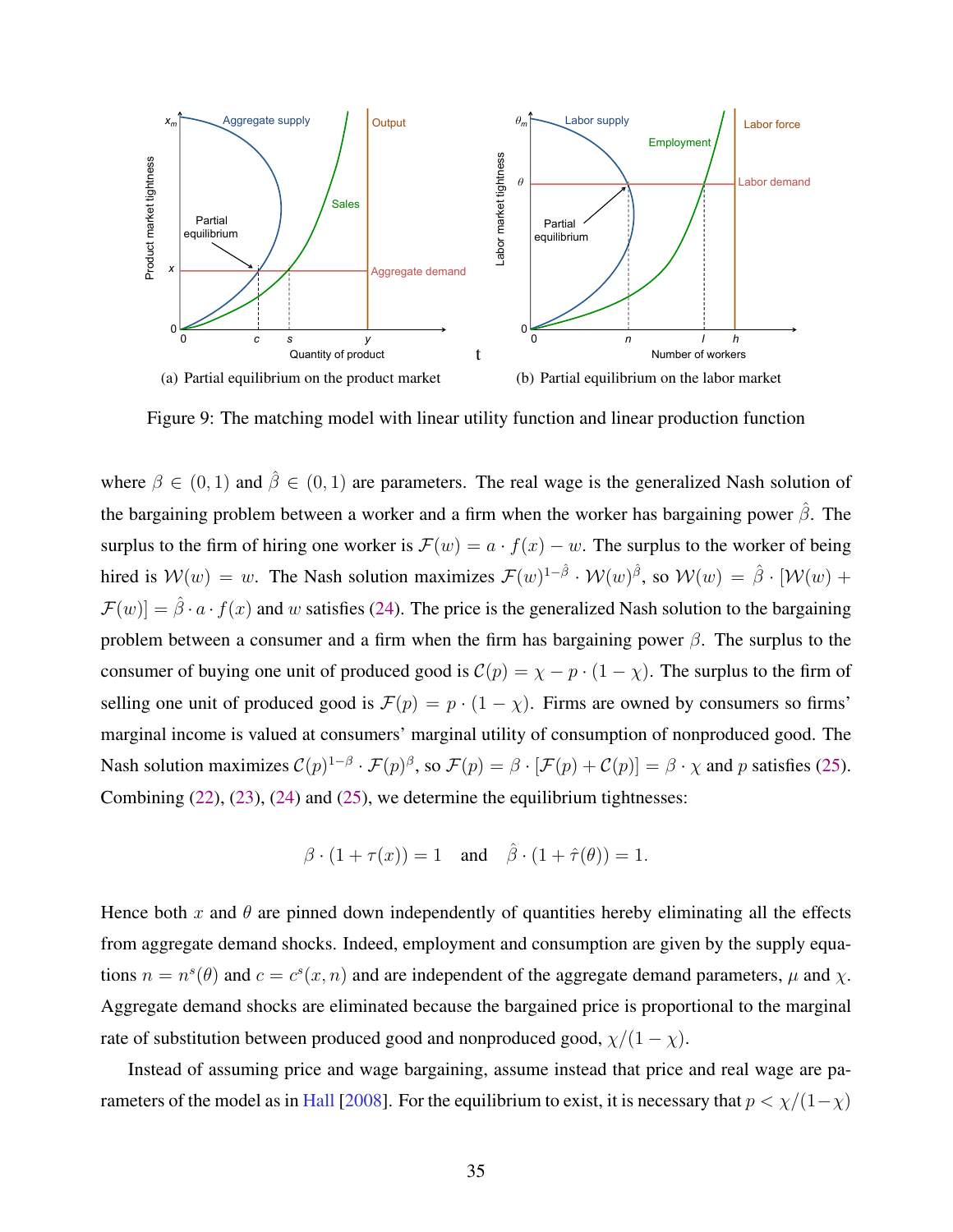(a) Partial equilibrium on the product market

(b) Partial equilibrium on the labor market

Figure 9: The matching model with linear utility function and linear production function

where $\beta \in (0,1)$ and $\hat{\beta} \in (0,1)$ are parameters. The real wage is the generalized Nash solution of the bargaining problem between a worker and a firm when the worker has bargaining power $\hat{\beta}$. The surplus to the firm of hiring one worker is $\mathcal{F}(w) = a \cdot f(x) - w$. The surplus to the worker of being hired is $\mathcal{W}(w) = w$. The Nash solution maximizes $\mathcal{F}(w)^{1-\hat{\beta}} \cdot \mathcal{W}(w)^{\hat{\beta}}$, so $\mathcal{W}(w) = \hat{\beta} \cdot [\mathcal{W}(w) + \mathcal{F}(w)] = \hat{\beta} \cdot a \cdot f(x)$ and $w$ satisfies (24). The price is the generalized Nash solution to the bargaining problem between a consumer and a firm when the firm has bargaining power $\beta$. The surplus to the consumer of buying one unit of produced good is $\mathcal{C}(p) = \chi - p \cdot (1-\chi)$. The surplus to the firm of selling one unit of produced good is $\mathcal{F}(p) = p \cdot (1-\chi)$. Firms are owned by consumers so firms' marginal income is valued at consumers' marginal utility of consumption of nonproduced good. The Nash solution maximizes $\mathcal{C}(p)^{1-\beta} \cdot \mathcal{F}(p)^{\beta}$, so $\mathcal{F}(p) = \beta \cdot [\mathcal{F}(p) + \mathcal{C}(p)] = \beta \cdot \chi$ and $p$ satisfies (25). Combining (22), (23), (24) and (25), we determine the equilibrium tightnesses:

$$\beta \cdot (1 + \tau(x)) = 1 \quad \text{and} \quad \hat{\beta} \cdot (1 + \hat{\tau}(\theta)) = 1.$$

Hence both $x$ and $\theta$ are pinned down independently of quantities hereby eliminating all the effects from aggregate demand shocks. Indeed, employment and consumption are given by the supply equations $n = n^s(\theta)$ and $c = c^s(x, n)$ and are independent of the aggregate demand parameters, $\mu$ and $\chi$. Aggregate demand shocks are eliminated because the bargained price is proportional to the marginal rate of substitution between produced good and nonproduced good, $\chi/(1-\chi)$.

Instead of assuming price and wage bargaining, assume instead that price and real wage are parameters of the model as in Hall [2008]. For the equilibrium to exist, it is necessary that $p < \chi/(1-\chi)$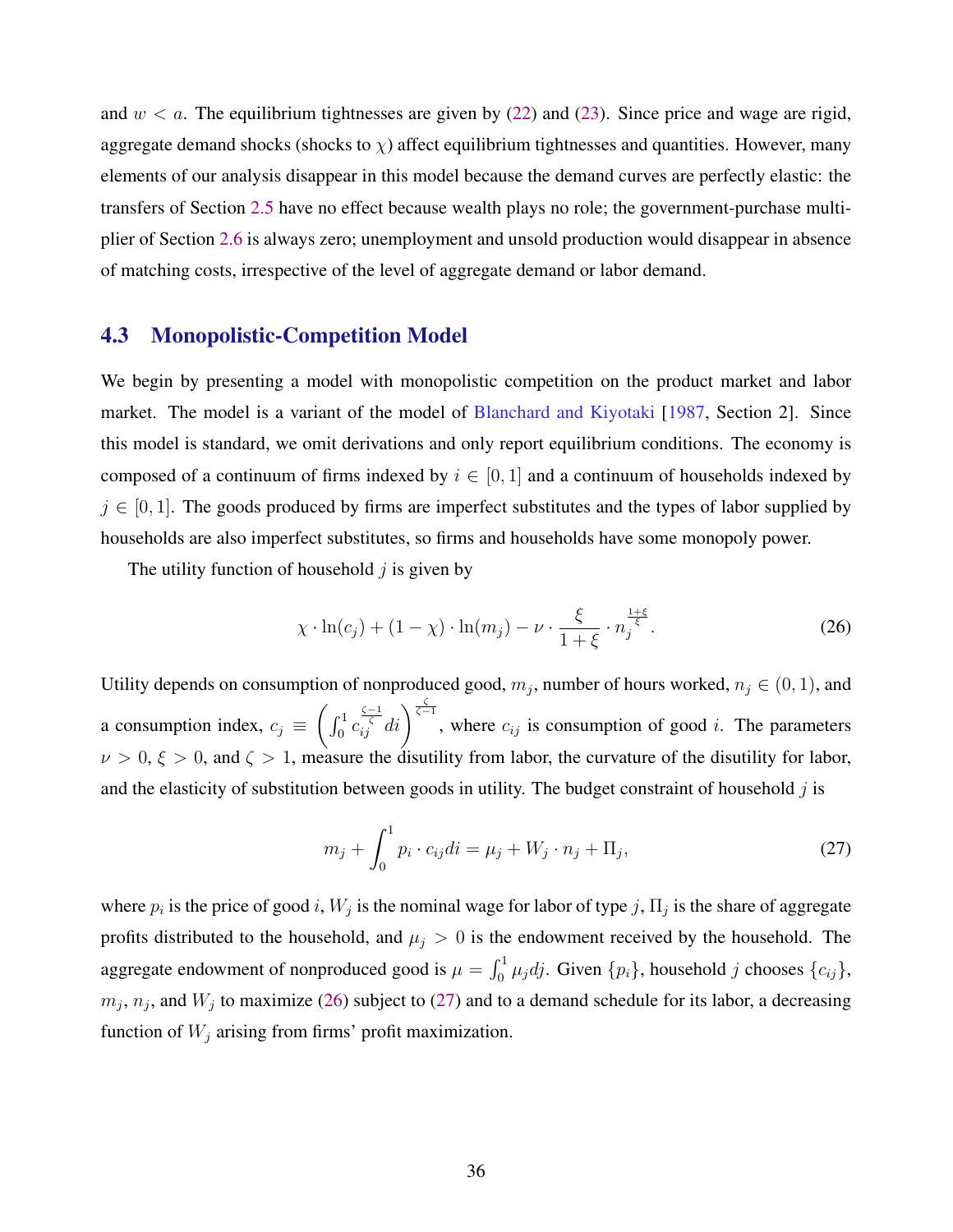and $w < a$. The equilibrium tightnesses are given by (22) and (23). Since price and wage are rigid, aggregate demand shocks (shocks to $\chi$) affect equilibrium tightnesses and quantities. However, many elements of our analysis disappear in this model because the demand curves are perfectly elastic: the transfers of Section 2.5 have no effect because wealth plays no role; the government-purchase multiplier of Section 2.6 is always zero; unemployment and unsold production would disappear in absence of matching costs, irrespective of the level of aggregate demand or labor demand.

## 4.3 Monopolistic-Competition Model

We begin by presenting a model with monopolistic competition on the product market and labor market. The model is a variant of the model of Blanchard and Kiyotaki [1987, Section 2]. Since this model is standard, we omit derivations and only report equilibrium conditions. The economy is composed of a continuum of firms indexed by $i \in [0,1]$ and a continuum of households indexed by $j \in [0,1]$. The goods produced by firms are imperfect substitutes and the types of labor supplied by households are also imperfect substitutes, so firms and households have some monopoly power.

The utility function of household $j$ is given by

$$\chi \cdot \ln(c_j) + (1-\chi) \cdot \ln(m_j) - \nu \cdot \frac{\xi}{1+\xi} \cdot n_j^{\frac{1+\xi}{\xi}}. \tag{26}$$

Utility depends on consumption of nonproduced good, $m_j$, number of hours worked, $n_j \in (0,1)$, and a consumption index, $c_j \equiv \left( \int_0^1 c_{ij}^{\frac{\zeta-1}{\zeta}} di \right)^{\frac{\zeta}{\zeta-1}}$, where $c_{ij}$ is consumption of good $i$. The parameters $\nu > 0$, $\xi > 0$, and $\zeta > 1$, measure the disutility from labor, the curvature of the disutility for labor, and the elasticity of substitution between goods in utility. The budget constraint of household $j$ is

$$m_j + \int_0^1 p_i \cdot c_{ij} di = \mu_j + W_j \cdot n_j + \Pi_j, \tag{27}$$

where $p_i$ is the price of good $i$, $W_j$ is the nominal wage for labor of type $j$, $\Pi_j$ is the share of aggregate profits distributed to the household, and $\mu_j > 0$ is the endowment received by the household. The aggregate endowment of nonproduced good is $\mu = \int_0^1 \mu_j dj$. Given $\{p_i\}$, household $j$ chooses $\{c_{ij}\}$, $m_j$, $n_j$, and $W_j$ to maximize (26) subject to (27) and to a demand schedule for its labor, a decreasing function of $W_j$ arising from firms' profit maximization.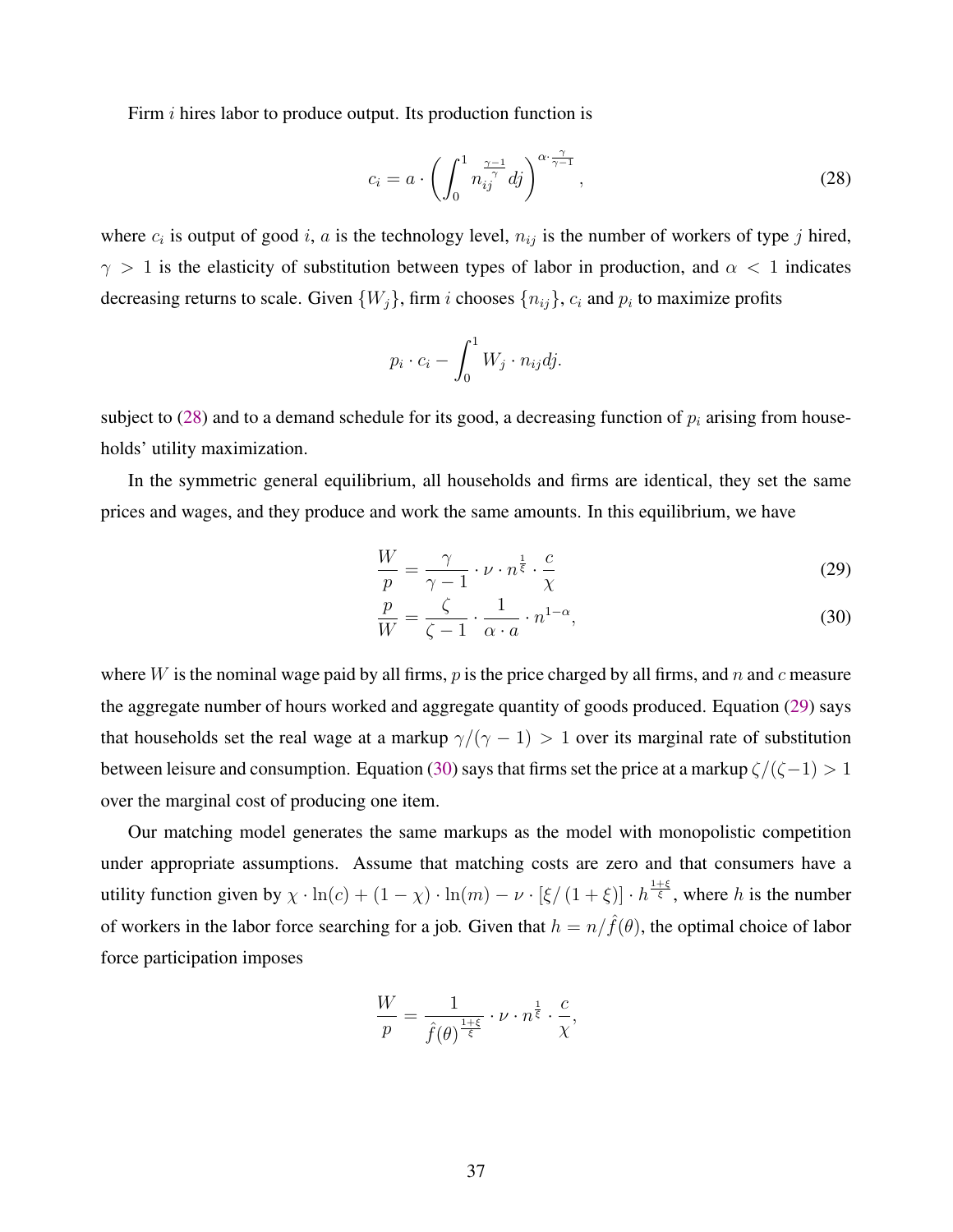Firm $i$ hires labor to produce output. Its production function is

$$c_i = a \cdot \left( \int_0^1 n_{ij}^{\frac{\gamma-1}{\gamma}} dj \right)^{\alpha \cdot \frac{\gamma}{\gamma-1}}, \tag{28}$$

where $c_i$ is output of good $i$, $a$ is the technology level, $n_{ij}$ is the number of workers of type $j$ hired, $\gamma > 1$ is the elasticity of substitution between types of labor in production, and $\alpha < 1$ indicates decreasing returns to scale. Given $\{W_j\}$, firm $i$ chooses $\{n_{ij}\}$, $c_i$ and $p_i$ to maximize profits

$$p_i \cdot c_i - \int_0^1 W_j \cdot n_{ij} dj.$$

subject to (28) and to a demand schedule for its good, a decreasing function of $p_i$ arising from households' utility maximization.

In the symmetric general equilibrium, all households and firms are identical, they set the same prices and wages, and they produce and work the same amounts. In this equilibrium, we have

$$\frac{W}{p} = \frac{\gamma}{\gamma - 1} \cdot \nu \cdot n^{\frac{1}{\xi}} \cdot \frac{c}{\chi} \tag{29}$$

$$\frac{p}{W} = \frac{\zeta}{\zeta - 1} \cdot \frac{1}{\alpha \cdot a} \cdot n^{1-\alpha}, \tag{30}$$

where $W$ is the nominal wage paid by all firms, $p$ is the price charged by all firms, and $n$ and $c$ measure the aggregate number of hours worked and aggregate quantity of goods produced. Equation (29) says that households set the real wage at a markup $\gamma/(\gamma - 1) > 1$ over its marginal rate of substitution between leisure and consumption. Equation (30) says that firms set the price at a markup $\zeta/(\zeta - 1) > 1$ over the marginal cost of producing one item.

Our matching model generates the same markups as the model with monopolistic competition under appropriate assumptions. Assume that matching costs are zero and that consumers have a utility function given by $\chi \cdot \ln(c) + (1 - \chi) \cdot \ln(m) - \nu \cdot [\xi/(1 + \xi)] \cdot h^{\frac{1+\xi}{\xi}}$, where $h$ is the number of workers in the labor force searching for a job. Given that $h = n/\hat{f}(\theta)$, the optimal choice of labor force participation imposes

$$\frac{W}{p} = \frac{1}{\hat{f}(\theta)^{\frac{1+\xi}{\xi}}} \cdot \nu \cdot n^{\frac{1}{\xi}} \cdot \frac{c}{\chi},$$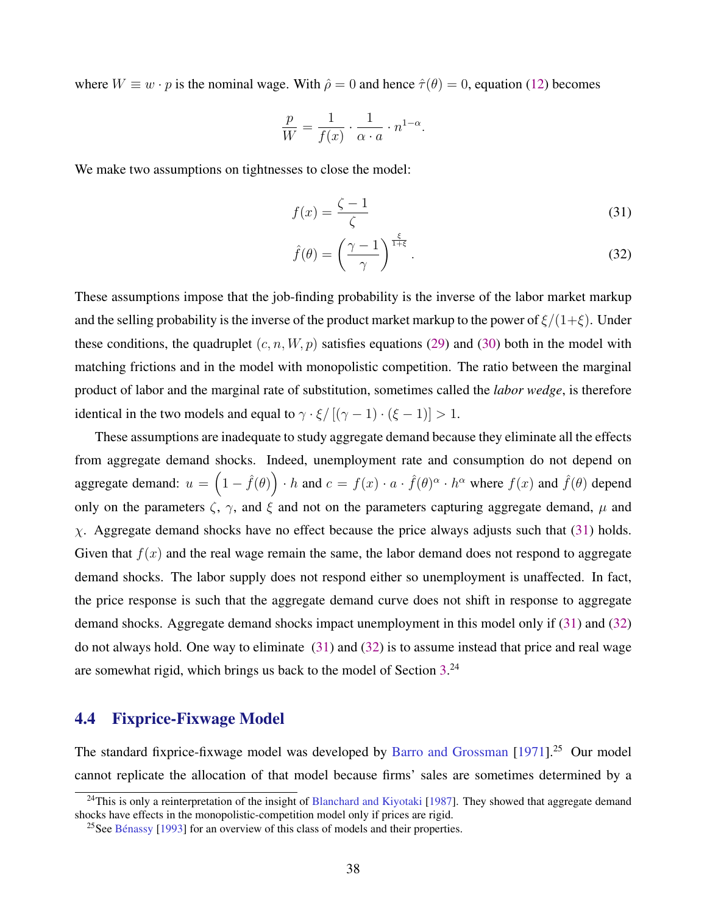where $W \equiv w \cdot p$ is the nominal wage. With $\hat{\rho} = 0$ and hence $\hat{\tau}(\theta) = 0$, equation (12) becomes

$$\frac{p}{W} = \frac{1}{f(x)} \cdot \frac{1}{\alpha \cdot a} \cdot n^{1-\alpha}.$$

We make two assumptions on tightnesses to close the model:

$$f(x) = \frac{\zeta - 1}{\zeta} \tag{31}$$

$$\hat{f}(\theta) = \left(\frac{\gamma - 1}{\gamma}\right)^{\frac{\xi}{1+\xi}}. \tag{32}$$

These assumptions impose that the job-finding probability is the inverse of the labor market markup and the selling probability is the inverse of the product market markup to the power of $\xi/(1+\xi)$. Under these conditions, the quadruplet $(c, n, W, p)$ satisfies equations (29) and (30) both in the model with matching frictions and in the model with monopolistic competition. The ratio between the marginal product of labor and the marginal rate of substitution, sometimes called the *labor wedge*, is therefore identical in the two models and equal to $\gamma \cdot \xi / [(\gamma - 1) \cdot (\xi - 1)] > 1$.

These assumptions are inadequate to study aggregate demand because they eliminate all the effects from aggregate demand shocks. Indeed, unemployment rate and consumption do not depend on aggregate demand: $u = \left(1 - \hat{f}(\theta)\right) \cdot h$ and $c = f(x) \cdot a \cdot \hat{f}(\theta)^{\alpha} \cdot h^{\alpha}$ where $f(x)$ and $\hat{f}(\theta)$ depend only on the parameters $\zeta$, $\gamma$, and $\xi$ and not on the parameters capturing aggregate demand, $\mu$ and $\chi$. Aggregate demand shocks have no effect because the price always adjusts such that (31) holds. Given that $f(x)$ and the real wage remain the same, the labor demand does not respond to aggregate demand shocks. The labor supply does not respond either so unemployment is unaffected. In fact, the price response is such that the aggregate demand curve does not shift in response to aggregate demand shocks. Aggregate demand shocks impact unemployment in this model only if (31) and (32) do not always hold. One way to eliminate (31) and (32) is to assume instead that price and real wage are somewhat rigid, which brings us back to the model of Section 3.[24]

## 4.4 Fixprice-Fixwage Model

The standard fixprice-fixwage model was developed by Barro and Grossman [1971].[25] Our model cannot replicate the allocation of that model because firms' sales are sometimes determined by a

[24] This is only a reinterpretation of the insight of Blanchard and Kiyotaki [1987]. They showed that aggregate demand shocks have effects in the monopolistic-competition model only if prices are rigid.

[25] See Bénassy [1993] for an overview of this class of models and their properties.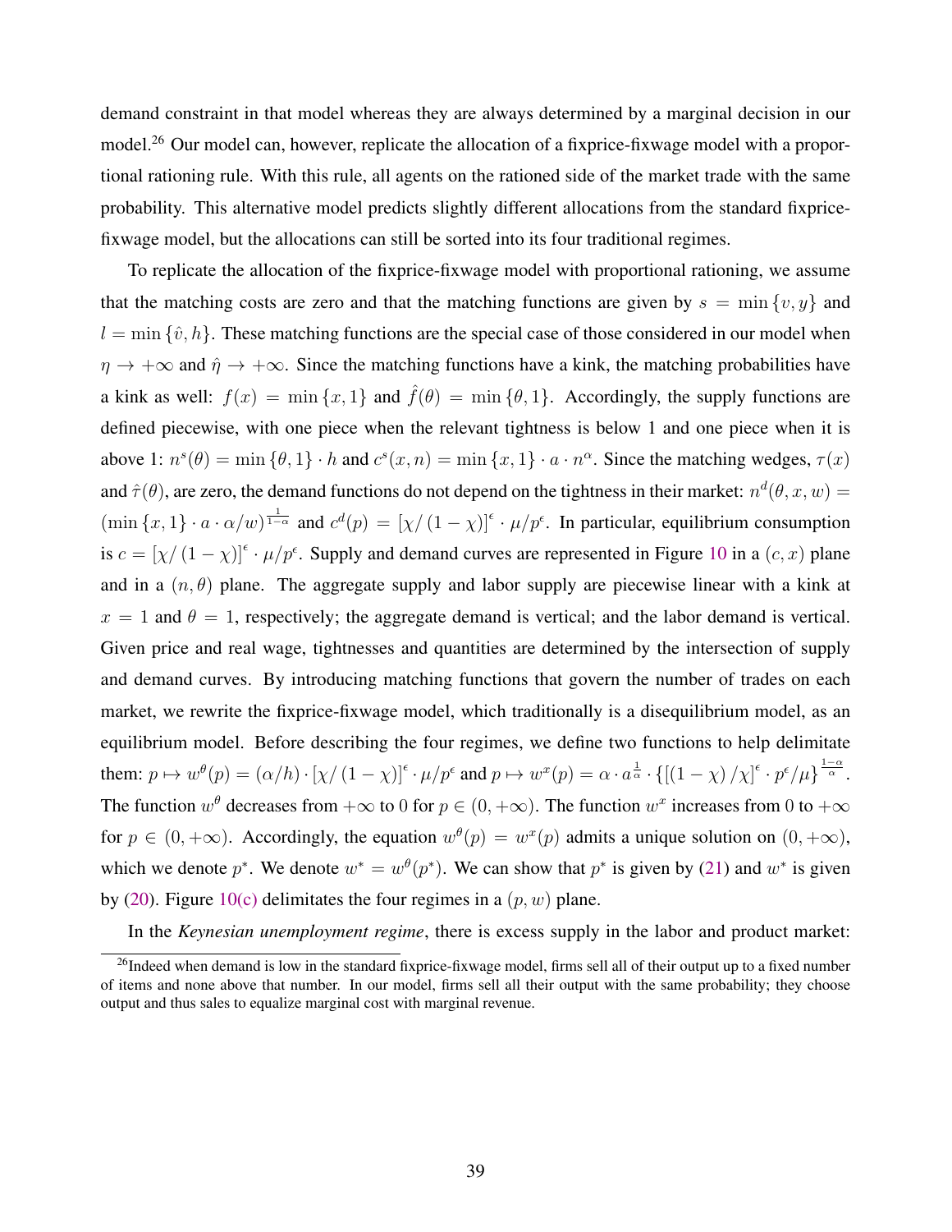demand constraint in that model whereas they are always determined by a marginal decision in our model.[26] Our model can, however, replicate the allocation of a fixprice-fixwage model with a proportional rationing rule. With this rule, all agents on the rationed side of the market trade with the same probability. This alternative model predicts slightly different allocations from the standard fixprice-fixwage model, but the allocations can still be sorted into its four traditional regimes.

To replicate the allocation of the fixprice-fixwage model with proportional rationing, we assume that the matching costs are zero and that the matching functions are given by $s = \min\{v, y\}$ and $l = \min\{\hat{v}, h\}$. These matching functions are the special case of those considered in our model when $\eta \to +\infty$ and $\hat{\eta} \to +\infty$. Since the matching functions have a kink, the matching probabilities have a kink as well: $f(x) = \min\{x, 1\}$ and $\hat{f}(\theta) = \min\{\theta, 1\}$. Accordingly, the supply functions are defined piecewise, with one piece when the relevant tightness is below 1 and one piece when it is above 1: $n^s(\theta) = \min\{\theta, 1\} \cdot h$ and $c^s(x, n) = \min\{x, 1\} \cdot a \cdot n^\alpha$. Since the matching wedges, $\tau(x)$ and $\hat{\tau}(\theta)$, are zero, the demand functions do not depend on the tightness in their market: $n^d(\theta, x, w) = (\min\{x, 1\} \cdot a \cdot \alpha / w)^{\frac{1}{1-\alpha}}$ and $c^d(p) = [\chi / (1 - \chi)]^\epsilon \cdot \mu / p^\epsilon$. In particular, equilibrium consumption is $c = [\chi / (1 - \chi)]^\epsilon \cdot \mu / p^\epsilon$. Supply and demand curves are represented in Figure 10 in a $(c, x)$ plane and in a $(n, \theta)$ plane. The aggregate supply and labor supply are piecewise linear with a kink at $x = 1$ and $\theta = 1$, respectively; the aggregate demand is vertical; and the labor demand is vertical. Given price and real wage, tightnesses and quantities are determined by the intersection of supply and demand curves. By introducing matching functions that govern the number of trades on each market, we rewrite the fixprice-fixwage model, which traditionally is a disequilibrium model, as an equilibrium model. Before describing the four regimes, we define two functions to help delimitate them: $p \mapsto w^\theta(p) = (\alpha / h) \cdot [\chi / (1 - \chi)]^\epsilon \cdot \mu / p^\epsilon$ and $p \mapsto w^x(p) = \alpha \cdot a^{\frac{1}{\alpha}} \cdot \{[(1 - \chi) / \chi]^\epsilon \cdot p^\epsilon / \mu\}^{\frac{1-\alpha}{\alpha}}$. The function $w^\theta$ decreases from $+\infty$ to 0 for $p \in (0, +\infty)$. The function $w^x$ increases from 0 to $+\infty$ for $p \in (0, +\infty)$. Accordingly, the equation $w^\theta(p) = w^x(p)$ admits a unique solution on $(0, +\infty)$, which we denote $p^*$. We denote $w^* = w^\theta(p^*)$. We can show that $p^*$ is given by (21) and $w^*$ is given by (20). Figure 10(c) delimitates the four regimes in a $(p, w)$ plane.

In the *Keynesian unemployment regime*, there is excess supply in the labor and product market:

[26] Indeed when demand is low in the standard fixprice-fixwage model, firms sell all of their output up to a fixed number of items and none above that number. In our model, firms sell all their output with the same probability; they choose output and thus sales to equalize marginal cost with marginal revenue.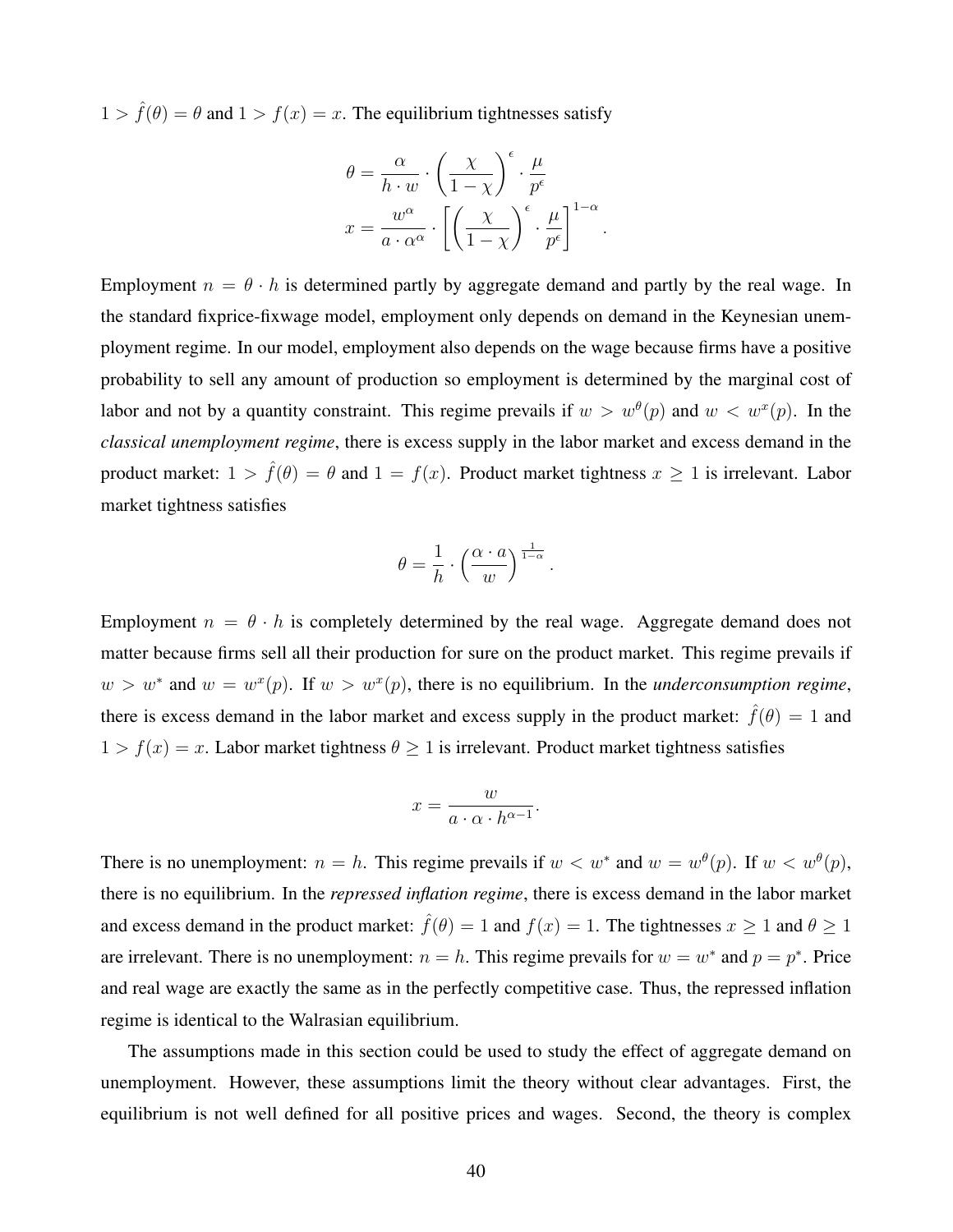$1 > \hat{f}(\theta) = \theta$ and $1 > f(x) = x$. The equilibrium tightnesses satisfy

$$\theta = \frac{\alpha}{h \cdot w} \cdot \left(\frac{\chi}{1-\chi}\right)^{\epsilon} \cdot \frac{\mu}{p^{\epsilon}}$$

$$x = \frac{w^{\alpha}}{a \cdot \alpha^{\alpha}} \cdot \left[\left(\frac{\chi}{1-\chi}\right)^{\epsilon} \cdot \frac{\mu}{p^{\epsilon}}\right]^{1-\alpha}.$$

Employment $n = \theta \cdot h$ is determined partly by aggregate demand and partly by the real wage. In the standard fixprice-fixwage model, employment only depends on demand in the Keynesian unemployment regime. In our model, employment also depends on the wage because firms have a positive probability to sell any amount of production so employment is determined by the marginal cost of labor and not by a quantity constraint. This regime prevails if $w > w^{\theta}(p)$ and $w < w^{x}(p)$. In the *classical unemployment regime*, there is excess supply in the labor market and excess demand in the product market: $1 > \hat{f}(\theta) = \theta$ and $1 = f(x)$. Product market tightness $x \geq 1$ is irrelevant. Labor market tightness satisfies

$$\theta = \frac{1}{h} \cdot \left(\frac{\alpha \cdot a}{w}\right)^{\frac{1}{1-\alpha}}.$$

Employment $n = \theta \cdot h$ is completely determined by the real wage. Aggregate demand does not matter because firms sell all their production for sure on the product market. This regime prevails if $w > w^{*}$ and $w = w^{x}(p)$. If $w > w^{x}(p)$, there is no equilibrium. In the *underconsumption regime*, there is excess demand in the labor market and excess supply in the product market: $\hat{f}(\theta) = 1$ and $1 > f(x) = x$. Labor market tightness $\theta \geq 1$ is irrelevant. Product market tightness satisfies

$$x = \frac{w}{a \cdot \alpha \cdot h^{\alpha-1}}.$$

There is no unemployment: $n = h$. This regime prevails if $w < w^{*}$ and $w = w^{\theta}(p)$. If $w < w^{\theta}(p)$, there is no equilibrium. In the *repressed inflation regime*, there is excess demand in the labor market and excess demand in the product market: $\hat{f}(\theta) = 1$ and $f(x) = 1$. The tightnesses $x \geq 1$ and $\theta \geq 1$ are irrelevant. There is no unemployment: $n = h$. This regime prevails for $w = w^{*}$ and $p = p^{*}$. Price and real wage are exactly the same as in the perfectly competitive case. Thus, the repressed inflation regime is identical to the Walrasian equilibrium.

The assumptions made in this section could be used to study the effect of aggregate demand on unemployment. However, these assumptions limit the theory without clear advantages. First, the equilibrium is not well defined for all positive prices and wages. Second, the theory is complex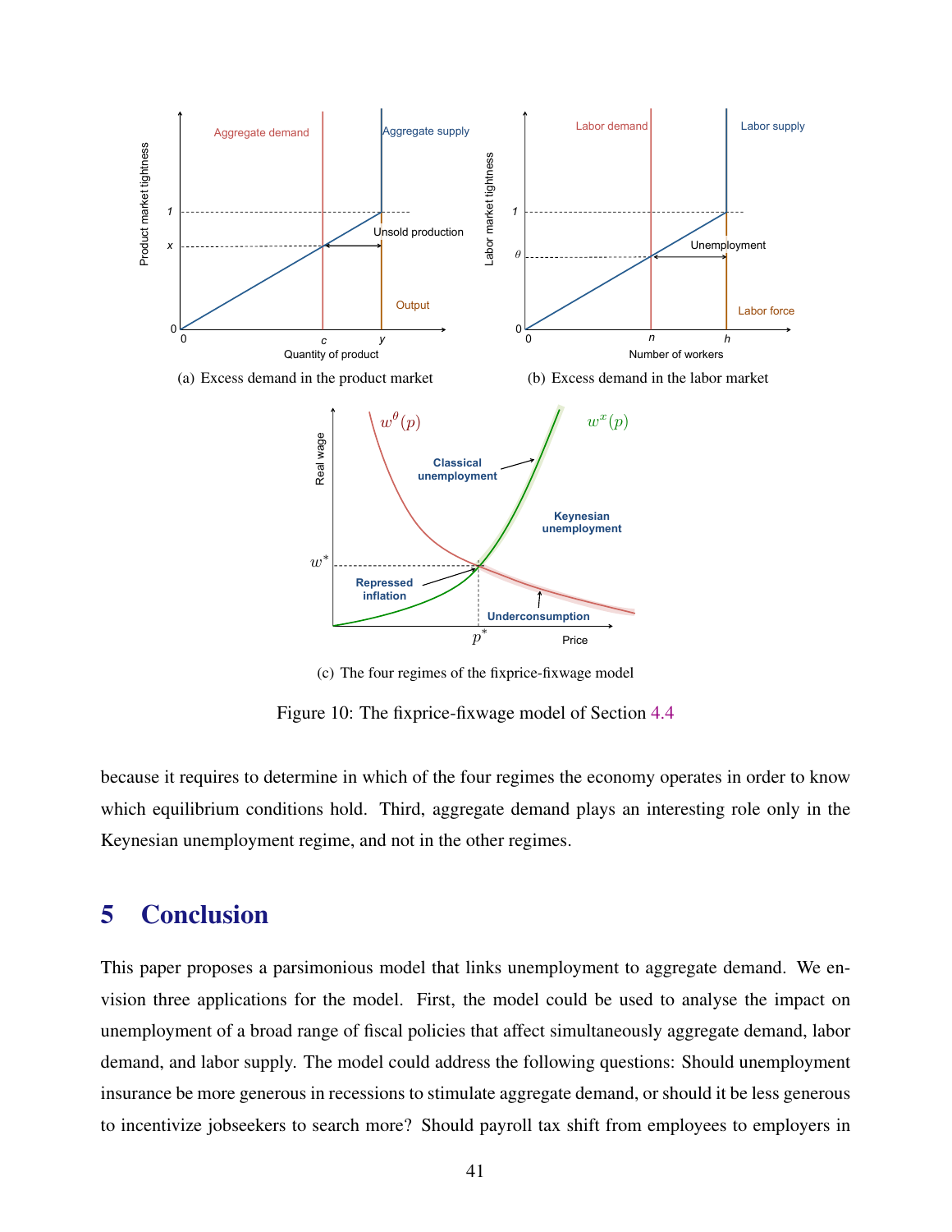(a) Excess demand in the product market

(b) Excess demand in the labor market

(c) The four regimes of the fixprice-fixwage model

Figure 10: The fixprice-fixwage model of Section 4.4

because it requires to determine in which of the four regimes the economy operates in order to know which equilibrium conditions hold. Third, aggregate demand plays an interesting role only in the Keynesian unemployment regime, and not in the other regimes.

# 5 Conclusion

This paper proposes a parsimonious model that links unemployment to aggregate demand. We envision three applications for the model. First, the model could be used to analyse the impact on unemployment of a broad range of fiscal policies that affect simultaneously aggregate demand, labor demand, and labor supply. The model could address the following questions: Should unemployment insurance be more generous in recessions to stimulate aggregate demand, or should it be less generous to incentivize jobseekers to search more? Should payroll tax shift from employees to employers in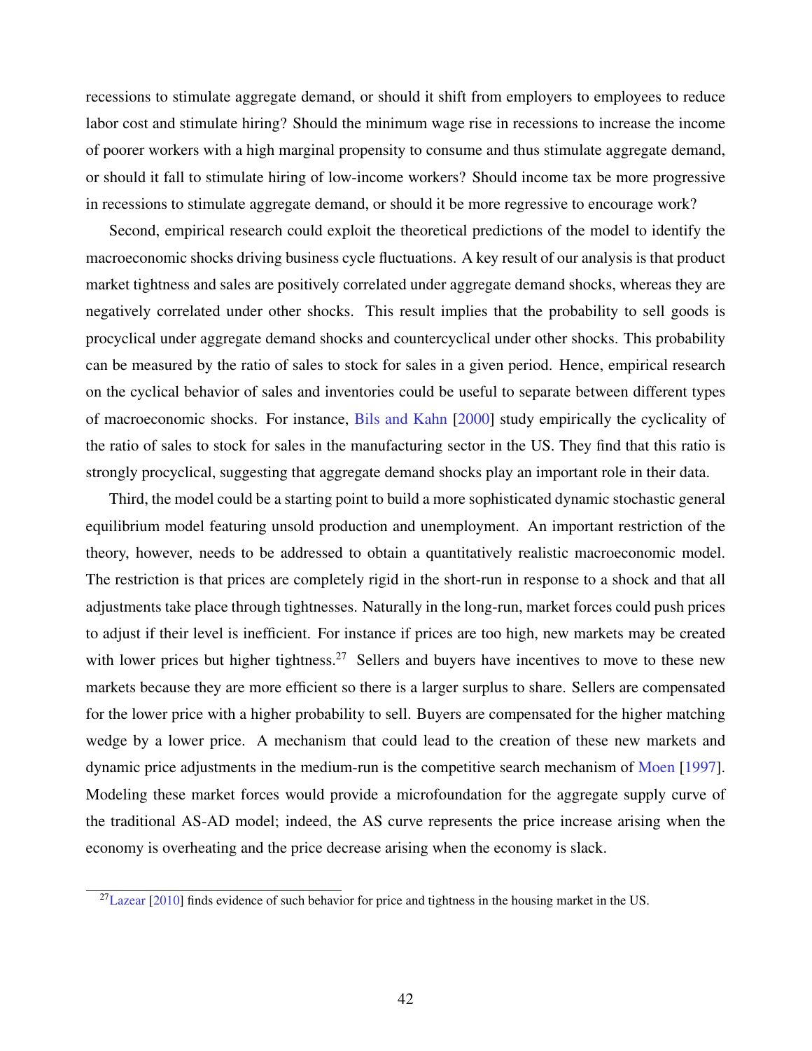recessions to stimulate aggregate demand, or should it shift from employers to employees to reduce labor cost and stimulate hiring? Should the minimum wage rise in recessions to increase the income of poorer workers with a high marginal propensity to consume and thus stimulate aggregate demand, or should it fall to stimulate hiring of low-income workers? Should income tax be more progressive in recessions to stimulate aggregate demand, or should it be more regressive to encourage work?

Second, empirical research could exploit the theoretical predictions of the model to identify the macroeconomic shocks driving business cycle fluctuations. A key result of our analysis is that product market tightness and sales are positively correlated under aggregate demand shocks, whereas they are negatively correlated under other shocks. This result implies that the probability to sell goods is procyclical under aggregate demand shocks and countercyclical under other shocks. This probability can be measured by the ratio of sales to stock for sales in a given period. Hence, empirical research on the cyclical behavior of sales and inventories could be useful to separate between different types of macroeconomic shocks. For instance, Bils and Kahn [2000] study empirically the cyclicality of the ratio of sales to stock for sales in the manufacturing sector in the US. They find that this ratio is strongly procyclical, suggesting that aggregate demand shocks play an important role in their data.

Third, the model could be a starting point to build a more sophisticated dynamic stochastic general equilibrium model featuring unsold production and unemployment. An important restriction of the theory, however, needs to be addressed to obtain a quantitatively realistic macroeconomic model. The restriction is that prices are completely rigid in the short-run in response to a shock and that all adjustments take place through tightnesses. Naturally in the long-run, market forces could push prices to adjust if their level is inefficient. For instance if prices are too high, new markets may be created with lower prices but higher tightness.[27] Sellers and buyers have incentives to move to these new markets because they are more efficient so there is a larger surplus to share. Sellers are compensated for the lower price with a higher probability to sell. Buyers are compensated for the higher matching wedge by a lower price. A mechanism that could lead to the creation of these new markets and dynamic price adjustments in the medium-run is the competitive search mechanism of Moen [1997]. Modeling these market forces would provide a microfoundation for the aggregate supply curve of the traditional AS-AD model; indeed, the AS curve represents the price increase arising when the economy is overheating and the price decrease arising when the economy is slack.

[27] Lazear [2010] finds evidence of such behavior for price and tightness in the housing market in the US.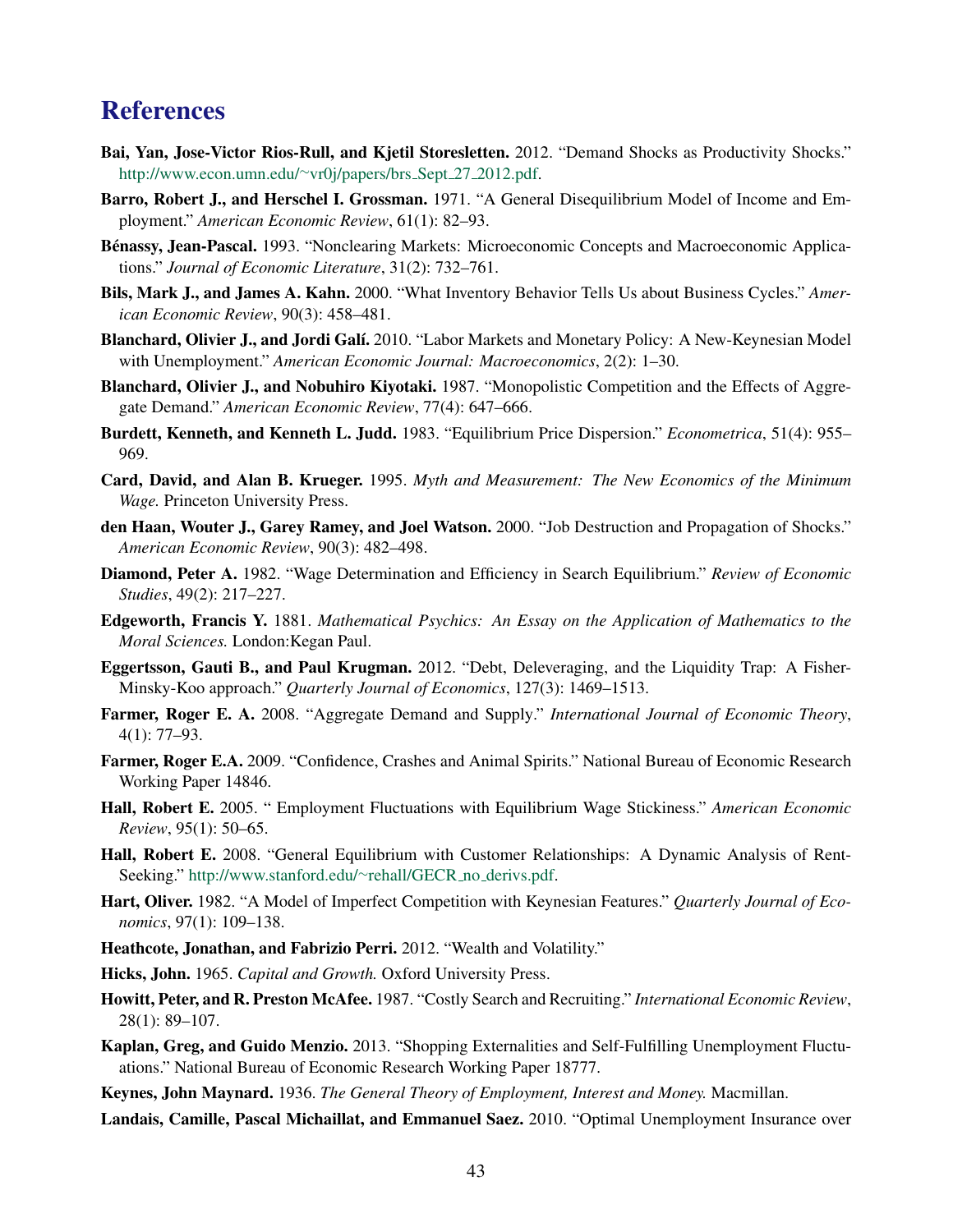# References

**Bai, Yan, Jose-Victor Rios-Rull, and Kjetil Storesletten.** 2012. "Demand Shocks as Productivity Shocks." http://www.econ.umn.edu/~vr0j/papers/brs_Sept_27_2012.pdf.

**Barro, Robert J., and Herschel I. Grossman.** 1971. "A General Disequilibrium Model of Income and Employment." *American Economic Review*, 61(1): 82–93.

**Bénassy, Jean-Pascal.** 1993. "Nonclearing Markets: Microeconomic Concepts and Macroeconomic Applications." *Journal of Economic Literature*, 31(2): 732–761.

**Bils, Mark J., and James A. Kahn.** 2000. "What Inventory Behavior Tells Us about Business Cycles." *American Economic Review*, 90(3): 458–481.

**Blanchard, Olivier J., and Jordi Galí.** 2010. "Labor Markets and Monetary Policy: A New-Keynesian Model with Unemployment." *American Economic Journal: Macroeconomics*, 2(2): 1–30.

**Blanchard, Olivier J., and Nobuhiro Kiyotaki.** 1987. "Monopolistic Competition and the Effects of Aggregate Demand." *American Economic Review*, 77(4): 647–666.

**Burdett, Kenneth, and Kenneth L. Judd.** 1983. "Equilibrium Price Dispersion." *Econometrica*, 51(4): 955–969.

**Card, David, and Alan B. Krueger.** 1995. *Myth and Measurement: The New Economics of the Minimum Wage.* Princeton University Press.

**den Haan, Wouter J., Garey Ramey, and Joel Watson.** 2000. "Job Destruction and Propagation of Shocks." *American Economic Review*, 90(3): 482–498.

**Diamond, Peter A.** 1982. "Wage Determination and Efficiency in Search Equilibrium." *Review of Economic Studies*, 49(2): 217–227.

**Edgeworth, Francis Y.** 1881. *Mathematical Psychics: An Essay on the Application of Mathematics to the Moral Sciences.* London:Kegan Paul.

**Eggertsson, Gauti B., and Paul Krugman.** 2012. "Debt, Deleveraging, and the Liquidity Trap: A Fisher-Minsky-Koo approach." *Quarterly Journal of Economics*, 127(3): 1469–1513.

**Farmer, Roger E. A.** 2008. "Aggregate Demand and Supply." *International Journal of Economic Theory*, 4(1): 77–93.

**Farmer, Roger E.A.** 2009. "Confidence, Crashes and Animal Spirits." National Bureau of Economic Research Working Paper 14846.

**Hall, Robert E.** 2005. " Employment Fluctuations with Equilibrium Wage Stickiness." *American Economic Review*, 95(1): 50–65.

**Hall, Robert E.** 2008. "General Equilibrium with Customer Relationships: A Dynamic Analysis of Rent-Seeking." http://www.stanford.edu/~rehall/GECR_no_derivs.pdf.

**Hart, Oliver.** 1982. "A Model of Imperfect Competition with Keynesian Features." *Quarterly Journal of Economics*, 97(1): 109–138.

**Heathcote, Jonathan, and Fabrizio Perri.** 2012. "Wealth and Volatility."

**Hicks, John.** 1965. *Capital and Growth.* Oxford University Press.

**Howitt, Peter, and R. Preston McAfee.** 1987. "Costly Search and Recruiting." *International Economic Review*, 28(1): 89–107.

**Kaplan, Greg, and Guido Menzio.** 2013. "Shopping Externalities and Self-Fulfilling Unemployment Fluctuations." National Bureau of Economic Research Working Paper 18777.

**Keynes, John Maynard.** 1936. *The General Theory of Employment, Interest and Money.* Macmillan.

**Landais, Camille, Pascal Michaillat, and Emmanuel Saez.** 2010. "Optimal Unemployment Insurance over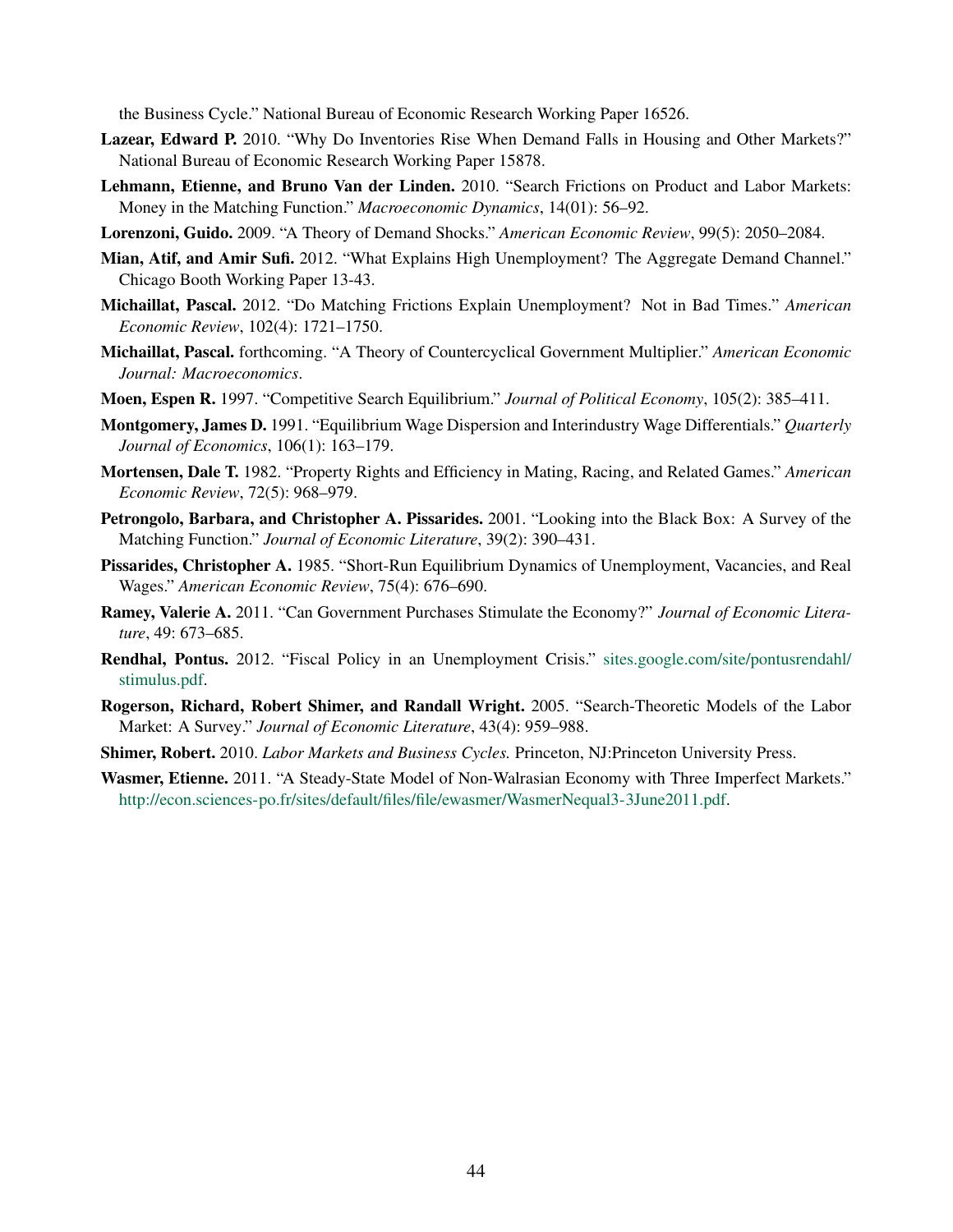the Business Cycle." National Bureau of Economic Research Working Paper 16526.

**Lazear, Edward P.** 2010. "Why Do Inventories Rise When Demand Falls in Housing and Other Markets?" National Bureau of Economic Research Working Paper 15878.

**Lehmann, Etienne, and Bruno Van der Linden.** 2010. "Search Frictions on Product and Labor Markets: Money in the Matching Function." *Macroeconomic Dynamics*, 14(01): 56–92.

**Lorenzoni, Guido.** 2009. "A Theory of Demand Shocks." *American Economic Review*, 99(5): 2050–2084.

**Mian, Atif, and Amir Sufi.** 2012. "What Explains High Unemployment? The Aggregate Demand Channel." Chicago Booth Working Paper 13-43.

**Michaillat, Pascal.** 2012. "Do Matching Frictions Explain Unemployment? Not in Bad Times." *American Economic Review*, 102(4): 1721–1750.

**Michaillat, Pascal.** forthcoming. "A Theory of Countercyclical Government Multiplier." *American Economic Journal: Macroeconomics*.

**Moen, Espen R.** 1997. "Competitive Search Equilibrium." *Journal of Political Economy*, 105(2): 385–411.

**Montgomery, James D.** 1991. "Equilibrium Wage Dispersion and Interindustry Wage Differentials." *Quarterly Journal of Economics*, 106(1): 163–179.

**Mortensen, Dale T.** 1982. "Property Rights and Efficiency in Mating, Racing, and Related Games." *American Economic Review*, 72(5): 968–979.

**Petrongolo, Barbara, and Christopher A. Pissarides.** 2001. "Looking into the Black Box: A Survey of the Matching Function." *Journal of Economic Literature*, 39(2): 390–431.

**Pissarides, Christopher A.** 1985. "Short-Run Equilibrium Dynamics of Unemployment, Vacancies, and Real Wages." *American Economic Review*, 75(4): 676–690.

**Ramey, Valerie A.** 2011. "Can Government Purchases Stimulate the Economy?" *Journal of Economic Literature*, 49: 673–685.

**Rendhal, Pontus.** 2012. "Fiscal Policy in an Unemployment Crisis." sites.google.com/site/pontusrendahl/stimulus.pdf.

**Rogerson, Richard, Robert Shimer, and Randall Wright.** 2005. "Search-Theoretic Models of the Labor Market: A Survey." *Journal of Economic Literature*, 43(4): 959–988.

**Shimer, Robert.** 2010. *Labor Markets and Business Cycles.* Princeton, NJ:Princeton University Press.

**Wasmer, Etienne.** 2011. "A Steady-State Model of Non-Walrasian Economy with Three Imperfect Markets." http://econ.sciences-po.fr/sites/default/files/file/ewasmer/WasmerNequal3-3June2011.pdf.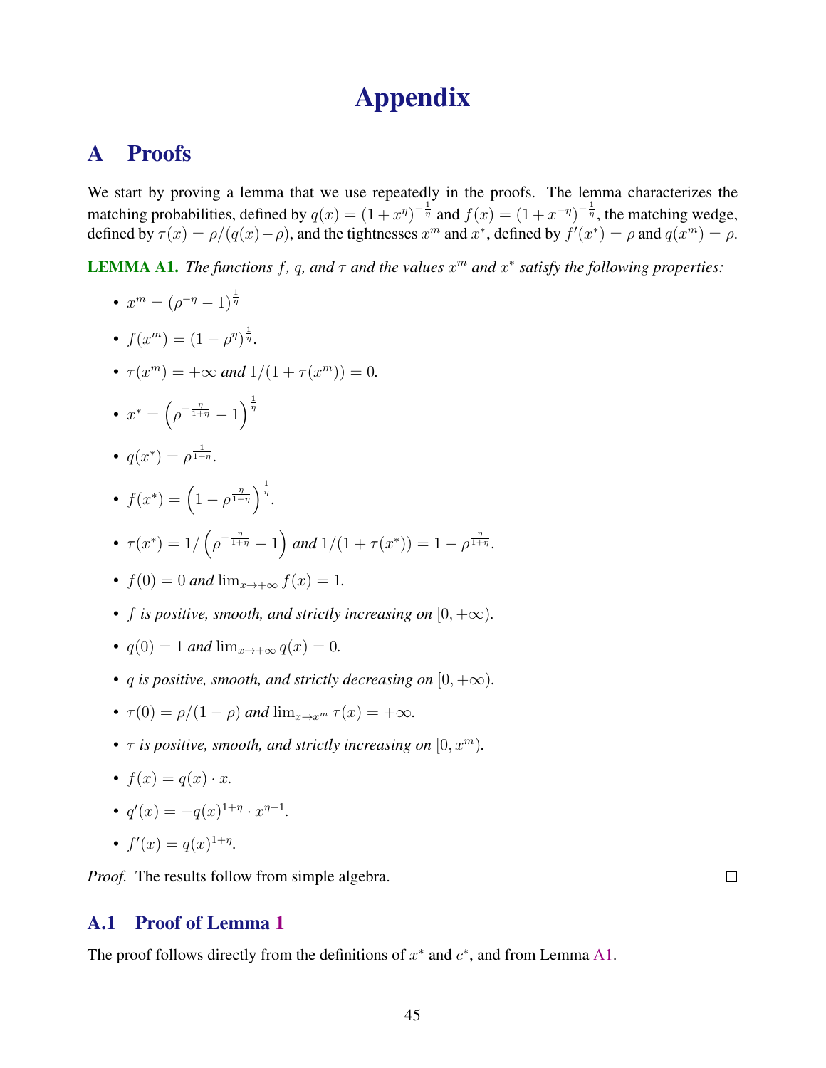# Appendix

## A Proofs

We start by proving a lemma that we use repeatedly in the proofs. The lemma characterizes the matching probabilities, defined by $q(x) = (1 + x^{\eta})^{-\frac{1}{\eta}}$ and $f(x) = (1 + x^{-\eta})^{-\frac{1}{\eta}}$, the matching wedge, defined by $\tau(x) = \rho/(q(x) - \rho)$, and the tightnesses $x^m$ and $x^*$, defined by $f'(x^*) = \rho$ and $q(x^m) = \rho$.

**LEMMA A1.** *The functions $f$, $q$, and $\tau$ and the values $x^m$ and $x^*$ satisfy the following properties:*

- $x^m = (\rho^{-\eta} - 1)^{\frac{1}{\eta}}$
- $f(x^m) = (1 - \rho^{\eta})^{\frac{1}{\eta}}$.
- $\tau(x^m) = +\infty$ *and* $1/(1 + \tau(x^m)) = 0$.
- $x^* = \left(\rho^{-\frac{\eta}{1+\eta}} - 1\right)^{\frac{1}{\eta}}$
- $q(x^*) = \rho^{\frac{1}{1+\eta}}$.
- $f(x^*) = \left(1 - \rho^{\frac{\eta}{1+\eta}}\right)^{\frac{1}{\eta}}$.
- $\tau(x^*) = 1/\left(\rho^{-\frac{\eta}{1+\eta}} - 1\right)$ *and* $1/(1 + \tau(x^*)) = 1 - \rho^{\frac{\eta}{1+\eta}}$.
- $f(0) = 0$ *and* $\lim_{x \to +\infty} f(x) = 1$.
- *$f$ is positive, smooth, and strictly increasing on $[0, +\infty)$.*
- $q(0) = 1$ *and* $\lim_{x \to +\infty} q(x) = 0$.
- *$q$ is positive, smooth, and strictly decreasing on $[0, +\infty)$.*
- $\tau(0) = \rho/(1 - \rho)$ *and* $\lim_{x \to x^m} \tau(x) = +\infty$.
- *$\tau$ is positive, smooth, and strictly increasing on $[0, x^m)$.*
- $f(x) = q(x) \cdot x$.
- $q'(x) = -q(x)^{1+\eta} \cdot x^{\eta - 1}$.
- $f'(x) = q(x)^{1+\eta}$.

*Proof.* The results follow from simple algebra. □

### A.1 Proof of Lemma 1

The proof follows directly from the definitions of $x^*$ and $c^*$, and from Lemma A1.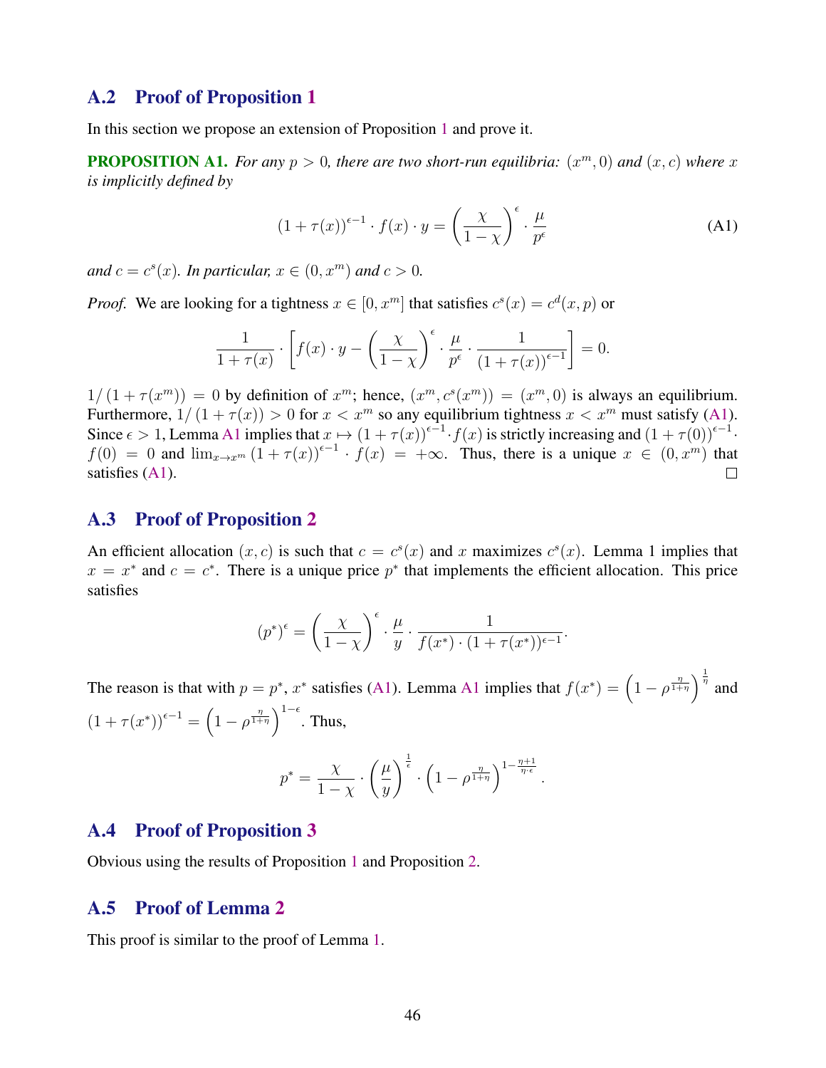## A.2 Proof of Proposition 1

In this section we propose an extension of Proposition 1 and prove it.

**PROPOSITION A1.** *For any $p > 0$, there are two short-run equilibria: $(x^m, 0)$ and $(x, c)$ where $x$ is implicitly defined by*

$$(1+\tau(x))^{\epsilon-1} \cdot f(x) \cdot y = \left(\frac{\chi}{1-\chi}\right)^{\epsilon} \cdot \frac{\mu}{p^{\epsilon}} \tag{A1}$$

*and $c = c^s(x)$. In particular, $x \in (0, x^m)$ and $c > 0$.*

*Proof.* We are looking for a tightness $x \in [0, x^m]$ that satisfies $c^s(x) = c^d(x, p)$ or

$$\frac{1}{1+\tau(x)} \cdot \left[ f(x) \cdot y - \left(\frac{\chi}{1-\chi}\right)^{\epsilon} \cdot \frac{\mu}{p^{\epsilon}} \cdot \frac{1}{(1+\tau(x))^{\epsilon-1}} \right] = 0.$$

$1/(1+\tau(x^m)) = 0$ by definition of $x^m$; hence, $(x^m, c^s(x^m)) = (x^m, 0)$ is always an equilibrium. Furthermore, $1/(1+\tau(x)) > 0$ for $x < x^m$ so any equilibrium tightness $x < x^m$ must satisfy (A1). Since $\epsilon > 1$, Lemma A1 implies that $x \mapsto (1+\tau(x))^{\epsilon-1} \cdot f(x)$ is strictly increasing and $(1+\tau(0))^{\epsilon-1} \cdot f(0) = 0$ and $\lim_{x \to x^m} (1+\tau(x))^{\epsilon-1} \cdot f(x) = +\infty$. Thus, there is a unique $x \in (0, x^m)$ that satisfies (A1). □

## A.3 Proof of Proposition 2

An efficient allocation $(x, c)$ is such that $c = c^s(x)$ and $x$ maximizes $c^s(x)$. Lemma 1 implies that $x = x^*$ and $c = c^*$. There is a unique price $p^*$ that implements the efficient allocation. This price satisfies

$$(p^*)^{\epsilon} = \left(\frac{\chi}{1-\chi}\right)^{\epsilon} \cdot \frac{\mu}{y} \cdot \frac{1}{f(x^*) \cdot (1+\tau(x^*))^{\epsilon-1}}.$$

The reason is that with $p = p^*$, $x^*$ satisfies (A1). Lemma A1 implies that $f(x^*) = \left(1 - \rho^{\frac{\eta}{1+\eta}}\right)^{\frac{1}{\eta}}$ and $(1+\tau(x^*))^{\epsilon-1} = \left(1 - \rho^{\frac{\eta}{1+\eta}}\right)^{1-\epsilon}$. Thus,

$$p^* = \frac{\chi}{1-\chi} \cdot \left(\frac{\mu}{y}\right)^{\frac{1}{\epsilon}} \cdot \left(1 - \rho^{\frac{\eta}{1+\eta}}\right)^{1 - \frac{\eta+1}{\eta \cdot \epsilon}}.$$

## A.4 Proof of Proposition 3

Obvious using the results of Proposition 1 and Proposition 2.

## A.5 Proof of Lemma 2

This proof is similar to the proof of Lemma 1.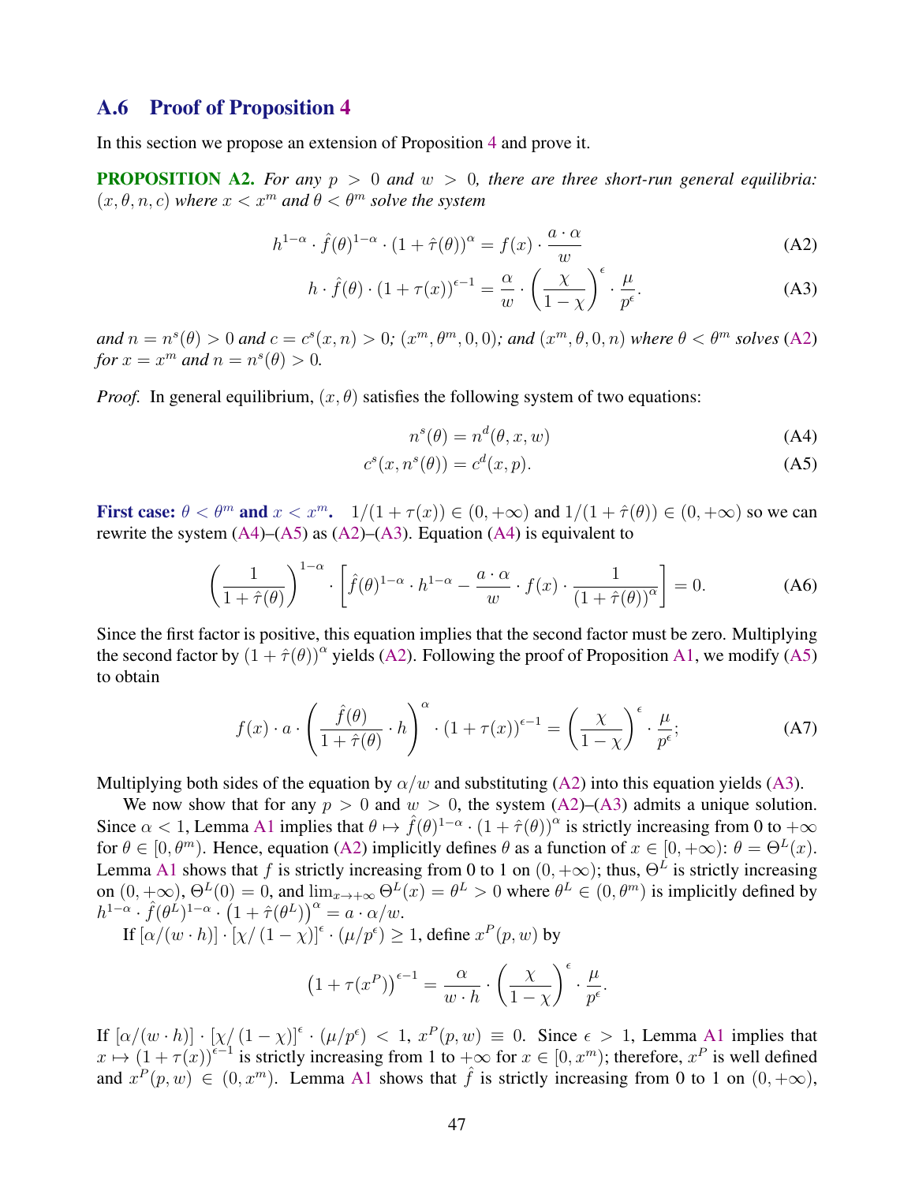## A.6 Proof of Proposition 4

In this section we propose an extension of Proposition 4 and prove it.

**PROPOSITION A2.** *For any $p > 0$ and $w > 0$, there are three short-run general equilibria: $(x, \theta, n, c)$ where $x < x^m$ and $\theta < \theta^m$ solve the system*

$$h^{1-\alpha} \cdot \hat{f}(\theta)^{1-\alpha} \cdot (1 + \hat{\tau}(\theta))^{\alpha} = f(x) \cdot \frac{a \cdot \alpha}{w} \tag{A2}$$

$$h \cdot \hat{f}(\theta) \cdot (1 + \tau(x))^{\epsilon - 1} = \frac{\alpha}{w} \cdot \left(\frac{\chi}{1-\chi}\right)^{\epsilon} \cdot \frac{\mu}{p^{\epsilon}}. \tag{A3}$$

*and $n = n^s(\theta) > 0$ and $c = c^s(x, n) > 0$; $(x^m, \theta^m, 0, 0)$; and $(x^m, \theta, 0, n)$ where $\theta < \theta^m$ solves (A2) for $x = x^m$ and $n = n^s(\theta) > 0$.*

*Proof.* In general equilibrium, $(x, \theta)$ satisfies the following system of two equations:

$$n^s(\theta) = n^d(\theta, x, w) \tag{A4}$$

$$c^s(x, n^s(\theta)) = c^d(x, p). \tag{A5}$$

**First case: $\theta < \theta^m$ and $x < x^m$.** $1/(1+\tau(x)) \in (0, +\infty)$ and $1/(1+\hat{\tau}(\theta)) \in (0, +\infty)$ so we can rewrite the system (A4)–(A5) as (A2)–(A3). Equation (A4) is equivalent to

$$\left(\frac{1}{1+\hat{\tau}(\theta)}\right)^{1-\alpha} \cdot \left[\hat{f}(\theta)^{1-\alpha} \cdot h^{1-\alpha} - \frac{a \cdot \alpha}{w} \cdot f(x) \cdot \frac{1}{(1+\hat{\tau}(\theta))^{\alpha}}\right] = 0. \tag{A6}$$

Since the first factor is positive, this equation implies that the second factor must be zero. Multiplying the second factor by $(1+\hat{\tau}(\theta))^{\alpha}$ yields (A2). Following the proof of Proposition A1, we modify (A5) to obtain

$$f(x) \cdot a \cdot \left(\frac{\hat{f}(\theta)}{1+\hat{\tau}(\theta)} \cdot h\right)^{\alpha} \cdot (1+\tau(x))^{\epsilon-1} = \left(\frac{\chi}{1-\chi}\right)^{\epsilon} \cdot \frac{\mu}{p^{\epsilon}}; \tag{A7}$$

Multiplying both sides of the equation by $\alpha/w$ and substituting (A2) into this equation yields (A3).

We now show that for any $p > 0$ and $w > 0$, the system (A2)–(A3) admits a unique solution. Since $\alpha < 1$, Lemma A1 implies that $\theta \mapsto \hat{f}(\theta)^{1-\alpha} \cdot (1+\hat{\tau}(\theta))^{\alpha}$ is strictly increasing from 0 to $+\infty$ for $\theta \in [0, \theta^m)$. Hence, equation (A2) implicitly defines $\theta$ as a function of $x \in [0, +\infty)$: $\theta = \Theta^L(x)$. Lemma A1 shows that $f$ is strictly increasing from 0 to 1 on $(0, +\infty)$; thus, $\Theta^L$ is strictly increasing on $(0, +\infty)$, $\Theta^L(0) = 0$, and $\lim_{x \to +\infty} \Theta^L(x) = \theta^L > 0$ where $\theta^L \in (0, \theta^m)$ is implicitly defined by $h^{1-\alpha} \cdot \hat{f}(\theta^L)^{1-\alpha} \cdot (1+\hat{\tau}(\theta^L))^{\alpha} = a \cdot \alpha/w$.

If $[\alpha/(w \cdot h)] \cdot [\chi/(1-\chi)]^{\epsilon} \cdot (\mu/p^{\epsilon}) \geq 1$, define $x^P(p, w)$ by

$$\left(1+\tau(x^P)\right)^{\epsilon-1} = \frac{\alpha}{w \cdot h} \cdot \left(\frac{\chi}{1-\chi}\right)^{\epsilon} \cdot \frac{\mu}{p^{\epsilon}}.$$

If $[\alpha/(w \cdot h)] \cdot [\chi/(1-\chi)]^{\epsilon} \cdot (\mu/p^{\epsilon}) < 1$, $x^P(p, w) \equiv 0$. Since $\epsilon > 1$, Lemma A1 implies that $x \mapsto (1+\tau(x))^{\epsilon-1}$ is strictly increasing from 1 to $+\infty$ for $x \in [0, x^m)$; therefore, $x^P$ is well defined and $x^P(p, w) \in (0, x^m)$. Lemma A1 shows that $\hat{f}$ is strictly increasing from 0 to 1 on $(0, +\infty)$,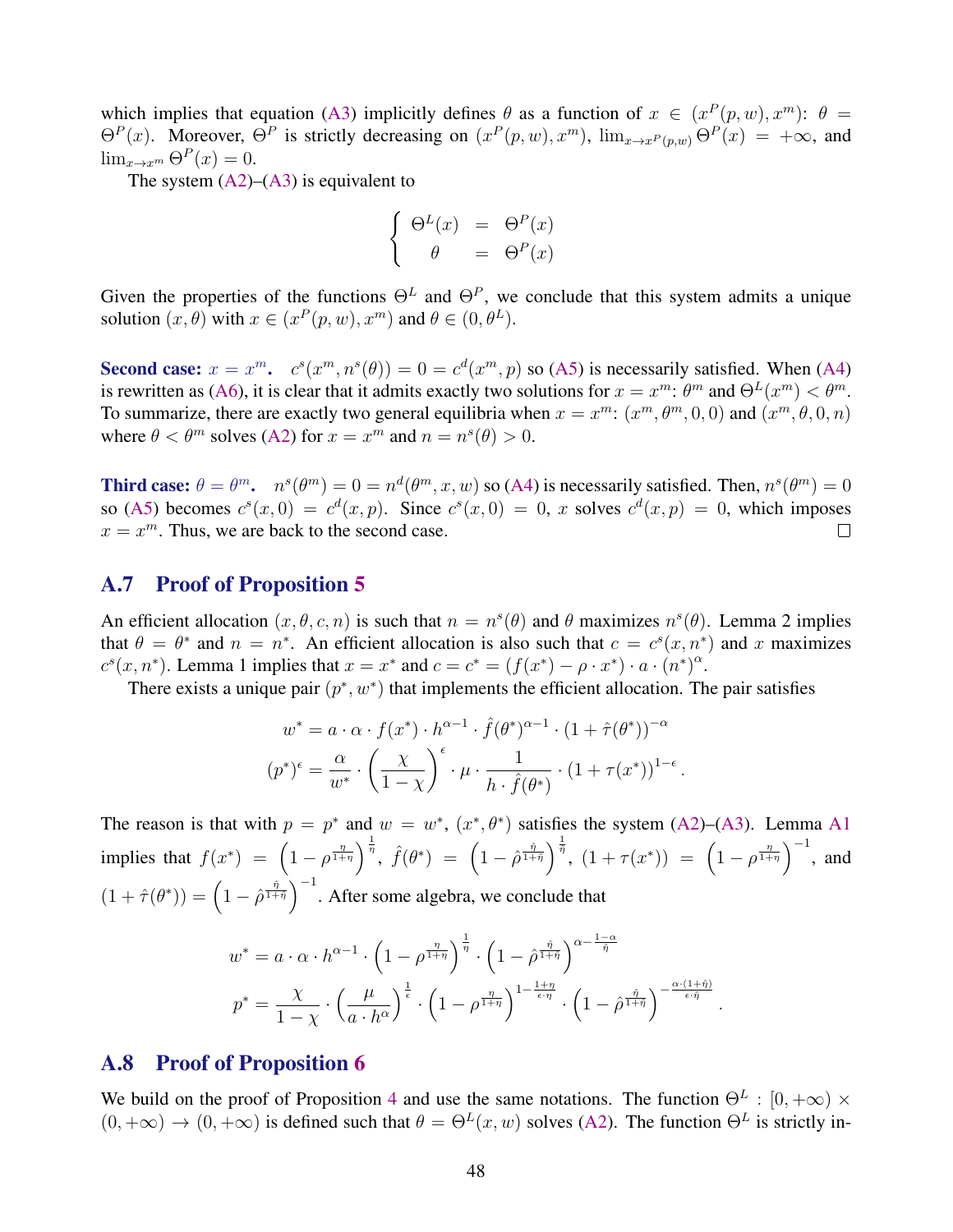which implies that equation (A3) implicitly defines $\theta$ as a function of $x \in (x^P(p,w), x^m)$: $\theta = \Theta^P(x)$. Moreover, $\Theta^P$ is strictly decreasing on $(x^P(p,w), x^m)$, $\lim_{x \to x^P(p,w)} \Theta^P(x) = +\infty$, and $\lim_{x \to x^m} \Theta^P(x) = 0$.

The system (A2)–(A3) is equivalent to

$$\begin{cases} \Theta^L(x) &= \Theta^P(x) \\ \theta &= \Theta^P(x) \end{cases}$$

Given the properties of the functions $\Theta^L$ and $\Theta^P$, we conclude that this system admits a unique solution $(x, \theta)$ with $x \in (x^P(p,w), x^m)$ and $\theta \in (0, \theta^L)$.

**Second case: $x = x^m$.** $c^s(x^m, n^s(\theta)) = 0 = c^d(x^m, p)$ so (A5) is necessarily satisfied. When (A4) is rewritten as (A6), it is clear that it admits exactly two solutions for $x = x^m$: $\theta^m$ and $\Theta^L(x^m) < \theta^m$. To summarize, there are exactly two general equilibria when $x = x^m$: $(x^m, \theta^m, 0, 0)$ and $(x^m, \theta, 0, n)$ where $\theta < \theta^m$ solves (A2) for $x = x^m$ and $n = n^s(\theta) > 0$.

**Third case: $\theta = \theta^m$.** $n^s(\theta^m) = 0 = n^d(\theta^m, x, w)$ so (A4) is necessarily satisfied. Then, $n^s(\theta^m) = 0$ so (A5) becomes $c^s(x, 0) = c^d(x, p)$. Since $c^s(x, 0) = 0$, $x$ solves $c^d(x, p) = 0$, which imposes $x = x^m$. Thus, we are back to the second case. □

## A.7 Proof of Proposition 5

An efficient allocation $(x, \theta, c, n)$ is such that $n = n^s(\theta)$ and $\theta$ maximizes $n^s(\theta)$. Lemma 2 implies that $\theta = \theta^*$ and $n = n^*$. An efficient allocation is also such that $c = c^s(x, n^*)$ and $x$ maximizes $c^s(x, n^*)$. Lemma 1 implies that $x = x^*$ and $c = c^* = (f(x^*) - \rho \cdot x^*) \cdot a \cdot (n^*)^\alpha$.

There exists a unique pair $(p^*, w^*)$ that implements the efficient allocation. The pair satisfies

$$w^* = a \cdot \alpha \cdot f(x^*) \cdot h^{\alpha-1} \cdot \hat{f}(\theta^*)^{\alpha-1} \cdot (1 + \hat{\tau}(\theta^*))^{-\alpha}$$
$$(p^*)^\epsilon = \frac{\alpha}{w^*} \cdot \left(\frac{\chi}{1-\chi}\right)^\epsilon \cdot \mu \cdot \frac{1}{h \cdot \hat{f}(\theta^*)} \cdot (1 + \tau(x^*))^{1-\epsilon}.$$

The reason is that with $p = p^*$ and $w = w^*$, $(x^*, \theta^*)$ satisfies the system (A2)–(A3). Lemma A1 implies that $f(x^*) = \left(1 - \rho^{\frac{\eta}{1+\eta}}\right)^{\frac{1}{\eta}}$, $\hat{f}(\theta^*) = \left(1 - \hat{\rho}^{\frac{\hat{\eta}}{1+\hat{\eta}}}\right)^{\frac{1}{\hat{\eta}}}$, $(1 + \tau(x^*)) = \left(1 - \rho^{\frac{\eta}{1+\eta}}\right)^{-1}$, and $(1 + \hat{\tau}(\theta^*)) = \left(1 - \hat{\rho}^{\frac{\hat{\eta}}{1+\hat{\eta}}}\right)^{-1}$. After some algebra, we conclude that

$$w^* = a \cdot \alpha \cdot h^{\alpha-1} \cdot \left(1 - \rho^{\frac{\eta}{1+\eta}}\right)^{\frac{1}{\eta}} \cdot \left(1 - \hat{\rho}^{\frac{\hat{\eta}}{1+\hat{\eta}}}\right)^{\alpha - \frac{1-\alpha}{\hat{\eta}}}$$
$$p^* = \frac{\chi}{1-\chi} \cdot \left(\frac{\mu}{a \cdot h^\alpha}\right)^{\frac{1}{\epsilon}} \cdot \left(1 - \rho^{\frac{\eta}{1+\eta}}\right)^{1 - \frac{1+\eta}{\epsilon \cdot \eta}} \cdot \left(1 - \hat{\rho}^{\frac{\hat{\eta}}{1+\hat{\eta}}}\right)^{-\frac{\alpha \cdot (1+\hat{\eta})}{\epsilon \cdot \hat{\eta}}}.$$

## A.8 Proof of Proposition 6

We build on the proof of Proposition 4 and use the same notations. The function $\Theta^L : [0, +\infty) \times (0, +\infty) \to (0, +\infty)$ is defined such that $\theta = \Theta^L(x, w)$ solves (A2). The function $\Theta^L$ is strictly in-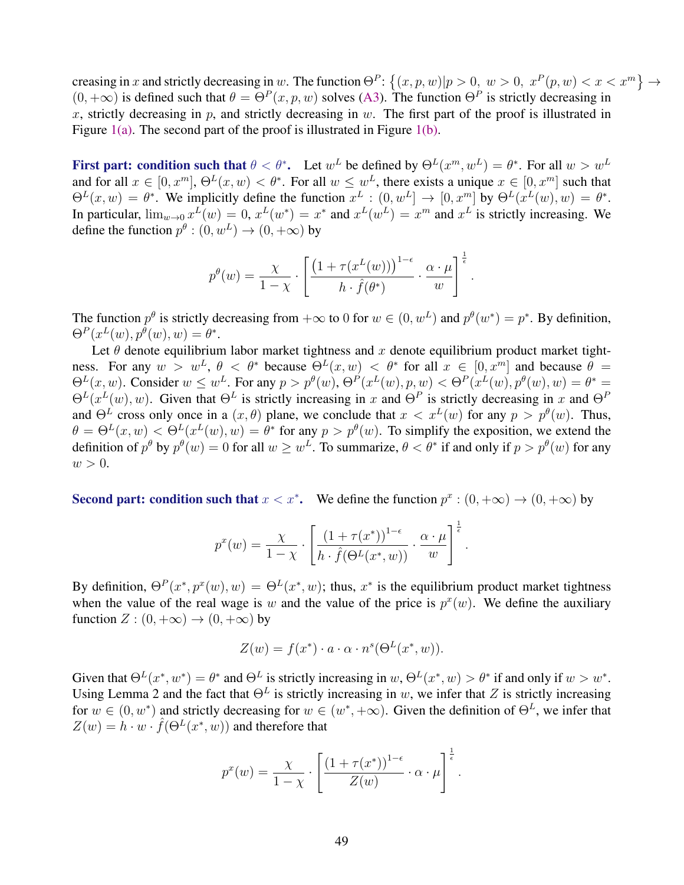creasing in $x$ and strictly decreasing in $w$. The function $\Theta^P$: $\{(x,p,w)|p > 0,\ w > 0,\ x^P(p,w) < x < x^m\} \to (0,+\infty)$ is defined such that $\theta = \Theta^P(x,p,w)$ solves (A3). The function $\Theta^P$ is strictly decreasing in $x$, strictly decreasing in $p$, and strictly decreasing in $w$. The first part of the proof is illustrated in Figure 1(a). The second part of the proof is illustrated in Figure 1(b).

**First part: condition such that $\theta < \theta^*$.** Let $w^L$ be defined by $\Theta^L(x^m, w^L) = \theta^*$. For all $w > w^L$ and for all $x \in [0, x^m]$, $\Theta^L(x,w) < \theta^*$. For all $w \leq w^L$, there exists a unique $x \in [0, x^m]$ such that $\Theta^L(x,w) = \theta^*$. We implicitly define the function $x^L : (0, w^L] \to [0, x^m]$ by $\Theta^L(x^L(w), w) = \theta^*$. In particular, $\lim_{w \to 0} x^L(w) = 0$, $x^L(w^*) = x^*$ and $x^L(w^L) = x^m$ and $x^L$ is strictly increasing. We define the function $p^\theta : (0, w^L) \to (0, +\infty)$ by

$$p^\theta(w) = \frac{\chi}{1-\chi} \cdot \left[ \frac{\left(1+\tau(x^L(w))\right)^{1-\epsilon}}{h \cdot \hat{f}(\theta^*)} \cdot \frac{\alpha \cdot \mu}{w} \right]^{\frac{1}{\epsilon}}.$$

The function $p^\theta$ is strictly decreasing from $+\infty$ to 0 for $w \in (0, w^L)$ and $p^\theta(w^*) = p^*$. By definition, $\Theta^P(x^L(w), p^\theta(w), w) = \theta^*$.

Let $\theta$ denote equilibrium labor market tightness and $x$ denote equilibrium product market tightness. For any $w > w^L$, $\theta < \theta^*$ because $\Theta^L(x,w) < \theta^*$ for all $x \in [0, x^m]$ and because $\theta = \Theta^L(x,w)$. Consider $w \leq w^L$. For any $p > p^\theta(w)$, $\Theta^P(x^L(w), p, w) < \Theta^P(x^L(w), p^\theta(w), w) = \theta^* = \Theta^L(x^L(w), w)$. Given that $\Theta^L$ is strictly increasing in $x$ and $\Theta^P$ is strictly decreasing in $x$ and $\Theta^P$ and $\Theta^L$ cross only once in a $(x, \theta)$ plane, we conclude that $x < x^L(w)$ for any $p > p^\theta(w)$. Thus, $\theta = \Theta^L(x,w) < \Theta^L(x^L(w), w) = \theta^*$ for any $p > p^\theta(w)$. To simplify the exposition, we extend the definition of $p^\theta$ by $p^\theta(w) = 0$ for all $w \geq w^L$. To summarize, $\theta < \theta^*$ if and only if $p > p^\theta(w)$ for any $w > 0$.

**Second part: condition such that $x < x^*$.** We define the function $p^x : (0, +\infty) \to (0, +\infty)$ by

$$p^x(w) = \frac{\chi}{1-\chi} \cdot \left[ \frac{(1+\tau(x^*))^{1-\epsilon}}{h \cdot \hat{f}(\Theta^L(x^*, w))} \cdot \frac{\alpha \cdot \mu}{w} \right]^{\frac{1}{\epsilon}}.$$

By definition, $\Theta^P(x^*, p^x(w), w) = \Theta^L(x^*, w)$; thus, $x^*$ is the equilibrium product market tightness when the value of the real wage is $w$ and the value of the price is $p^x(w)$. We define the auxiliary function $Z : (0, +\infty) \to (0, +\infty)$ by

$$Z(w) = f(x^*) \cdot a \cdot \alpha \cdot n^s(\Theta^L(x^*, w)).$$

Given that $\Theta^L(x^*, w^*) = \theta^*$ and $\Theta^L$ is strictly increasing in $w$, $\Theta^L(x^*, w) > \theta^*$ if and only if $w > w^*$. Using Lemma 2 and the fact that $\Theta^L$ is strictly increasing in $w$, we infer that $Z$ is strictly increasing for $w \in (0, w^*)$ and strictly decreasing for $w \in (w^*, +\infty)$. Given the definition of $\Theta^L$, we infer that $Z(w) = h \cdot w \cdot \hat{f}(\Theta^L(x^*, w))$ and therefore that

$$p^x(w) = \frac{\chi}{1-\chi} \cdot \left[ \frac{(1+\tau(x^*))^{1-\epsilon}}{Z(w)} \cdot \alpha \cdot \mu \right]^{\frac{1}{\epsilon}}.$$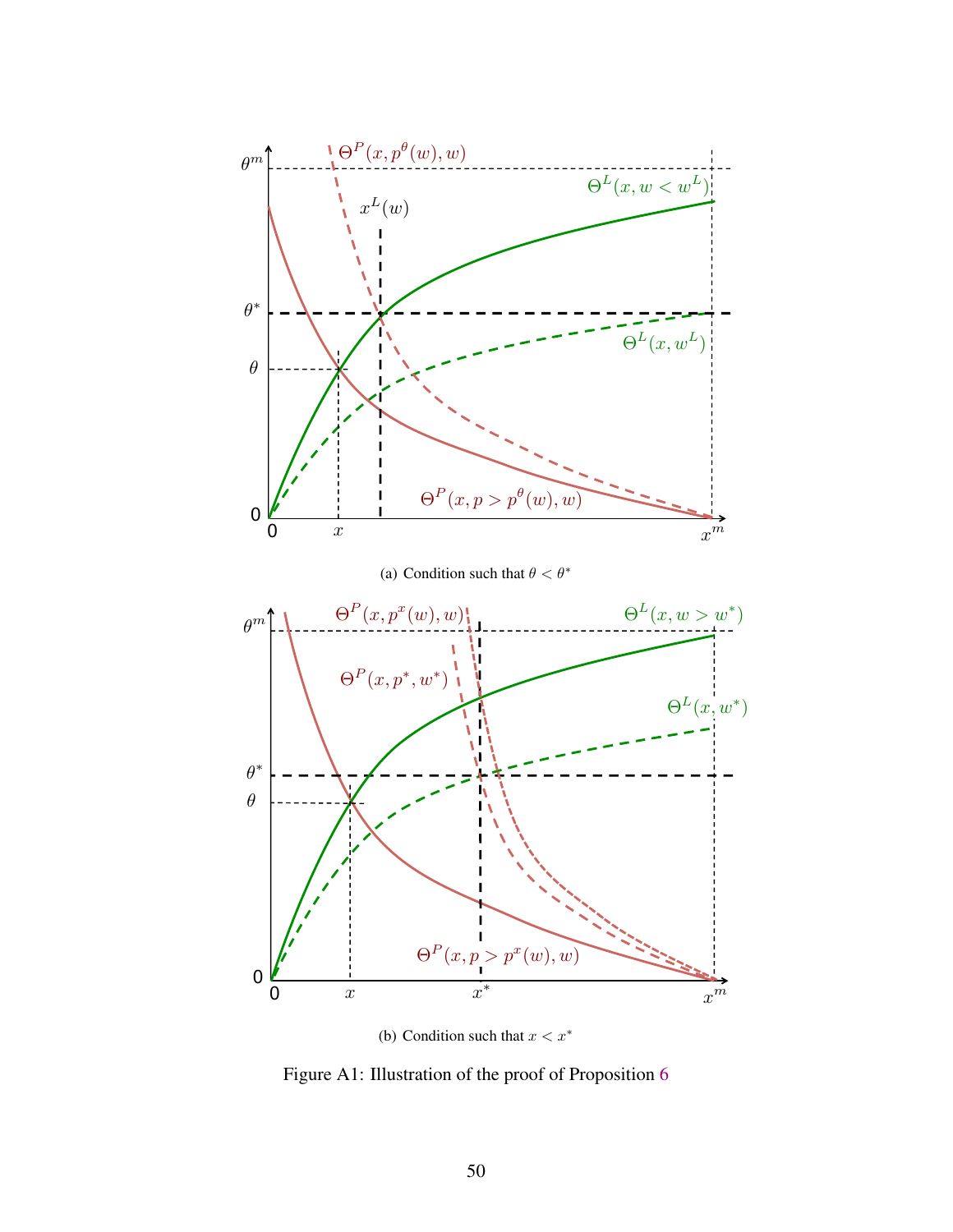(a) Condition such that $\theta < \theta^*$

(b) Condition such that $x < x^*$

Figure A1: Illustration of the proof of Proposition 6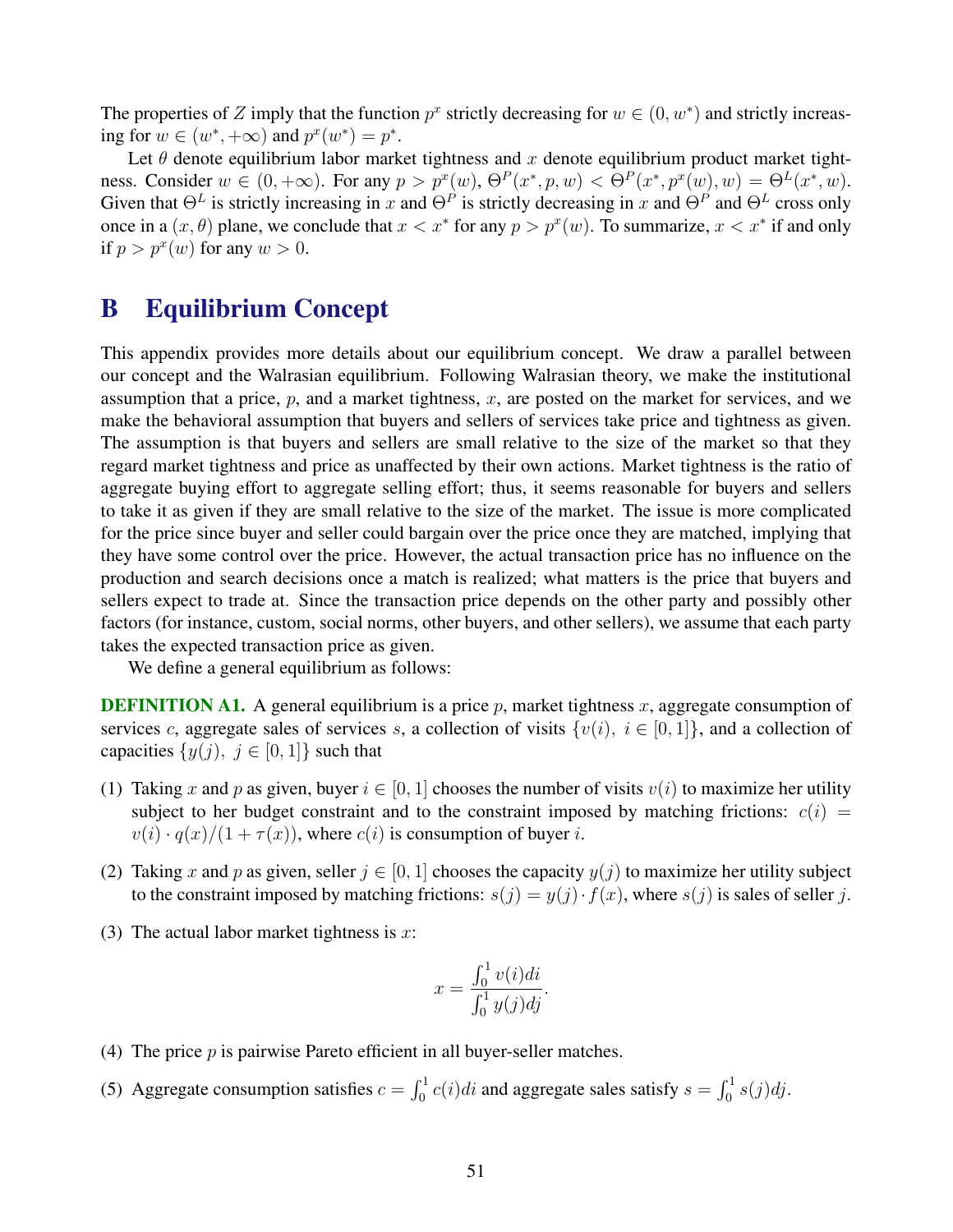The properties of $Z$ imply that the function $p^x$ strictly decreasing for $w \in (0, w^*)$ and strictly increasing for $w \in (w^*, +\infty)$ and $p^x(w^*) = p^*$.

Let $\theta$ denote equilibrium labor market tightness and $x$ denote equilibrium product market tightness. Consider $w \in (0, +\infty)$. For any $p > p^x(w)$, $\Theta^P(x^*, p, w) < \Theta^P(x^*, p^x(w), w) = \Theta^L(x^*, w)$. Given that $\Theta^L$ is strictly increasing in $x$ and $\Theta^P$ is strictly decreasing in $x$ and $\Theta^P$ and $\Theta^L$ cross only once in a $(x, \theta)$ plane, we conclude that $x < x^*$ for any $p > p^x(w)$. To summarize, $x < x^*$ if and only if $p > p^x(w)$ for any $w > 0$.

# B Equilibrium Concept

This appendix provides more details about our equilibrium concept. We draw a parallel between our concept and the Walrasian equilibrium. Following Walrasian theory, we make the institutional assumption that a price, $p$, and a market tightness, $x$, are posted on the market for services, and we make the behavioral assumption that buyers and sellers of services take price and tightness as given. The assumption is that buyers and sellers are small relative to the size of the market so that they regard market tightness and price as unaffected by their own actions. Market tightness is the ratio of aggregate buying effort to aggregate selling effort; thus, it seems reasonable for buyers and sellers to take it as given if they are small relative to the size of the market. The issue is more complicated for the price since buyer and seller could bargain over the price once they are matched, implying that they have some control over the price. However, the actual transaction price has no influence on the production and search decisions once a match is realized; what matters is the price that buyers and sellers expect to trade at. Since the transaction price depends on the other party and possibly other factors (for instance, custom, social norms, other buyers, and other sellers), we assume that each party takes the expected transaction price as given.

We define a general equilibrium as follows:

**DEFINITION A1.** A general equilibrium is a price $p$, market tightness $x$, aggregate consumption of services $c$, aggregate sales of services $s$, a collection of visits $\{v(i),\ i \in [0, 1]\}$, and a collection of capacities $\{y(j),\ j \in [0, 1]\}$ such that

(1) Taking $x$ and $p$ as given, buyer $i \in [0, 1]$ chooses the number of visits $v(i)$ to maximize her utility subject to her budget constraint and to the constraint imposed by matching frictions: $c(i) = v(i) \cdot q(x)/(1 + \tau(x))$, where $c(i)$ is consumption of buyer $i$.

(2) Taking $x$ and $p$ as given, seller $j \in [0, 1]$ chooses the capacity $y(j)$ to maximize her utility subject to the constraint imposed by matching frictions: $s(j) = y(j) \cdot f(x)$, where $s(j)$ is sales of seller $j$.

(3) The actual labor market tightness is $x$:

$$x = \frac{\int_0^1 v(i)di}{\int_0^1 y(j)dj}.$$

(4) The price $p$ is pairwise Pareto efficient in all buyer-seller matches.

(5) Aggregate consumption satisfies $c = \int_0^1 c(i)di$ and aggregate sales satisfy $s = \int_0^1 s(j)dj$.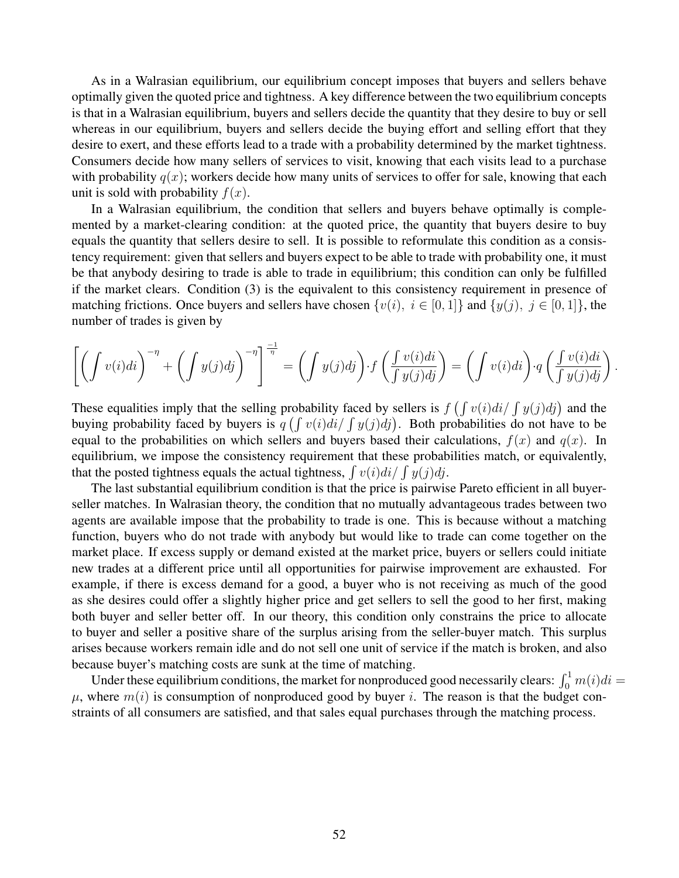As in a Walrasian equilibrium, our equilibrium concept imposes that buyers and sellers behave optimally given the quoted price and tightness. A key difference between the two equilibrium concepts is that in a Walrasian equilibrium, buyers and sellers decide the quantity that they desire to buy or sell whereas in our equilibrium, buyers and sellers decide the buying effort and selling effort that they desire to exert, and these efforts lead to a trade with a probability determined by the market tightness. Consumers decide how many sellers of services to visit, knowing that each visits lead to a purchase with probability $q(x)$; workers decide how many units of services to offer for sale, knowing that each unit is sold with probability $f(x)$.

In a Walrasian equilibrium, the condition that sellers and buyers behave optimally is complemented by a market-clearing condition: at the quoted price, the quantity that buyers desire to buy equals the quantity that sellers desire to sell. It is possible to reformulate this condition as a consistency requirement: given that sellers and buyers expect to be able to trade with probability one, it must be that anybody desiring to trade is able to trade in equilibrium; this condition can only be fulfilled if the market clears. Condition (3) is the equivalent to this consistency requirement in presence of matching frictions. Once buyers and sellers have chosen $\{v(i),\ i \in [0,1]\}$ and $\{y(j),\ j \in [0,1]\}$, the number of trades is given by

$$\left[\left(\int v(i)di\right)^{-\eta} + \left(\int y(j)dj\right)^{-\eta}\right]^{\frac{-1}{\eta}} = \left(\int y(j)dj\right) \cdot f\left(\frac{\int v(i)di}{\int y(j)dj}\right) = \left(\int v(i)di\right) \cdot q\left(\frac{\int v(i)di}{\int y(j)dj}\right).$$

These equalities imply that the selling probability faced by sellers is $f\left(\int v(i)di / \int y(j)dj\right)$ and the buying probability faced by buyers is $q\left(\int v(i)di / \int y(j)dj\right)$. Both probabilities do not have to be equal to the probabilities on which sellers and buyers based their calculations, $f(x)$ and $q(x)$. In equilibrium, we impose the consistency requirement that these probabilities match, or equivalently, that the posted tightness equals the actual tightness, $\int v(i)di / \int y(j)dj$.

The last substantial equilibrium condition is that the price is pairwise Pareto efficient in all buyer-seller matches. In Walrasian theory, the condition that no mutually advantageous trades between two agents are available impose that the probability to trade is one. This is because without a matching function, buyers who do not trade with anybody but would like to trade can come together on the market place. If excess supply or demand existed at the market price, buyers or sellers could initiate new trades at a different price until all opportunities for pairwise improvement are exhausted. For example, if there is excess demand for a good, a buyer who is not receiving as much of the good as she desires could offer a slightly higher price and get sellers to sell the good to her first, making both buyer and seller better off. In our theory, this condition only constrains the price to allocate to buyer and seller a positive share of the surplus arising from the seller-buyer match. This surplus arises because workers remain idle and do not sell one unit of service if the match is broken, and also because buyer's matching costs are sunk at the time of matching.

Under these equilibrium conditions, the market for nonproduced good necessarily clears: $\int_0^1 m(i)di = \mu$, where $m(i)$ is consumption of nonproduced good by buyer $i$. The reason is that the budget constraints of all consumers are satisfied, and that sales equal purchases through the matching process.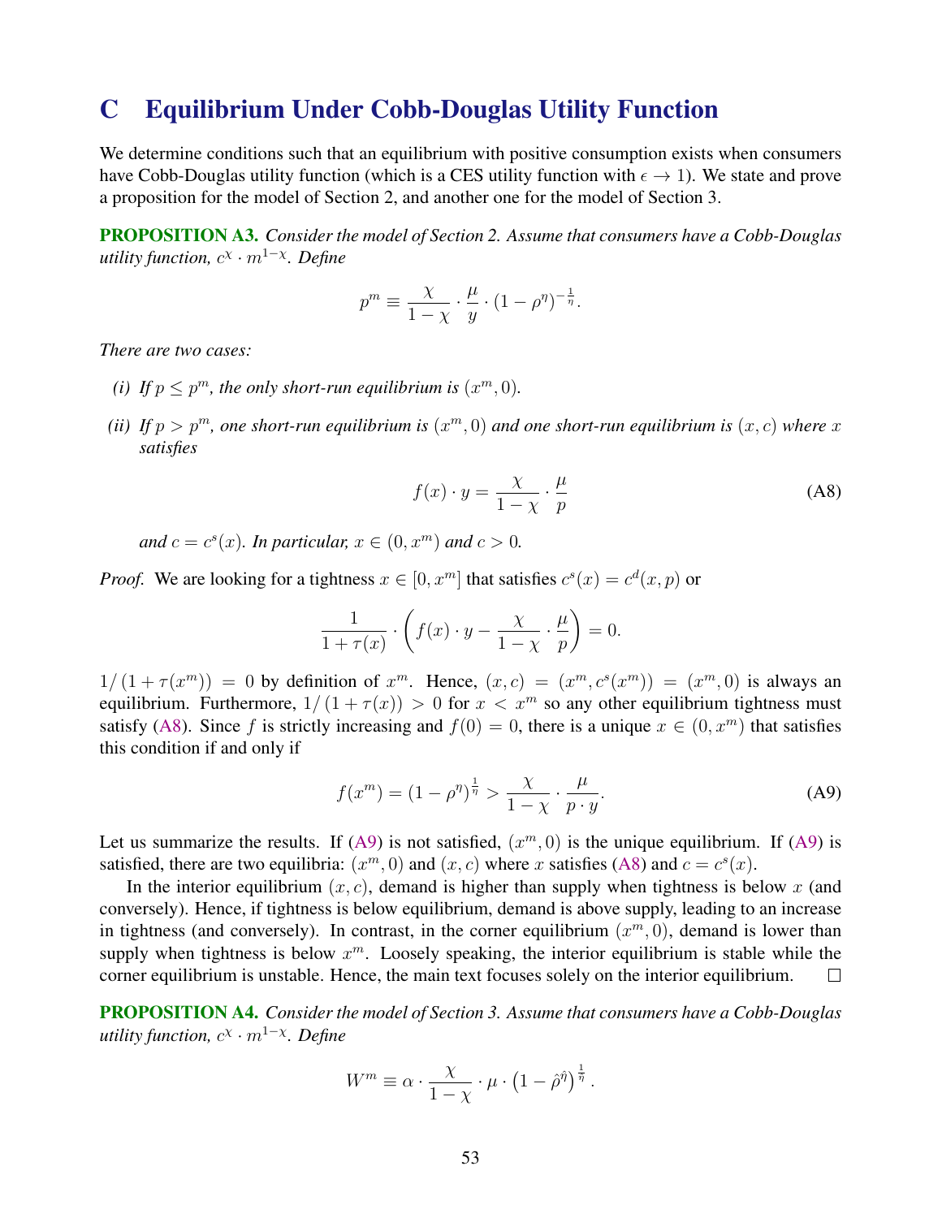## C Equilibrium Under Cobb-Douglas Utility Function

We determine conditions such that an equilibrium with positive consumption exists when consumers have Cobb-Douglas utility function (which is a CES utility function with $\epsilon \to 1$). We state and prove a proposition for the model of Section 2, and another one for the model of Section 3.

**PROPOSITION A3.** *Consider the model of Section 2. Assume that consumers have a Cobb-Douglas utility function, $c^{\chi} \cdot m^{1-\chi}$. Define*

$$p^m \equiv \frac{\chi}{1-\chi} \cdot \frac{\mu}{y} \cdot (1-\rho^{\eta})^{-\frac{1}{\eta}}.$$

*There are two cases:*

*(i) If $p \leq p^m$, the only short-run equilibrium is $(x^m, 0)$.*

*(ii) If $p > p^m$, one short-run equilibrium is $(x^m, 0)$ and one short-run equilibrium is $(x, c)$ where $x$ satisfies*

$$f(x) \cdot y = \frac{\chi}{1-\chi} \cdot \frac{\mu}{p} \tag{A8}$$

*and $c = c^s(x)$. In particular, $x \in (0, x^m)$ and $c > 0$.*

*Proof.* We are looking for a tightness $x \in [0, x^m]$ that satisfies $c^s(x) = c^d(x, p)$ or

$$\frac{1}{1+\tau(x)} \cdot \left( f(x) \cdot y - \frac{\chi}{1-\chi} \cdot \frac{\mu}{p} \right) = 0.$$

$1/(1+\tau(x^m)) = 0$ by definition of $x^m$. Hence, $(x, c) = (x^m, c^s(x^m)) = (x^m, 0)$ is always an equilibrium. Furthermore, $1/(1+\tau(x)) > 0$ for $x < x^m$ so any other equilibrium tightness must satisfy (A8). Since $f$ is strictly increasing and $f(0) = 0$, there is a unique $x \in (0, x^m)$ that satisfies this condition if and only if

$$f(x^m) = (1-\rho^{\eta})^{\frac{1}{\eta}} > \frac{\chi}{1-\chi} \cdot \frac{\mu}{p \cdot y}. \tag{A9}$$

Let us summarize the results. If (A9) is not satisfied, $(x^m, 0)$ is the unique equilibrium. If (A9) is satisfied, there are two equilibria: $(x^m, 0)$ and $(x, c)$ where $x$ satisfies (A8) and $c = c^s(x)$.

In the interior equilibrium $(x, c)$, demand is higher than supply when tightness is below $x$ (and conversely). Hence, if tightness is below equilibrium, demand is above supply, leading to an increase in tightness (and conversely). In contrast, in the corner equilibrium $(x^m, 0)$, demand is lower than supply when tightness is below $x^m$. Loosely speaking, the interior equilibrium is stable while the corner equilibrium is unstable. Hence, the main text focuses solely on the interior equilibrium. $\square$

**PROPOSITION A4.** *Consider the model of Section 3. Assume that consumers have a Cobb-Douglas utility function, $c^{\chi} \cdot m^{1-\chi}$. Define*

$$W^m \equiv \alpha \cdot \frac{\chi}{1-\chi} \cdot \mu \cdot \left(1-\hat{\rho}^{\hat{\eta}}\right)^{\frac{1}{\hat{\eta}}}.$$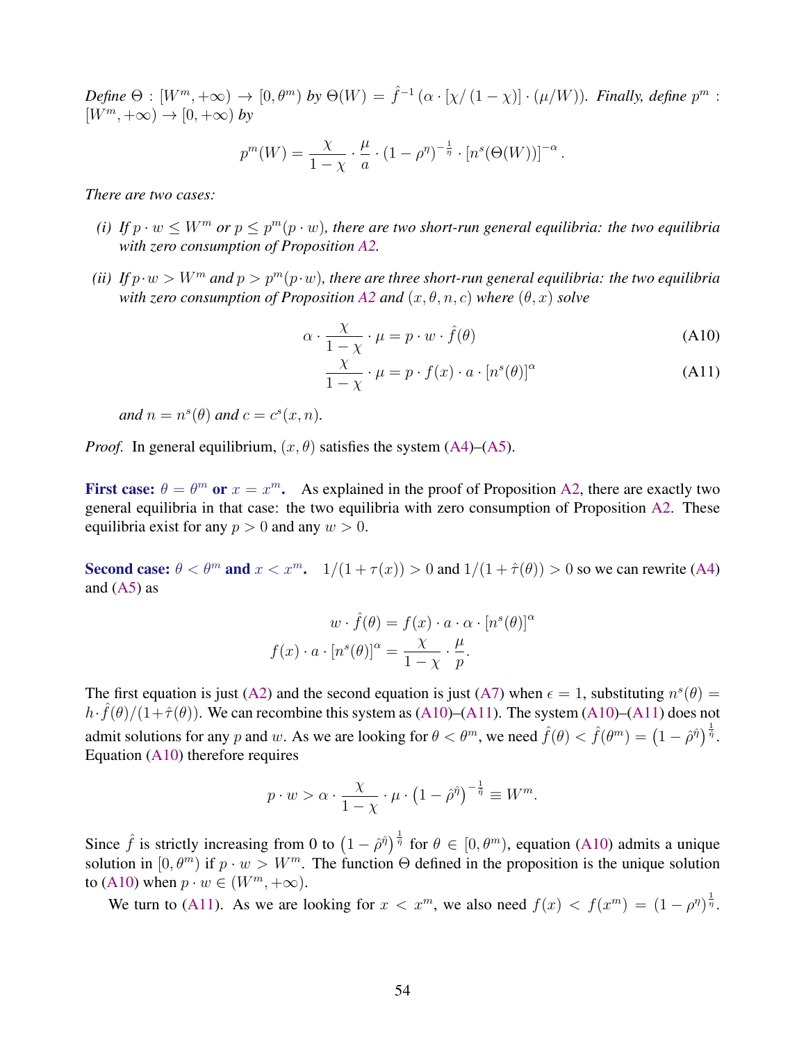*Define* $\Theta : [W^m, +\infty) \to [0, \theta^m)$ *by* $\Theta(W) = \hat{f}^{-1}(\alpha \cdot [\chi/(1-\chi)] \cdot (\mu/W))$*. Finally, define* $p^m : [W^m, +\infty) \to [0, +\infty)$ *by*

$$p^m(W) = \frac{\chi}{1-\chi} \cdot \frac{\mu}{a} \cdot (1-\rho^\eta)^{-\frac{1}{\eta}} \cdot [n^s(\Theta(W))]^{-\alpha}.$$

*There are two cases:*

*(i) If* $p \cdot w \leq W^m$ *or* $p \leq p^m(p \cdot w)$*, there are two short-run general equilibria: the two equilibria with zero consumption of Proposition A2.*

*(ii) If* $p \cdot w > W^m$ *and* $p > p^m(p \cdot w)$*, there are three short-run general equilibria: the two equilibria with zero consumption of Proposition A2 and* $(x, \theta, n, c)$ *where* $(\theta, x)$ *solve*

$$\alpha \cdot \frac{\chi}{1-\chi} \cdot \mu = p \cdot w \cdot \hat{f}(\theta) \tag{A10}$$

$$\frac{\chi}{1-\chi} \cdot \mu = p \cdot f(x) \cdot a \cdot [n^s(\theta)]^\alpha \tag{A11}$$

*and* $n = n^s(\theta)$ *and* $c = c^s(x, n)$*.*

*Proof.* In general equilibrium, $(x, \theta)$ satisfies the system (A4)–(A5).

**First case:** $\theta = \theta^m$ **or** $x = x^m$**.** As explained in the proof of Proposition A2, there are exactly two general equilibria in that case: the two equilibria with zero consumption of Proposition A2. These equilibria exist for any $p > 0$ and any $w > 0$.

**Second case:** $\theta < \theta^m$ **and** $x < x^m$**.** $1/(1+\tau(x)) > 0$ and $1/(1+\hat{\tau}(\theta)) > 0$ so we can rewrite (A4) and (A5) as

$$w \cdot \hat{f}(\theta) = f(x) \cdot a \cdot \alpha \cdot [n^s(\theta)]^\alpha$$

$$f(x) \cdot a \cdot [n^s(\theta)]^\alpha = \frac{\chi}{1-\chi} \cdot \frac{\mu}{p}.$$

The first equation is just (A2) and the second equation is just (A7) when $\epsilon = 1$, substituting $n^s(\theta) = h \cdot \hat{f}(\theta)/(1+\hat{\tau}(\theta))$. We can recombine this system as (A10)–(A11). The system (A10)–(A11) does not admit solutions for any $p$ and $w$. As we are looking for $\theta < \theta^m$, we need $\hat{f}(\theta) < \hat{f}(\theta^m) = \left(1-\hat{\rho}^{\hat{\eta}}\right)^{\frac{1}{\hat{\eta}}}$. Equation (A10) therefore requires

$$p \cdot w > \alpha \cdot \frac{\chi}{1-\chi} \cdot \mu \cdot \left(1-\hat{\rho}^{\hat{\eta}}\right)^{-\frac{1}{\hat{\eta}}} \equiv W^m.$$

Since $\hat{f}$ is strictly increasing from 0 to $\left(1-\hat{\rho}^{\hat{\eta}}\right)^{\frac{1}{\hat{\eta}}}$ for $\theta \in [0, \theta^m)$, equation (A10) admits a unique solution in $[0, \theta^m)$ if $p \cdot w > W^m$. The function $\Theta$ defined in the proposition is the unique solution to (A10) when $p \cdot w \in (W^m, +\infty)$.

We turn to (A11). As we are looking for $x < x^m$, we also need $f(x) < f(x^m) = (1-\rho^\eta)^{\frac{1}{\eta}}$.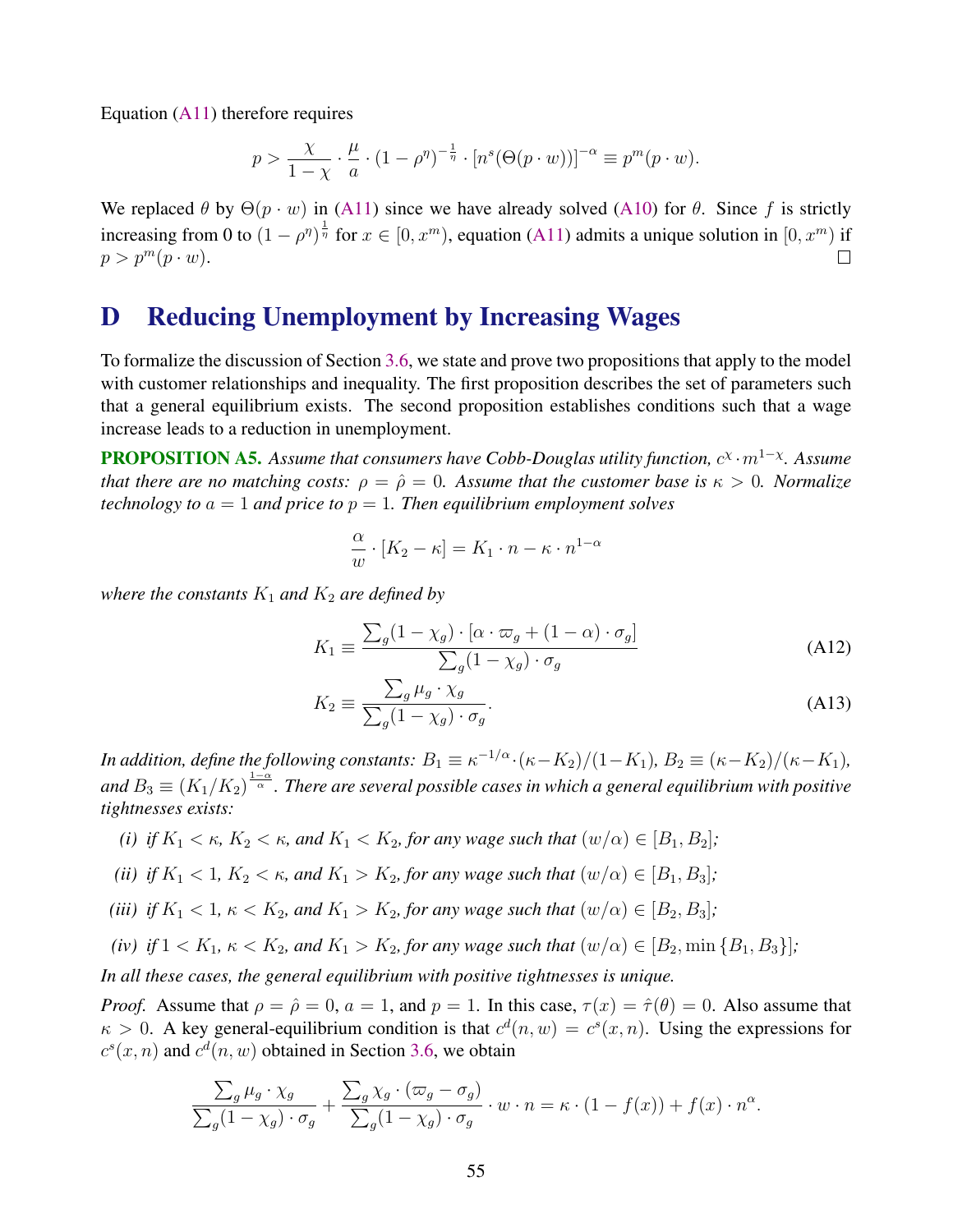Equation (A11) therefore requires

$$p > \frac{\chi}{1-\chi} \cdot \frac{\mu}{a} \cdot (1-\rho^{\eta})^{-\frac{1}{\eta}} \cdot [n^s(\Theta(p \cdot w))]^{-\alpha} \equiv p^m(p \cdot w).$$

We replaced $\theta$ by $\Theta(p \cdot w)$ in (A11) since we have already solved (A10) for $\theta$. Since $f$ is strictly increasing from 0 to $(1-\rho^{\eta})^{\frac{1}{\eta}}$ for $x \in [0, x^m)$, equation (A11) admits a unique solution in $[0, x^m)$ if $p > p^m(p \cdot w)$. □

# D Reducing Unemployment by Increasing Wages

To formalize the discussion of Section 3.6, we state and prove two propositions that apply to the model with customer relationships and inequality. The first proposition describes the set of parameters such that a general equilibrium exists. The second proposition establishes conditions such that a wage increase leads to a reduction in unemployment.

**PROPOSITION A5.** *Assume that consumers have Cobb-Douglas utility function, $c^{\chi} \cdot m^{1-\chi}$. Assume that there are no matching costs: $\rho = \hat{\rho} = 0$. Assume that the customer base is $\kappa > 0$. Normalize technology to $a = 1$ and price to $p = 1$. Then equilibrium employment solves*

$$\frac{\alpha}{w} \cdot [K_2 - \kappa] = K_1 \cdot n - \kappa \cdot n^{1-\alpha}$$

*where the constants $K_1$ and $K_2$ are defined by*

$$K_1 \equiv \frac{\sum_g (1-\chi_g) \cdot [\alpha \cdot \varpi_g + (1-\alpha) \cdot \sigma_g]}{\sum_g (1-\chi_g) \cdot \sigma_g} \tag{A12}$$

$$K_2 \equiv \frac{\sum_g \mu_g \cdot \chi_g}{\sum_g (1-\chi_g) \cdot \sigma_g}. \tag{A13}$$

*In addition, define the following constants: $B_1 \equiv \kappa^{-1/\alpha} \cdot (\kappa - K_2)/(1-K_1)$, $B_2 \equiv (\kappa - K_2)/(\kappa - K_1)$, and $B_3 \equiv (K_1/K_2)^{\frac{1-\alpha}{\alpha}}$. There are several possible cases in which a general equilibrium with positive tightnesses exists:*

*(i) if $K_1 < \kappa$, $K_2 < \kappa$, and $K_1 < K_2$, for any wage such that $(w/\alpha) \in [B_1, B_2]$;*

*(ii) if $K_1 < 1$, $K_2 < \kappa$, and $K_1 > K_2$, for any wage such that $(w/\alpha) \in [B_1, B_3]$;*

*(iii) if $K_1 < 1$, $\kappa < K_2$, and $K_1 > K_2$, for any wage such that $(w/\alpha) \in [B_2, B_3]$;*

*(iv) if $1 < K_1$, $\kappa < K_2$, and $K_1 > K_2$, for any wage such that $(w/\alpha) \in [B_2, \min\{B_1, B_3\}]$;*

*In all these cases, the general equilibrium with positive tightnesses is unique.*

*Proof.* Assume that $\rho = \hat{\rho} = 0$, $a = 1$, and $p = 1$. In this case, $\tau(x) = \hat{\tau}(\theta) = 0$. Also assume that $\kappa > 0$. A key general-equilibrium condition is that $c^d(n, w) = c^s(x, n)$. Using the expressions for $c^s(x, n)$ and $c^d(n, w)$ obtained in Section 3.6, we obtain

$$\frac{\sum_g \mu_g \cdot \chi_g}{\sum_g (1-\chi_g) \cdot \sigma_g} + \frac{\sum_g \chi_g \cdot (\varpi_g - \sigma_g)}{\sum_g (1-\chi_g) \cdot \sigma_g} \cdot w \cdot n = \kappa \cdot (1 - f(x)) + f(x) \cdot n^{\alpha}.$$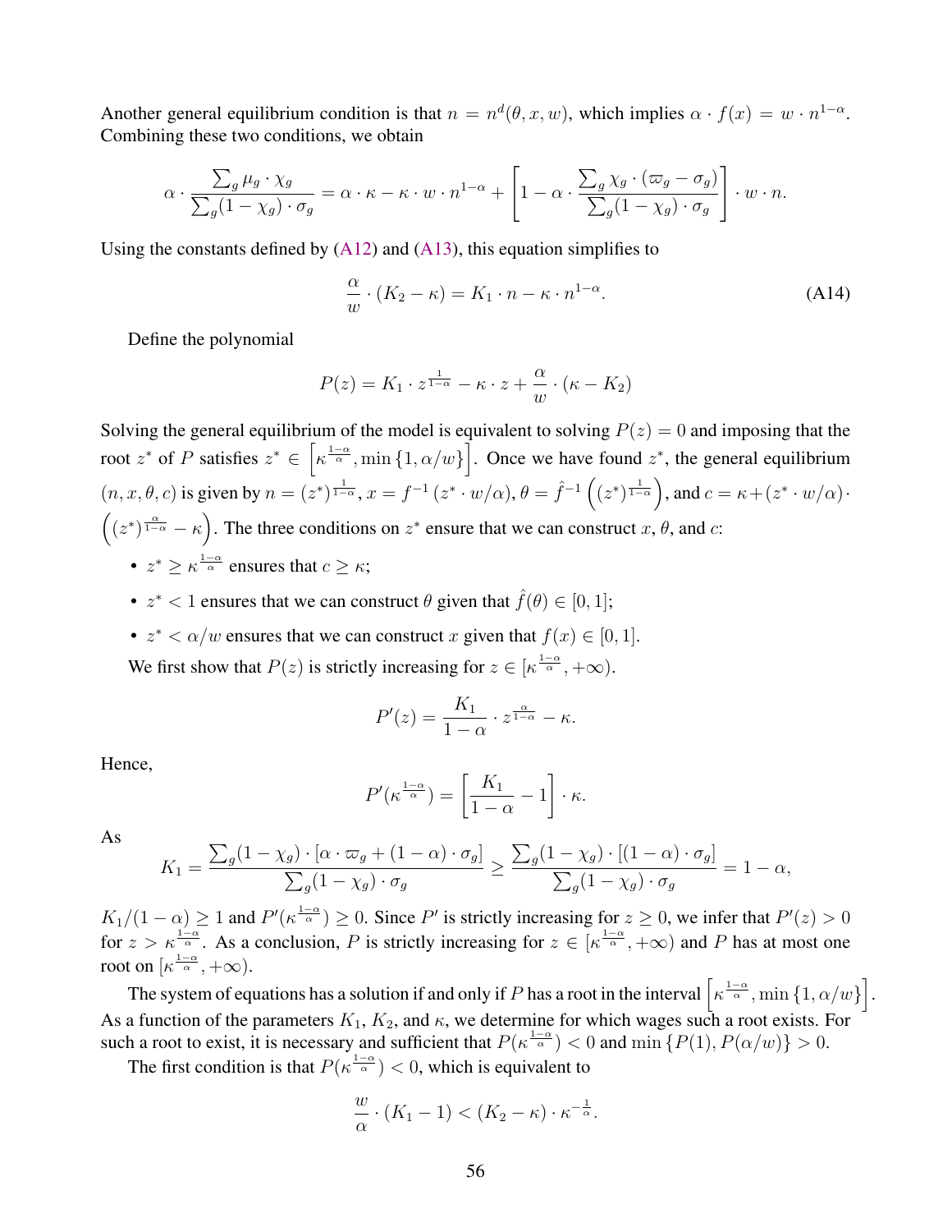Another general equilibrium condition is that $n = n^d(\theta, x, w)$, which implies $\alpha \cdot f(x) = w \cdot n^{1-\alpha}$. Combining these two conditions, we obtain

$$\alpha \cdot \frac{\sum_g \mu_g \cdot \chi_g}{\sum_g (1-\chi_g) \cdot \sigma_g} = \alpha \cdot \kappa - \kappa \cdot w \cdot n^{1-\alpha} + \left[1 - \alpha \cdot \frac{\sum_g \chi_g \cdot (\varpi_g - \sigma_g)}{\sum_g (1-\chi_g) \cdot \sigma_g}\right] \cdot w \cdot n.$$

Using the constants defined by (A12) and (A13), this equation simplifies to

$$\frac{\alpha}{w} \cdot (K_2 - \kappa) = K_1 \cdot n - \kappa \cdot n^{1-\alpha}. \tag{A14}$$

Define the polynomial

$$P(z) = K_1 \cdot z^{\frac{1}{1-\alpha}} - \kappa \cdot z + \frac{\alpha}{w} \cdot (\kappa - K_2)$$

Solving the general equilibrium of the model is equivalent to solving $P(z) = 0$ and imposing that the root $z^*$ of $P$ satisfies $z^* \in \left[\kappa^{\frac{1-\alpha}{\alpha}}, \min\left\{1, \alpha/w\right\}\right]$. Once we have found $z^*$, the general equilibrium $(n, x, \theta, c)$ is given by $n = (z^*)^{\frac{1}{1-\alpha}}$, $x = f^{-1}(z^* \cdot w/\alpha)$, $\theta = \hat{f}^{-1}\left((z^*)^{\frac{1}{1-\alpha}}\right)$, and $c = \kappa + (z^* \cdot w/\alpha) \cdot \left((z^*)^{\frac{\alpha}{1-\alpha}} - \kappa\right)$. The three conditions on $z^*$ ensure that we can construct $x$, $\theta$, and $c$:

- $z^* \geq \kappa^{\frac{1-\alpha}{\alpha}}$ ensures that $c \geq \kappa$;
- $z^* < 1$ ensures that we can construct $\theta$ given that $\hat{f}(\theta) \in [0, 1]$;
- $z^* < \alpha/w$ ensures that we can construct $x$ given that $f(x) \in [0, 1]$.

We first show that $P(z)$ is strictly increasing for $z \in [\kappa^{\frac{1-\alpha}{\alpha}}, +\infty)$.

$$P'(z) = \frac{K_1}{1-\alpha} \cdot z^{\frac{\alpha}{1-\alpha}} - \kappa.$$

Hence,

$$P'(\kappa^{\frac{1-\alpha}{\alpha}}) = \left[\frac{K_1}{1-\alpha} - 1\right] \cdot \kappa.$$

As

$$K_1 = \frac{\sum_g (1-\chi_g) \cdot [\alpha \cdot \varpi_g + (1-\alpha) \cdot \sigma_g]}{\sum_g (1-\chi_g) \cdot \sigma_g} \geq \frac{\sum_g (1-\chi_g) \cdot [(1-\alpha) \cdot \sigma_g]}{\sum_g (1-\chi_g) \cdot \sigma_g} = 1 - \alpha,$$

$K_1/(1-\alpha) \geq 1$ and $P'(\kappa^{\frac{1-\alpha}{\alpha}}) \geq 0$. Since $P'$ is strictly increasing for $z \geq 0$, we infer that $P'(z) > 0$ for $z > \kappa^{\frac{1-\alpha}{\alpha}}$. As a conclusion, $P$ is strictly increasing for $z \in [\kappa^{\frac{1-\alpha}{\alpha}}, +\infty)$ and $P$ has at most one root on $[\kappa^{\frac{1-\alpha}{\alpha}}, +\infty)$.

The system of equations has a solution if and only if $P$ has a root in the interval $\left[\kappa^{\frac{1-\alpha}{\alpha}}, \min\left\{1, \alpha/w\right\}\right]$. As a function of the parameters $K_1$, $K_2$, and $\kappa$, we determine for which wages such a root exists. For such a root to exist, it is necessary and sufficient that $P(\kappa^{\frac{1-\alpha}{\alpha}}) < 0$ and $\min\left\{P(1), P(\alpha/w)\right\} > 0$.

The first condition is that $P(\kappa^{\frac{1-\alpha}{\alpha}}) < 0$, which is equivalent to

$$\frac{w}{\alpha} \cdot (K_1 - 1) < (K_2 - \kappa) \cdot \kappa^{-\frac{1}{\alpha}}.$$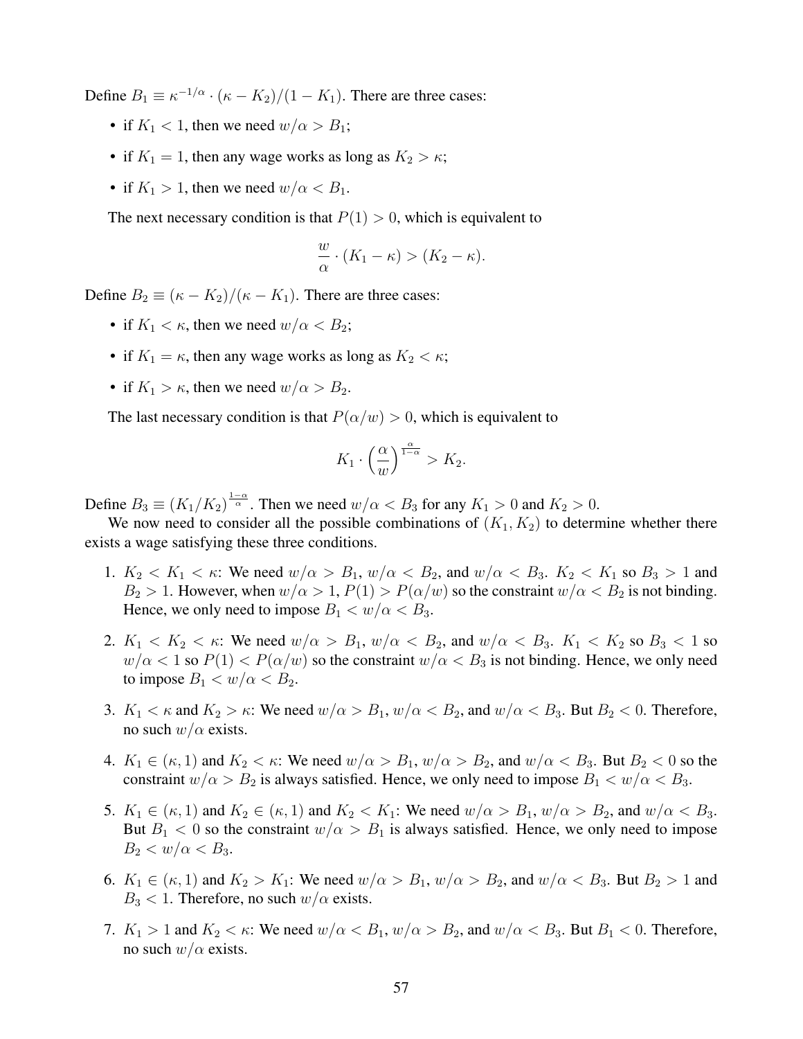Define $B_1 \equiv \kappa^{-1/\alpha} \cdot (\kappa - K_2)/(1 - K_1)$. There are three cases:

- if $K_1 < 1$, then we need $w/\alpha > B_1$;
- if $K_1 = 1$, then any wage works as long as $K_2 > \kappa$;
- if $K_1 > 1$, then we need $w/\alpha < B_1$.

The next necessary condition is that $P(1) > 0$, which is equivalent to

$$\frac{w}{\alpha} \cdot (K_1 - \kappa) > (K_2 - \kappa).$$

Define $B_2 \equiv (\kappa - K_2)/(\kappa - K_1)$. There are three cases:

- if $K_1 < \kappa$, then we need $w/\alpha < B_2$;
- if $K_1 = \kappa$, then any wage works as long as $K_2 < \kappa$;
- if $K_1 > \kappa$, then we need $w/\alpha > B_2$.

The last necessary condition is that $P(\alpha/w) > 0$, which is equivalent to

$$K_1 \cdot \left(\frac{\alpha}{w}\right)^{\frac{\alpha}{1-\alpha}} > K_2.$$

Define $B_3 \equiv (K_1/K_2)^{\frac{1-\alpha}{\alpha}}$. Then we need $w/\alpha < B_3$ for any $K_1 > 0$ and $K_2 > 0$.

We now need to consider all the possible combinations of $(K_1, K_2)$ to determine whether there exists a wage satisfying these three conditions.

1. $K_2 < K_1 < \kappa$: We need $w/\alpha > B_1$, $w/\alpha < B_2$, and $w/\alpha < B_3$. $K_2 < K_1$ so $B_3 > 1$ and $B_2 > 1$. However, when $w/\alpha > 1$, $P(1) > P(\alpha/w)$ so the constraint $w/\alpha < B_2$ is not binding. Hence, we only need to impose $B_1 < w/\alpha < B_3$.
2. $K_1 < K_2 < \kappa$: We need $w/\alpha > B_1$, $w/\alpha < B_2$, and $w/\alpha < B_3$. $K_1 < K_2$ so $B_3 < 1$ so $w/\alpha < 1$ so $P(1) < P(\alpha/w)$ so the constraint $w/\alpha < B_3$ is not binding. Hence, we only need to impose $B_1 < w/\alpha < B_2$.
3. $K_1 < \kappa$ and $K_2 > \kappa$: We need $w/\alpha > B_1$, $w/\alpha < B_2$, and $w/\alpha < B_3$. But $B_2 < 0$. Therefore, no such $w/\alpha$ exists.
4. $K_1 \in (\kappa, 1)$ and $K_2 < \kappa$: We need $w/\alpha > B_1$, $w/\alpha > B_2$, and $w/\alpha < B_3$. But $B_2 < 0$ so the constraint $w/\alpha > B_2$ is always satisfied. Hence, we only need to impose $B_1 < w/\alpha < B_3$.
5. $K_1 \in (\kappa, 1)$ and $K_2 \in (\kappa, 1)$ and $K_2 < K_1$: We need $w/\alpha > B_1$, $w/\alpha > B_2$, and $w/\alpha < B_3$. But $B_1 < 0$ so the constraint $w/\alpha > B_1$ is always satisfied. Hence, we only need to impose $B_2 < w/\alpha < B_3$.
6. $K_1 \in (\kappa, 1)$ and $K_2 > K_1$: We need $w/\alpha > B_1$, $w/\alpha > B_2$, and $w/\alpha < B_3$. But $B_2 > 1$ and $B_3 < 1$. Therefore, no such $w/\alpha$ exists.
7. $K_1 > 1$ and $K_2 < \kappa$: We need $w/\alpha < B_1$, $w/\alpha > B_2$, and $w/\alpha < B_3$. But $B_1 < 0$. Therefore, no such $w/\alpha$ exists.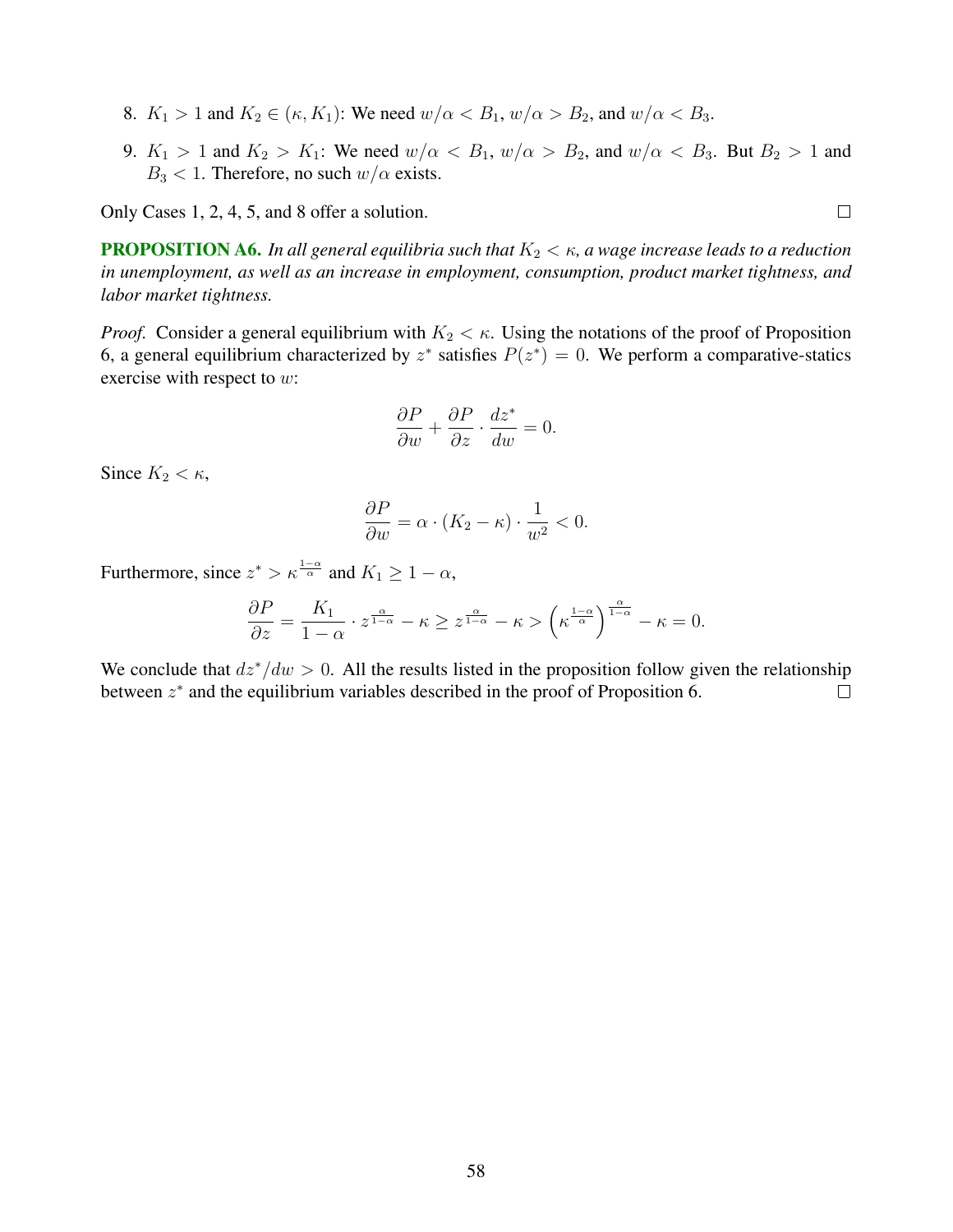8. $K_1 > 1$ and $K_2 \in (\kappa, K_1)$: We need $w/\alpha < B_1$, $w/\alpha > B_2$, and $w/\alpha < B_3$.

9. $K_1 > 1$ and $K_2 > K_1$: We need $w/\alpha < B_1$, $w/\alpha > B_2$, and $w/\alpha < B_3$. But $B_2 > 1$ and $B_3 < 1$. Therefore, no such $w/\alpha$ exists.

Only Cases 1, 2, 4, 5, and 8 offer a solution. □

**PROPOSITION A6.** *In all general equilibria such that $K_2 < \kappa$, a wage increase leads to a reduction in unemployment, as well as an increase in employment, consumption, product market tightness, and labor market tightness.*

*Proof.* Consider a general equilibrium with $K_2 < \kappa$. Using the notations of the proof of Proposition 6, a general equilibrium characterized by $z^*$ satisfies $P(z^*) = 0$. We perform a comparative-statics exercise with respect to $w$:

$$\frac{\partial P}{\partial w} + \frac{\partial P}{\partial z} \cdot \frac{dz^*}{dw} = 0.$$

Since $K_2 < \kappa$,

$$\frac{\partial P}{\partial w} = \alpha \cdot (K_2 - \kappa) \cdot \frac{1}{w^2} < 0.$$

Furthermore, since $z^* > \kappa^{\frac{1-\alpha}{\alpha}}$ and $K_1 \geq 1 - \alpha$,

$$\frac{\partial P}{\partial z} = \frac{K_1}{1-\alpha} \cdot z^{\frac{\alpha}{1-\alpha}} - \kappa \geq z^{\frac{\alpha}{1-\alpha}} - \kappa > \left(\kappa^{\frac{1-\alpha}{\alpha}}\right)^{\frac{\alpha}{1-\alpha}} - \kappa = 0.$$

We conclude that $dz^*/dw > 0$. All the results listed in the proposition follow given the relationship between $z^*$ and the equilibrium variables described in the proof of Proposition 6. □